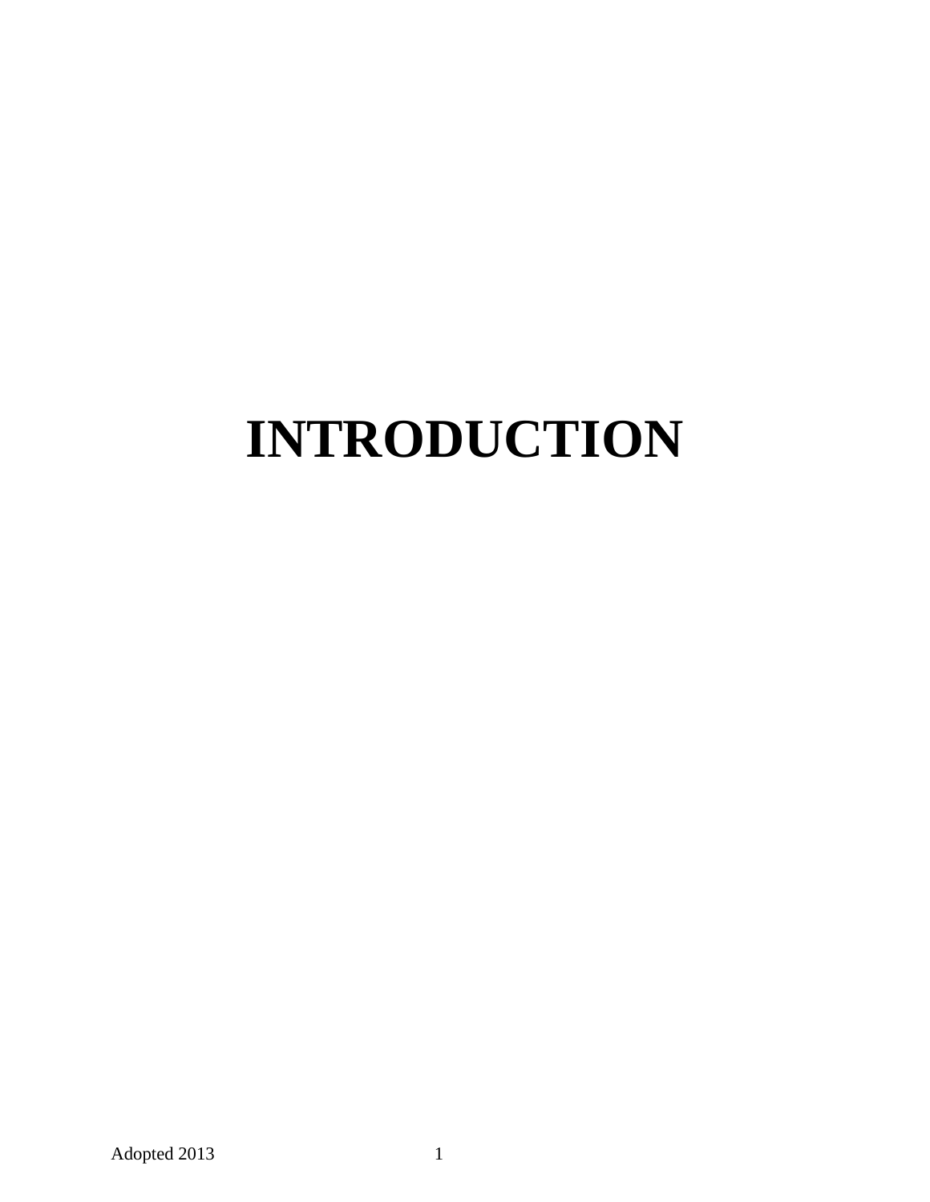# INTRODUCTION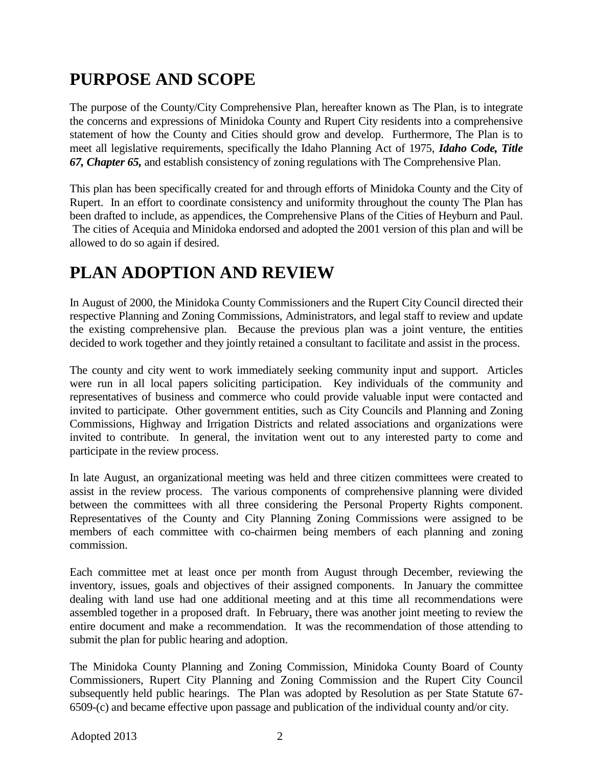# PURPOSE AND SCOPE

The purpose of the County/City Comprehensive Plan, hereafter known as The Plan, is to integrate the concerns and expressions of Minidoka County and Rupert City residents into a comprehensive statement of how the County and Cities should grow and develop. Furthermore, The Plan is to meet all legislative requirements, specifically the Idaho Planning Act of 1975, ***Idaho Code, Title 67, Chapter 65,*** and establish consistency of zoning regulations with The Comprehensive Plan.

This plan has been specifically created for and through efforts of Minidoka County and the City of Rupert. In an effort to coordinate consistency and uniformity throughout the county The Plan has been drafted to include, as appendices, the Comprehensive Plans of the Cities of Heyburn and Paul. The cities of Acequia and Minidoka endorsed and adopted the 2001 version of this plan and will be allowed to do so again if desired.

# PLAN ADOPTION AND REVIEW

In August of 2000, the Minidoka County Commissioners and the Rupert City Council directed their respective Planning and Zoning Commissions, Administrators, and legal staff to review and update the existing comprehensive plan. Because the previous plan was a joint venture, the entities decided to work together and they jointly retained a consultant to facilitate and assist in the process.

The county and city went to work immediately seeking community input and support. Articles were run in all local papers soliciting participation. Key individuals of the community and representatives of business and commerce who could provide valuable input were contacted and invited to participate. Other government entities, such as City Councils and Planning and Zoning Commissions, Highway and Irrigation Districts and related associations and organizations were invited to contribute. In general, the invitation went out to any interested party to come and participate in the review process.

In late August, an organizational meeting was held and three citizen committees were created to assist in the review process. The various components of comprehensive planning were divided between the committees with all three considering the Personal Property Rights component. Representatives of the County and City Planning Zoning Commissions were assigned to be members of each committee with co-chairmen being members of each planning and zoning commission.

Each committee met at least once per month from August through December, reviewing the inventory, issues, goals and objectives of their assigned components. In January the committee dealing with land use had one additional meeting and at this time all recommendations were assembled together in a proposed draft. In February, there was another joint meeting to review the entire document and make a recommendation. It was the recommendation of those attending to submit the plan for public hearing and adoption.

The Minidoka County Planning and Zoning Commission, Minidoka County Board of County Commissioners, Rupert City Planning and Zoning Commission and the Rupert City Council subsequently held public hearings. The Plan was adopted by Resolution as per State Statute 67-6509-(c) and became effective upon passage and publication of the individual county and/or city.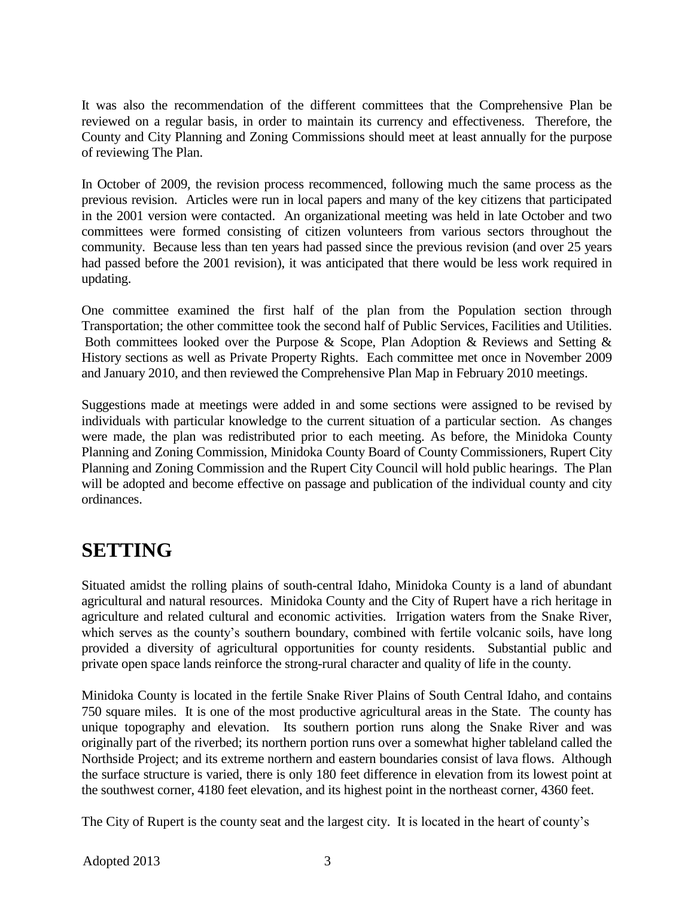It was also the recommendation of the different committees that the Comprehensive Plan be reviewed on a regular basis, in order to maintain its currency and effectiveness. Therefore, the County and City Planning and Zoning Commissions should meet at least annually for the purpose of reviewing The Plan.

In October of 2009, the revision process recommenced, following much the same process as the previous revision. Articles were run in local papers and many of the key citizens that participated in the 2001 version were contacted. An organizational meeting was held in late October and two committees were formed consisting of citizen volunteers from various sectors throughout the community. Because less than ten years had passed since the previous revision (and over 25 years had passed before the 2001 revision), it was anticipated that there would be less work required in updating.

One committee examined the first half of the plan from the Population section through Transportation; the other committee took the second half of Public Services, Facilities and Utilities. Both committees looked over the Purpose & Scope, Plan Adoption & Reviews and Setting & History sections as well as Private Property Rights. Each committee met once in November 2009 and January 2010, and then reviewed the Comprehensive Plan Map in February 2010 meetings.

Suggestions made at meetings were added in and some sections were assigned to be revised by individuals with particular knowledge to the current situation of a particular section. As changes were made, the plan was redistributed prior to each meeting. As before, the Minidoka County Planning and Zoning Commission, Minidoka County Board of County Commissioners, Rupert City Planning and Zoning Commission and the Rupert City Council will hold public hearings. The Plan will be adopted and become effective on passage and publication of the individual county and city ordinances.

# SETTING

Situated amidst the rolling plains of south-central Idaho, Minidoka County is a land of abundant agricultural and natural resources. Minidoka County and the City of Rupert have a rich heritage in agriculture and related cultural and economic activities. Irrigation waters from the Snake River, which serves as the county's southern boundary, combined with fertile volcanic soils, have long provided a diversity of agricultural opportunities for county residents. Substantial public and private open space lands reinforce the strong-rural character and quality of life in the county.

Minidoka County is located in the fertile Snake River Plains of South Central Idaho, and contains 750 square miles. It is one of the most productive agricultural areas in the State. The county has unique topography and elevation. Its southern portion runs along the Snake River and was originally part of the riverbed; its northern portion runs over a somewhat higher tableland called the Northside Project; and its extreme northern and eastern boundaries consist of lava flows. Although the surface structure is varied, there is only 180 feet difference in elevation from its lowest point at the southwest corner, 4180 feet elevation, and its highest point in the northeast corner, 4360 feet.

The City of Rupert is the county seat and the largest city. It is located in the heart of county's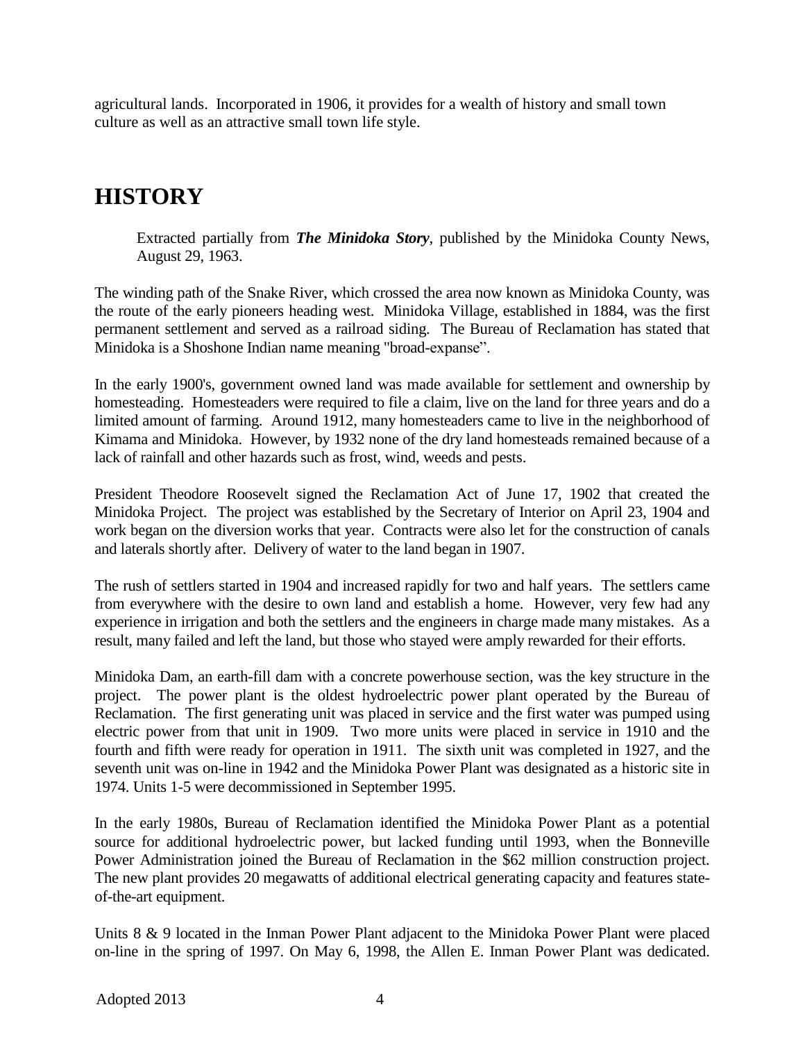agricultural lands. Incorporated in 1906, it provides for a wealth of history and small town culture as well as an attractive small town life style.

# HISTORY

Extracted partially from ***The Minidoka Story***, published by the Minidoka County News, August 29, 1963.

The winding path of the Snake River, which crossed the area now known as Minidoka County, was the route of the early pioneers heading west. Minidoka Village, established in 1884, was the first permanent settlement and served as a railroad siding. The Bureau of Reclamation has stated that Minidoka is a Shoshone Indian name meaning "broad-expanse".

In the early 1900's, government owned land was made available for settlement and ownership by homesteading. Homesteaders were required to file a claim, live on the land for three years and do a limited amount of farming. Around 1912, many homesteaders came to live in the neighborhood of Kimama and Minidoka. However, by 1932 none of the dry land homesteads remained because of a lack of rainfall and other hazards such as frost, wind, weeds and pests.

President Theodore Roosevelt signed the Reclamation Act of June 17, 1902 that created the Minidoka Project. The project was established by the Secretary of Interior on April 23, 1904 and work began on the diversion works that year. Contracts were also let for the construction of canals and laterals shortly after. Delivery of water to the land began in 1907.

The rush of settlers started in 1904 and increased rapidly for two and half years. The settlers came from everywhere with the desire to own land and establish a home. However, very few had any experience in irrigation and both the settlers and the engineers in charge made many mistakes. As a result, many failed and left the land, but those who stayed were amply rewarded for their efforts.

Minidoka Dam, an earth-fill dam with a concrete powerhouse section, was the key structure in the project. The power plant is the oldest hydroelectric power plant operated by the Bureau of Reclamation. The first generating unit was placed in service and the first water was pumped using electric power from that unit in 1909. Two more units were placed in service in 1910 and the fourth and fifth were ready for operation in 1911. The sixth unit was completed in 1927, and the seventh unit was on-line in 1942 and the Minidoka Power Plant was designated as a historic site in 1974. Units 1-5 were decommissioned in September 1995.

In the early 1980s, Bureau of Reclamation identified the Minidoka Power Plant as a potential source for additional hydroelectric power, but lacked funding until 1993, when the Bonneville Power Administration joined the Bureau of Reclamation in the $62 million construction project. The new plant provides 20 megawatts of additional electrical generating capacity and features state-of-the-art equipment.

Units 8 & 9 located in the Inman Power Plant adjacent to the Minidoka Power Plant were placed on-line in the spring of 1997. On May 6, 1998, the Allen E. Inman Power Plant was dedicated.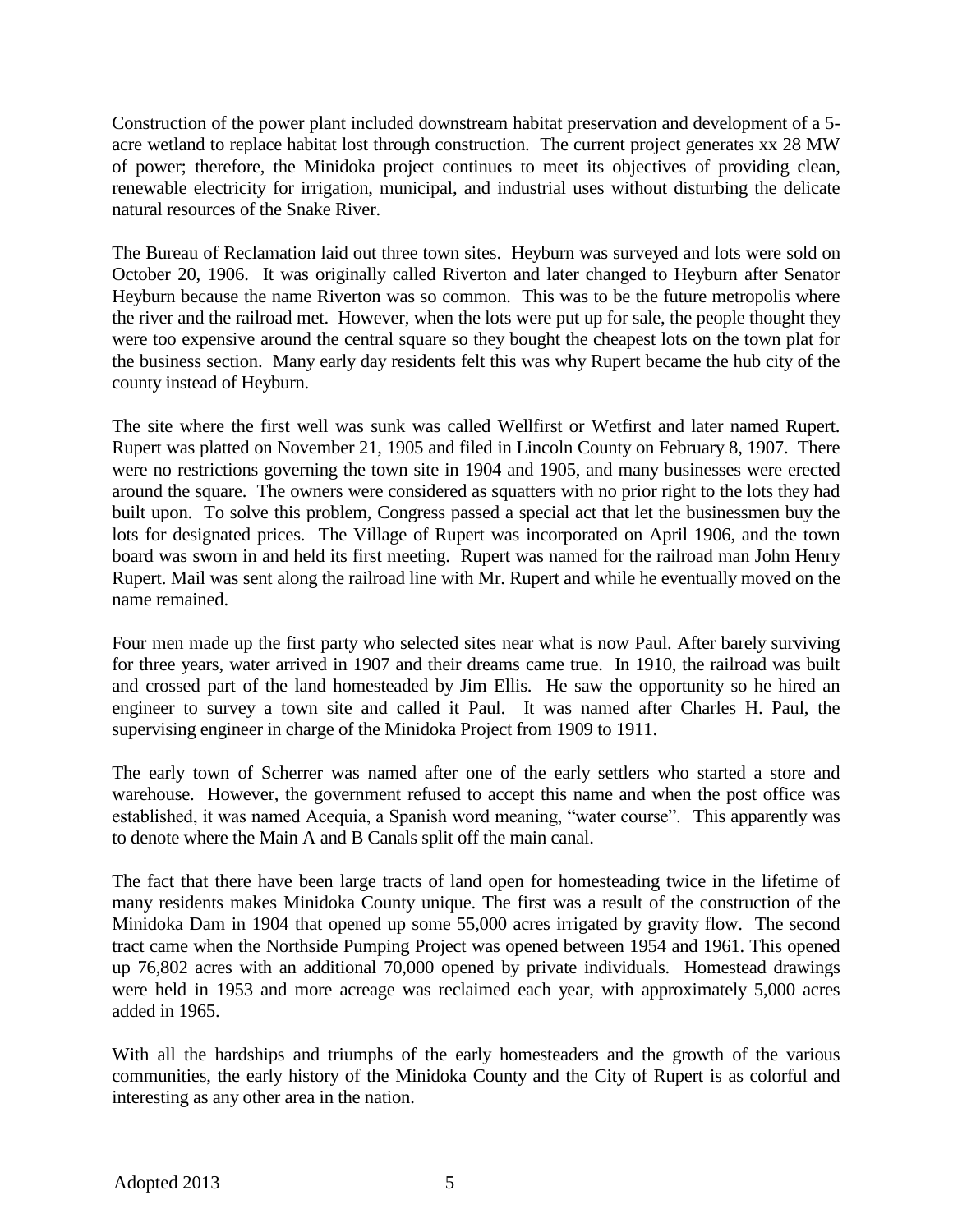Construction of the power plant included downstream habitat preservation and development of a 5-acre wetland to replace habitat lost through construction. The current project generates xx 28 MW of power; therefore, the Minidoka project continues to meet its objectives of providing clean, renewable electricity for irrigation, municipal, and industrial uses without disturbing the delicate natural resources of the Snake River.

The Bureau of Reclamation laid out three town sites. Heyburn was surveyed and lots were sold on October 20, 1906. It was originally called Riverton and later changed to Heyburn after Senator Heyburn because the name Riverton was so common. This was to be the future metropolis where the river and the railroad met. However, when the lots were put up for sale, the people thought they were too expensive around the central square so they bought the cheapest lots on the town plat for the business section. Many early day residents felt this was why Rupert became the hub city of the county instead of Heyburn.

The site where the first well was sunk was called Wellfirst or Wetfirst and later named Rupert. Rupert was platted on November 21, 1905 and filed in Lincoln County on February 8, 1907. There were no restrictions governing the town site in 1904 and 1905, and many businesses were erected around the square. The owners were considered as squatters with no prior right to the lots they had built upon. To solve this problem, Congress passed a special act that let the businessmen buy the lots for designated prices. The Village of Rupert was incorporated on April 1906, and the town board was sworn in and held its first meeting. Rupert was named for the railroad man John Henry Rupert. Mail was sent along the railroad line with Mr. Rupert and while he eventually moved on the name remained.

Four men made up the first party who selected sites near what is now Paul. After barely surviving for three years, water arrived in 1907 and their dreams came true. In 1910, the railroad was built and crossed part of the land homesteaded by Jim Ellis. He saw the opportunity so he hired an engineer to survey a town site and called it Paul. It was named after Charles H. Paul, the supervising engineer in charge of the Minidoka Project from 1909 to 1911.

The early town of Scherrer was named after one of the early settlers who started a store and warehouse. However, the government refused to accept this name and when the post office was established, it was named Acequia, a Spanish word meaning, "water course". This apparently was to denote where the Main A and B Canals split off the main canal.

The fact that there have been large tracts of land open for homesteading twice in the lifetime of many residents makes Minidoka County unique. The first was a result of the construction of the Minidoka Dam in 1904 that opened up some 55,000 acres irrigated by gravity flow. The second tract came when the Northside Pumping Project was opened between 1954 and 1961. This opened up 76,802 acres with an additional 70,000 opened by private individuals. Homestead drawings were held in 1953 and more acreage was reclaimed each year, with approximately 5,000 acres added in 1965.

With all the hardships and triumphs of the early homesteaders and the growth of the various communities, the early history of the Minidoka County and the City of Rupert is as colorful and interesting as any other area in the nation.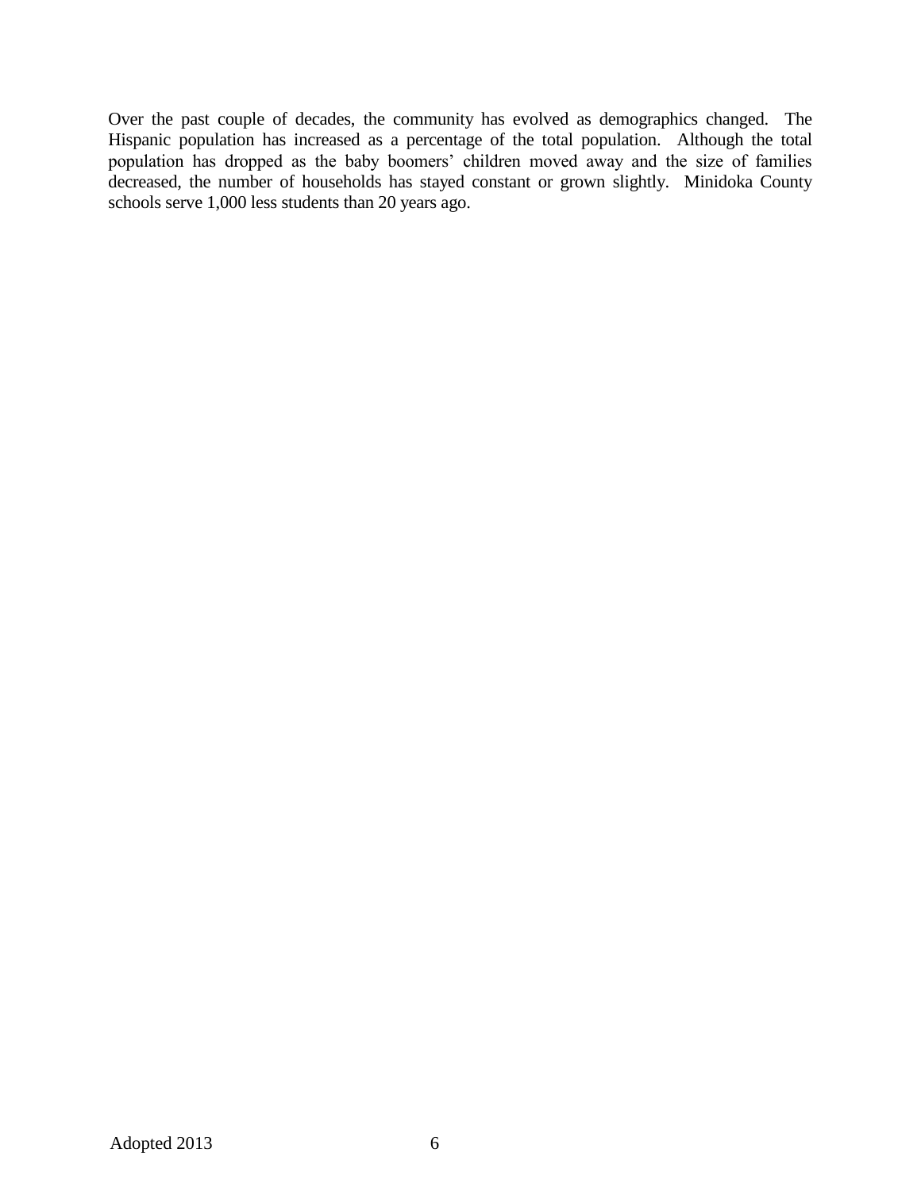Over the past couple of decades, the community has evolved as demographics changed. The Hispanic population has increased as a percentage of the total population. Although the total population has dropped as the baby boomers' children moved away and the size of families decreased, the number of households has stayed constant or grown slightly. Minidoka County schools serve 1,000 less students than 20 years ago.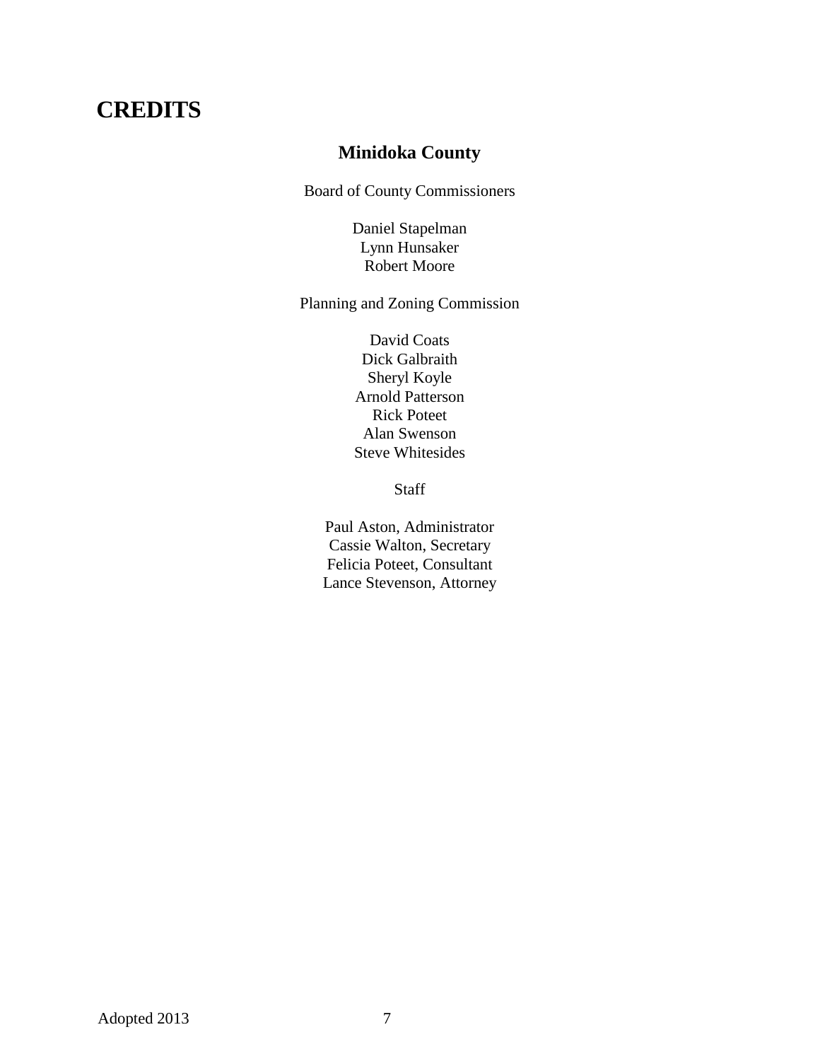# CREDITS

## Minidoka County

Board of County Commissioners

Daniel Stapelman
Lynn Hunsaker
Robert Moore

Planning and Zoning Commission

David Coats
Dick Galbraith
Sheryl Koyle
Arnold Patterson
Rick Poteet
Alan Swenson
Steve Whitesides

Staff

Paul Aston, Administrator
Cassie Walton, Secretary
Felicia Poteet, Consultant
Lance Stevenson, Attorney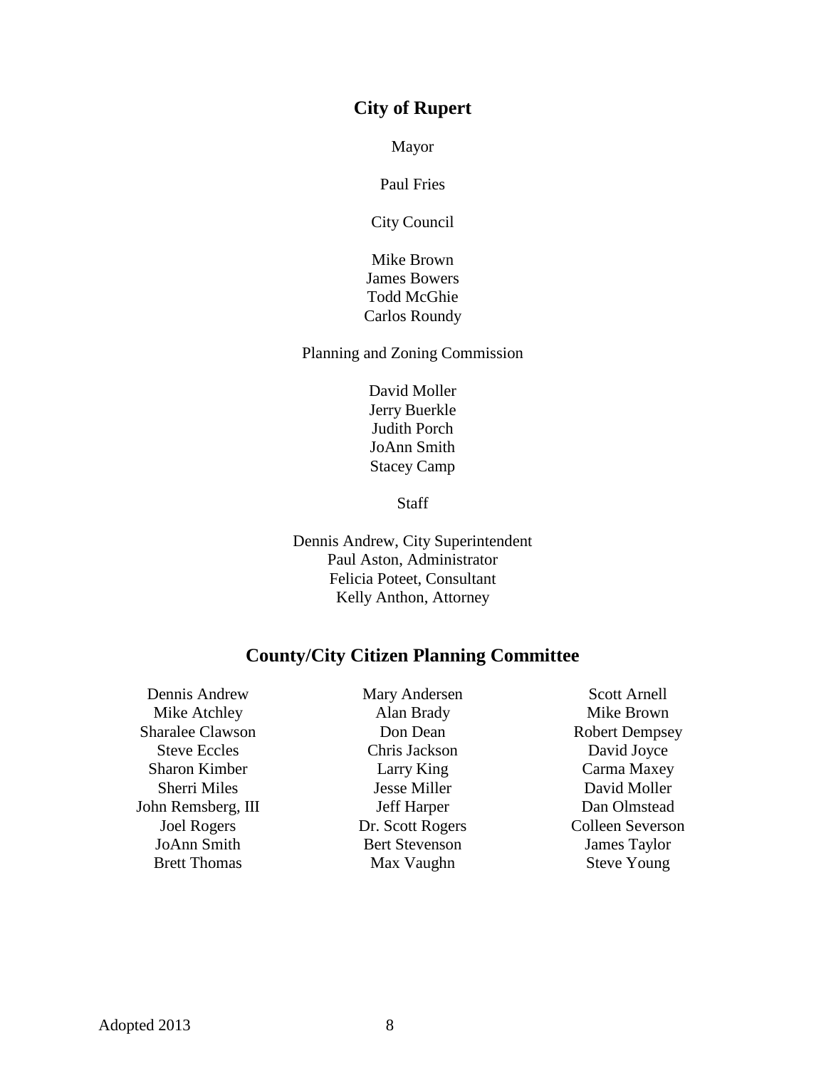## City of Rupert

Mayor

Paul Fries

City Council

Mike Brown
James Bowers
Todd McGhie
Carlos Roundy

Planning and Zoning Commission

David Moller
Jerry Buerkle
Judith Porch
JoAnn Smith
Stacey Camp

Staff

Dennis Andrew, City Superintendent
Paul Aston, Administrator
Felicia Poteet, Consultant
Kelly Anthon, Attorney

## County/City Citizen Planning Committee

| | | |
|---|---|---|
| Dennis Andrew | Mary Andersen | Scott Arnell |
| Mike Atchley | Alan Brady | Mike Brown |
| Sharalee Clawson | Don Dean | Robert Dempsey |
| Steve Eccles | Chris Jackson | David Joyce |
| Sharon Kimber | Larry King | Carma Maxey |
| Sherri Miles | Jesse Miller | David Moller |
| John Remsberg, III | Jeff Harper | Dan Olmstead |
| Joel Rogers | Dr. Scott Rogers | Colleen Severson |
| JoAnn Smith | Bert Stevenson | James Taylor |
| Brett Thomas | Max Vaughn | Steve Young |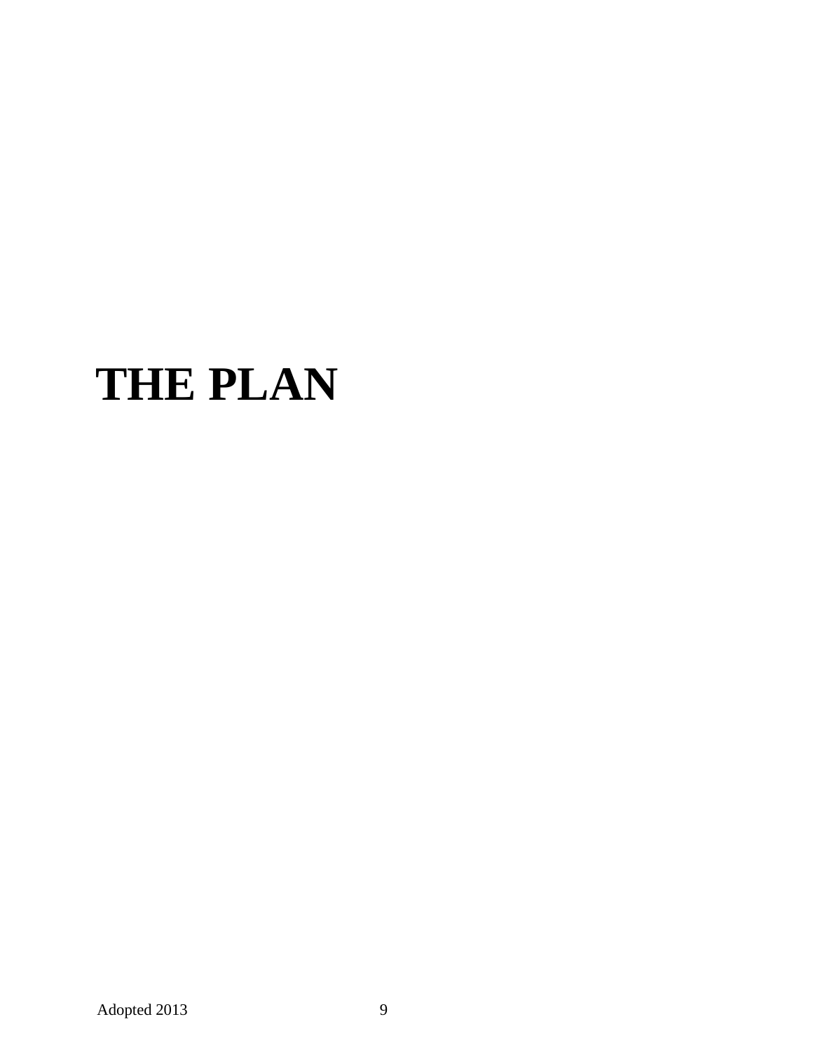# THE PLAN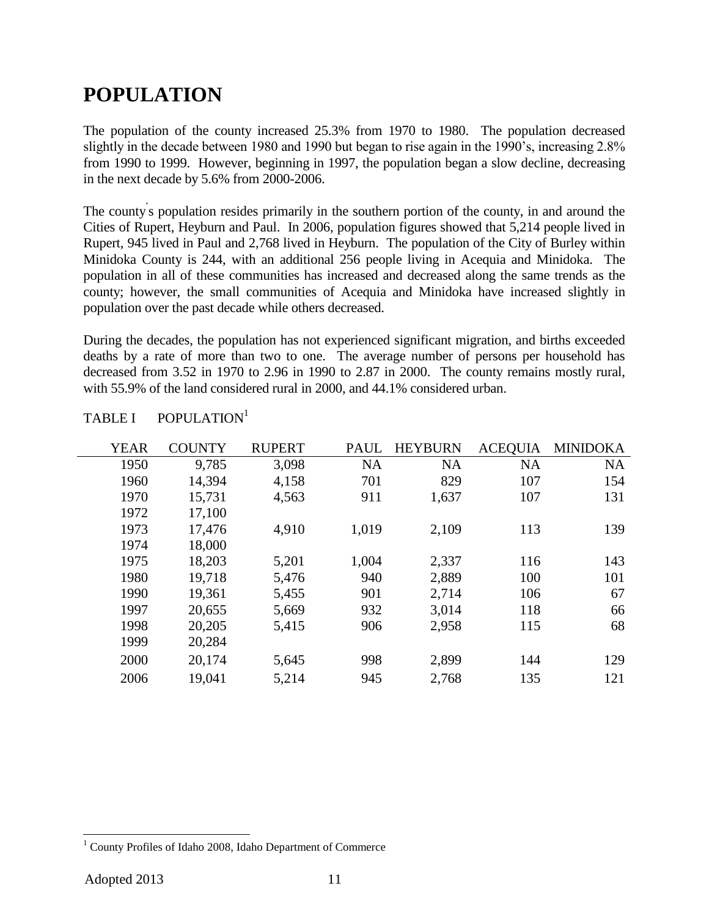# POPULATION

The population of the county increased 25.3% from 1970 to 1980. The population decreased slightly in the decade between 1980 and 1990 but began to rise again in the 1990's, increasing 2.8% from 1990 to 1999. However, beginning in 1997, the population began a slow decline, decreasing in the next decade by 5.6% from 2000-2006.

The county's population resides primarily in the southern portion of the county, in and around the Cities of Rupert, Heyburn and Paul. In 2006, population figures showed that 5,214 people lived in Rupert, 945 lived in Paul and 2,768 lived in Heyburn. The population of the City of Burley within Minidoka County is 244, with an additional 256 people living in Acequia and Minidoka. The population in all of these communities has increased and decreased along the same trends as the county; however, the small communities of Acequia and Minidoka have increased slightly in population over the past decade while others decreased.

During the decades, the population has not experienced significant migration, and births exceeded deaths by a rate of more than two to one. The average number of persons per household has decreased from 3.52 in 1970 to 2.96 in 1990 to 2.87 in 2000. The county remains mostly rural, with 55.9% of the land considered rural in 2000, and 44.1% considered urban.

TABLE I POPULATION[1]

| YEAR | COUNTY | RUPERT | PAUL | HEYBURN | ACEQUIA | MINIDOKA |
|---|---|---|---|---|---|---|
| 1950 | 9,785 | 3,098 | NA | NA | NA | NA |
| 1960 | 14,394 | 4,158 | 701 | 829 | 107 | 154 |
| 1970 | 15,731 | 4,563 | 911 | 1,637 | 107 | 131 |
| 1972 | 17,100 | | | | | |
| 1973 | 17,476 | 4,910 | 1,019 | 2,109 | 113 | 139 |
| 1974 | 18,000 | | | | | |
| 1975 | 18,203 | 5,201 | 1,004 | 2,337 | 116 | 143 |
| 1980 | 19,718 | 5,476 | 940 | 2,889 | 100 | 101 |
| 1990 | 19,361 | 5,455 | 901 | 2,714 | 106 | 67 |
| 1997 | 20,655 | 5,669 | 932 | 3,014 | 118 | 66 |
| 1998 | 20,205 | 5,415 | 906 | 2,958 | 115 | 68 |
| 1999 | 20,284 | | | | | |
| 2000 | 20,174 | 5,645 | 998 | 2,899 | 144 | 129 |
| 2006 | 19,041 | 5,214 | 945 | 2,768 | 135 | 121 |

[1] County Profiles of Idaho 2008, Idaho Department of Commerce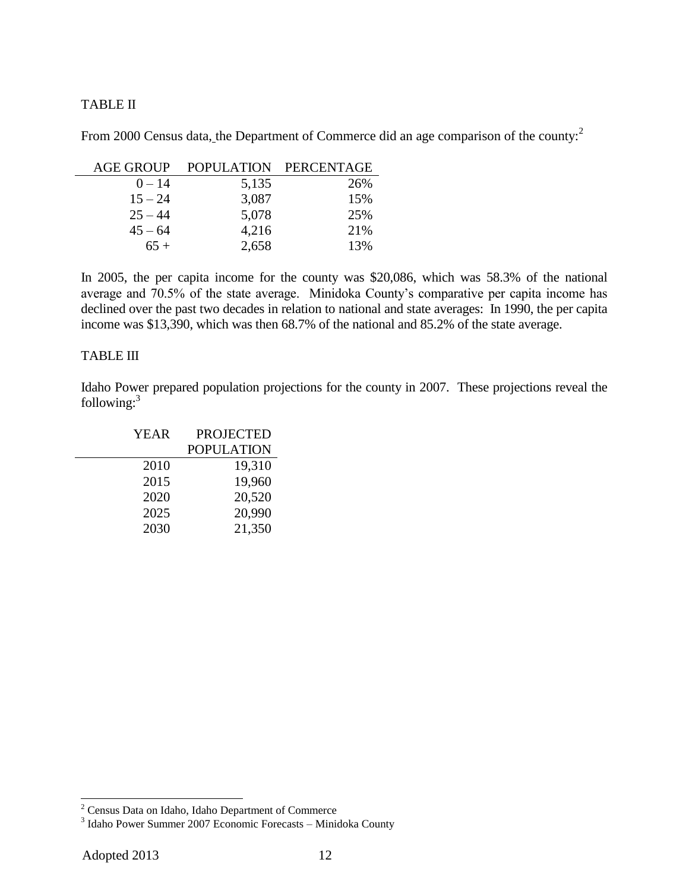TABLE II

From 2000 Census data, the Department of Commerce did an age comparison of the county:[2]

| AGE GROUP | POPULATION | PERCENTAGE |
|---|---|---|
| 0 – 14 | 5,135 | 26% |
| 15 – 24 | 3,087 | 15% |
| 25 – 44 | 5,078 | 25% |
| 45 – 64 | 4,216 | 21% |
| 65 + | 2,658 | 13% |

In 2005, the per capita income for the county was $20,086, which was 58.3% of the national average and 70.5% of the state average. Minidoka County's comparative per capita income has declined over the past two decades in relation to national and state averages: In 1990, the per capita income was $13,390, which was then 68.7% of the national and 85.2% of the state average.

TABLE III

Idaho Power prepared population projections for the county in 2007. These projections reveal the following:[3]

| YEAR | PROJECTED POPULATION |
|---|---|
| 2010 | 19,310 |
| 2015 | 19,960 |
| 2020 | 20,520 |
| 2025 | 20,990 |
| 2030 | 21,350 |

[2] Census Data on Idaho, Idaho Department of Commerce

[3] Idaho Power Summer 2007 Economic Forecasts – Minidoka County

Adopted 2013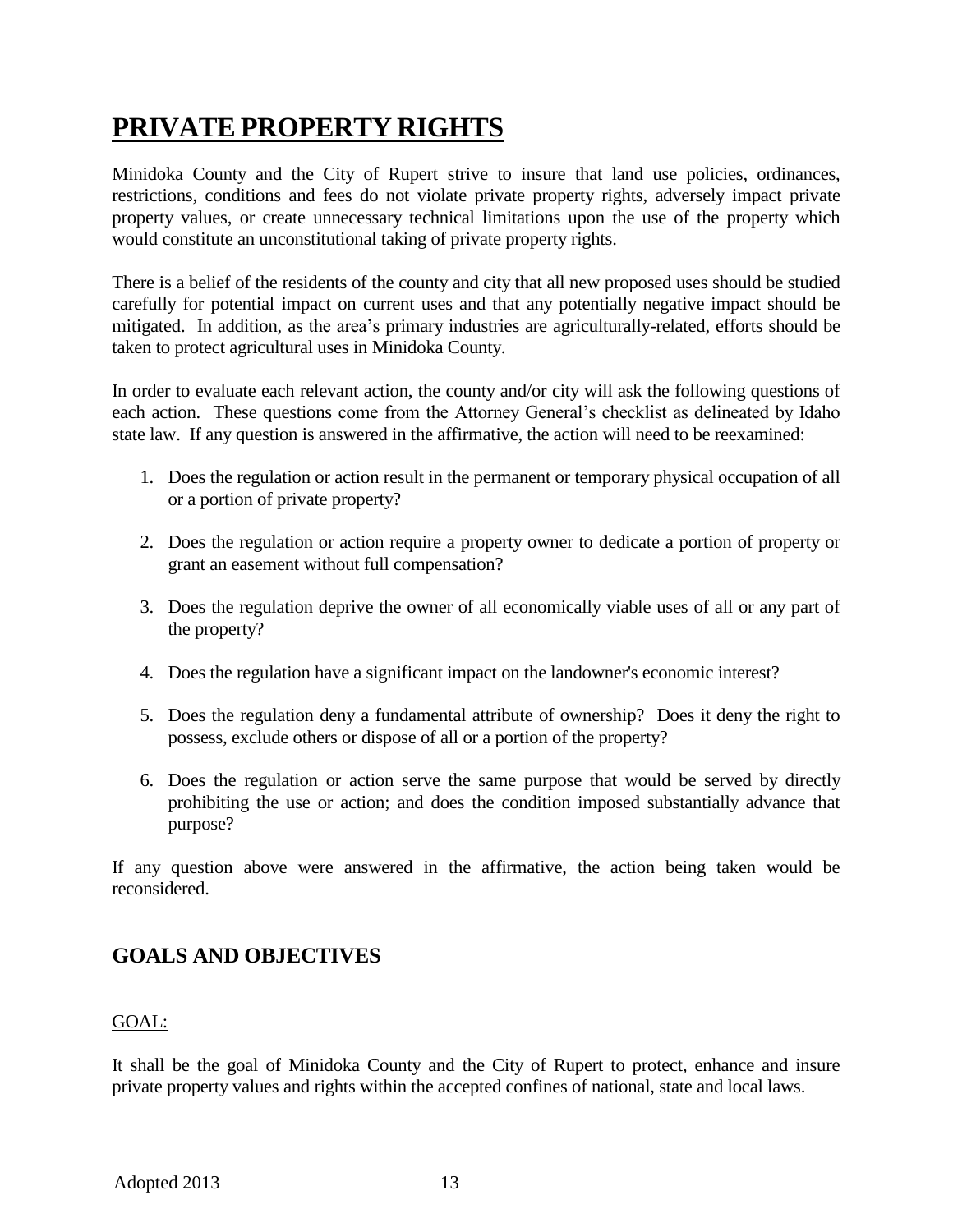# PRIVATE PROPERTY RIGHTS

Minidoka County and the City of Rupert strive to insure that land use policies, ordinances, restrictions, conditions and fees do not violate private property rights, adversely impact private property values, or create unnecessary technical limitations upon the use of the property which would constitute an unconstitutional taking of private property rights.

There is a belief of the residents of the county and city that all new proposed uses should be studied carefully for potential impact on current uses and that any potentially negative impact should be mitigated. In addition, as the area's primary industries are agriculturally-related, efforts should be taken to protect agricultural uses in Minidoka County.

In order to evaluate each relevant action, the county and/or city will ask the following questions of each action. These questions come from the Attorney General's checklist as delineated by Idaho state law. If any question is answered in the affirmative, the action will need to be reexamined:

1. Does the regulation or action result in the permanent or temporary physical occupation of all or a portion of private property?
2. Does the regulation or action require a property owner to dedicate a portion of property or grant an easement without full compensation?
3. Does the regulation deprive the owner of all economically viable uses of all or any part of the property?
4. Does the regulation have a significant impact on the landowner's economic interest?
5. Does the regulation deny a fundamental attribute of ownership? Does it deny the right to possess, exclude others or dispose of all or a portion of the property?
6. Does the regulation or action serve the same purpose that would be served by directly prohibiting the use or action; and does the condition imposed substantially advance that purpose?

If any question above were answered in the affirmative, the action being taken would be reconsidered.

## GOALS AND OBJECTIVES

GOAL:

It shall be the goal of Minidoka County and the City of Rupert to protect, enhance and insure private property values and rights within the accepted confines of national, state and local laws.

Adopted 2013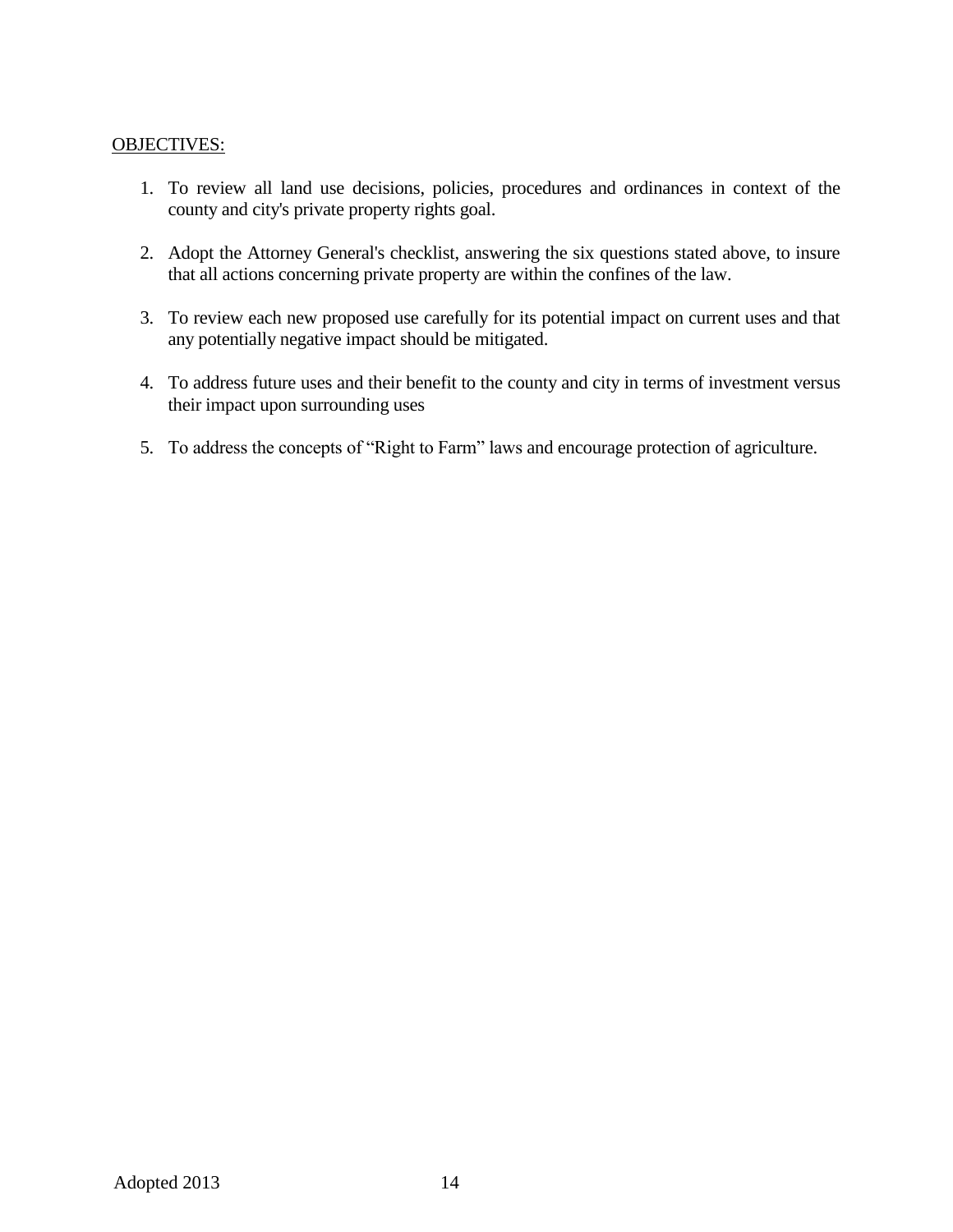OBJECTIVES:

1. To review all land use decisions, policies, procedures and ordinances in context of the county and city's private property rights goal.

2. Adopt the Attorney General's checklist, answering the six questions stated above, to insure that all actions concerning private property are within the confines of the law.

3. To review each new proposed use carefully for its potential impact on current uses and that any potentially negative impact should be mitigated.

4. To address future uses and their benefit to the county and city in terms of investment versus their impact upon surrounding uses

5. To address the concepts of "Right to Farm" laws and encourage protection of agriculture.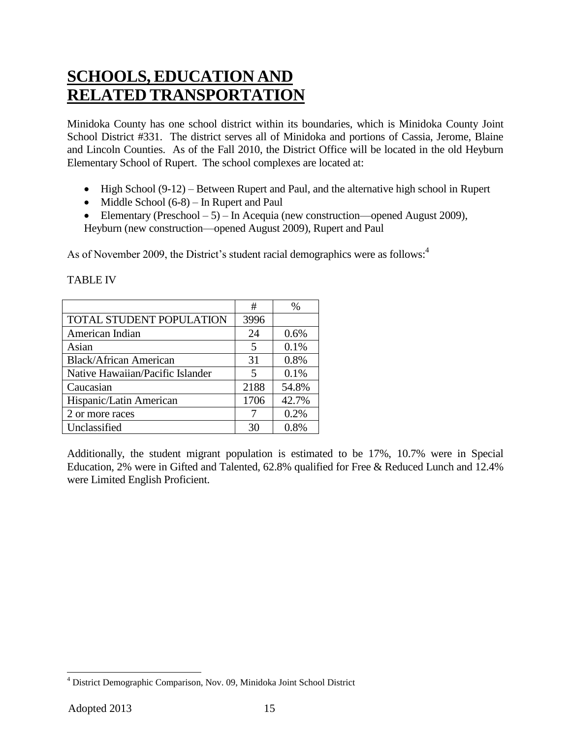# SCHOOLS, EDUCATION AND RELATED TRANSPORTATION

Minidoka County has one school district within its boundaries, which is Minidoka County Joint School District #331. The district serves all of Minidoka and portions of Cassia, Jerome, Blaine and Lincoln Counties. As of the Fall 2010, the District Office will be located in the old Heyburn Elementary School of Rupert. The school complexes are located at:

- High School (9-12) – Between Rupert and Paul, and the alternative high school in Rupert
- Middle School (6-8) – In Rupert and Paul
- Elementary (Preschool – 5) – In Acequia (new construction—opened August 2009), Heyburn (new construction—opened August 2009), Rupert and Paul

As of November 2009, the District's student racial demographics were as follows:[4]

TABLE IV

| | # | % |
|---|---|---|
| TOTAL STUDENT POPULATION | 3996 | |
| American Indian | 24 | 0.6% |
| Asian | 5 | 0.1% |
| Black/African American | 31 | 0.8% |
| Native Hawaiian/Pacific Islander | 5 | 0.1% |
| Caucasian | 2188 | 54.8% |
| Hispanic/Latin American | 1706 | 42.7% |
| 2 or more races | 7 | 0.2% |
| Unclassified | 30 | 0.8% |

Additionally, the student migrant population is estimated to be 17%, 10.7% were in Special Education, 2% were in Gifted and Talented, 62.8% qualified for Free & Reduced Lunch and 12.4% were Limited English Proficient.

[4] District Demographic Comparison, Nov. 09, Minidoka Joint School District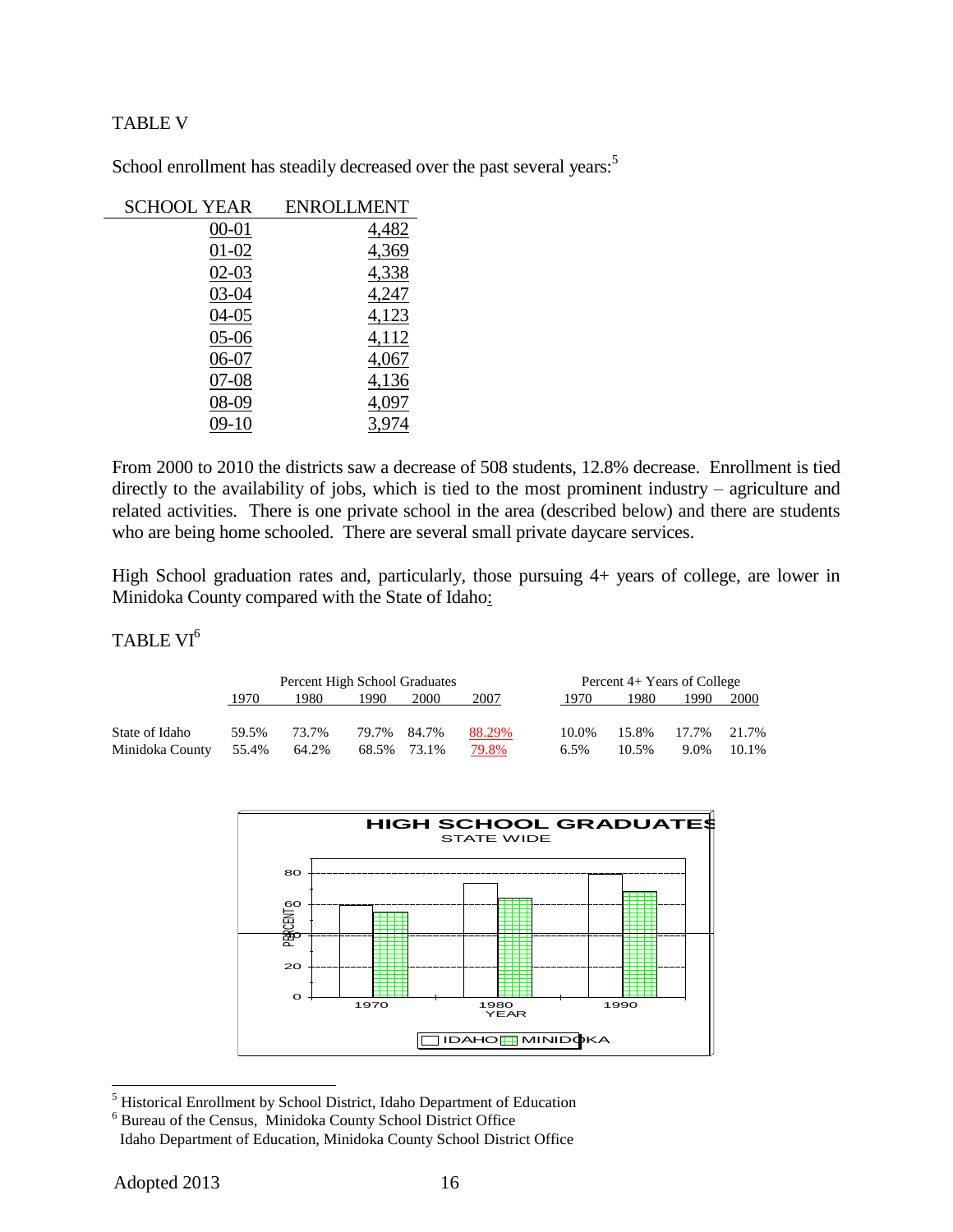TABLE V

School enrollment has steadily decreased over the past several years:[5]

| SCHOOL YEAR | ENROLLMENT |
|---|---|
| 00-01 | 4,482 |
| 01-02 | 4,369 |
| 02-03 | 4,338 |
| 03-04 | 4,247 |
| 04-05 | 4,123 |
| 05-06 | 4,112 |
| 06-07 | 4,067 |
| 07-08 | 4,136 |
| 08-09 | 4,097 |
| 09-10 | 3,974 |

From 2000 to 2010 the districts saw a decrease of 508 students, 12.8% decrease. Enrollment is tied directly to the availability of jobs, which is tied to the most prominent industry – agriculture and related activities. There is one private school in the area (described below) and there are students who are being home schooled. There are several small private daycare services.

High School graduation rates and, particularly, those pursuing 4+ years of college, are lower in Minidoka County compared with the State of Idaho:

TABLE VI[6]

| | Percent High School Graduates | | | | | Percent 4+ Years of College | | | |
|---|---|---|---|---|---|---|---|---|---|
| | 1970 | 1980 | 1990 | 2000 | 2007 | 1970 | 1980 | 1990 | 2000 |
| State of Idaho | 59.5% | 73.7% | 79.7% | 84.7% | 88.29% | 10.0% | 15.8% | 17.7% | 21.7% |
| Minidoka County | 55.4% | 64.2% | 68.5% | 73.1% | 79.8% | 6.5% | 10.5% | 9.0% | 10.1% |

HIGH SCHOOL GRADUATES
STATE WIDE

PERCENT

0
20
40
60
80

1970
1980
1990
YEAR

IDAHO MINIDOKA

[5] Historical Enrollment by School District, Idaho Department of Education

[6] Bureau of the Census, Minidoka County School District Office
Idaho Department of Education, Minidoka County School District Office

Adopted 2013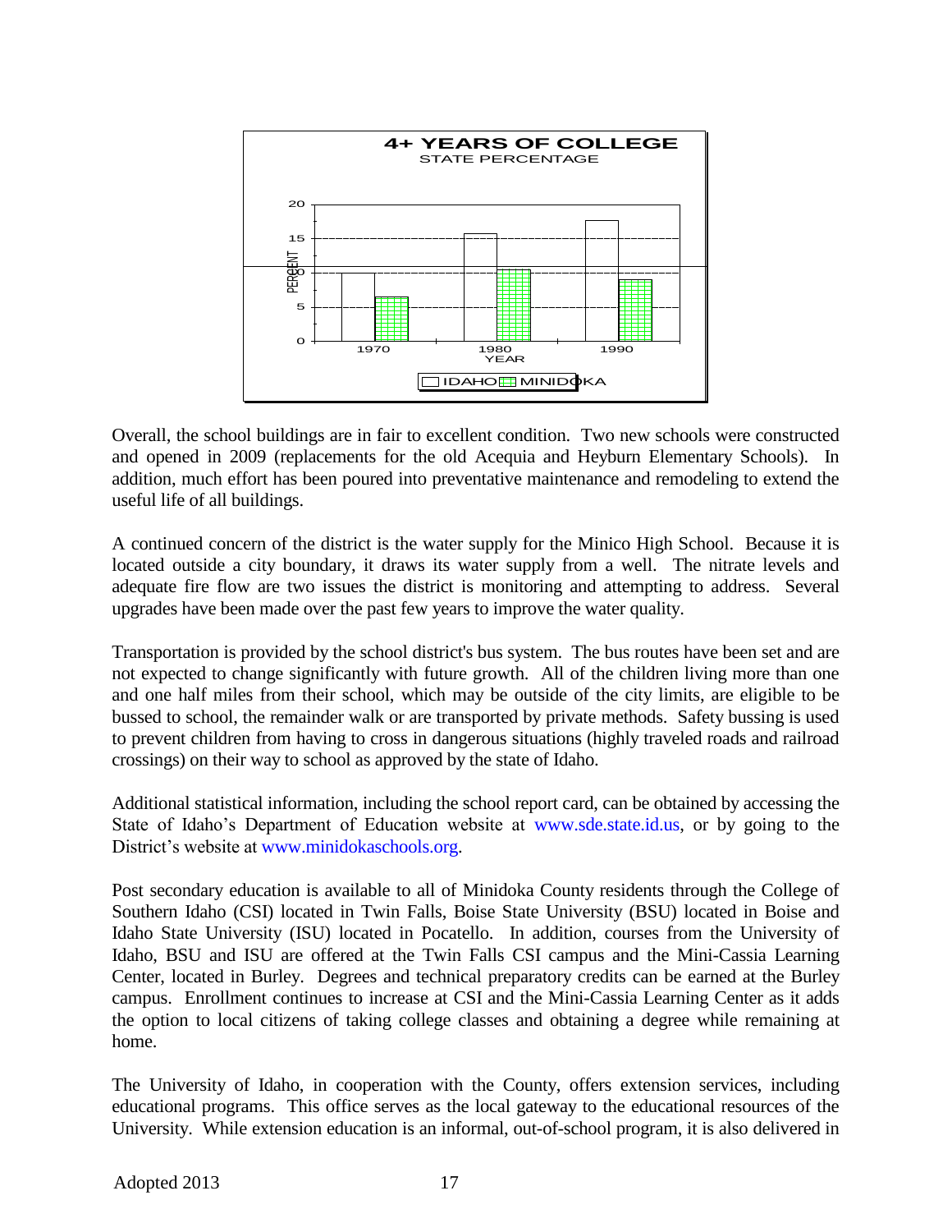**4+ YEARS OF COLLEGE**
STATE PERCENTAGE

| YEAR | IDAHO | MINIDOKA |
|---|---|---|
| 1970 | 10 | 6.5 |
| 1980 | 15.7 | 10.4 |
| 1990 | 17.6 | 9 |

Overall, the school buildings are in fair to excellent condition. Two new schools were constructed and opened in 2009 (replacements for the old Acequia and Heyburn Elementary Schools). In addition, much effort has been poured into preventative maintenance and remodeling to extend the useful life of all buildings.

A continued concern of the district is the water supply for the Minico High School. Because it is located outside a city boundary, it draws its water supply from a well. The nitrate levels and adequate fire flow are two issues the district is monitoring and attempting to address. Several upgrades have been made over the past few years to improve the water quality.

Transportation is provided by the school district's bus system. The bus routes have been set and are not expected to change significantly with future growth. All of the children living more than one and one half miles from their school, which may be outside of the city limits, are eligible to be bussed to school, the remainder walk or are transported by private methods. Safety bussing is used to prevent children from having to cross in dangerous situations (highly traveled roads and railroad crossings) on their way to school as approved by the state of Idaho.

Additional statistical information, including the school report card, can be obtained by accessing the State of Idaho's Department of Education website at www.sde.state.id.us, or by going to the District's website at www.minidokaschools.org.

Post secondary education is available to all of Minidoka County residents through the College of Southern Idaho (CSI) located in Twin Falls, Boise State University (BSU) located in Boise and Idaho State University (ISU) located in Pocatello. In addition, courses from the University of Idaho, BSU and ISU are offered at the Twin Falls CSI campus and the Mini-Cassia Learning Center, located in Burley. Degrees and technical preparatory credits can be earned at the Burley campus. Enrollment continues to increase at CSI and the Mini-Cassia Learning Center as it adds the option to local citizens of taking college classes and obtaining a degree while remaining at home.

The University of Idaho, in cooperation with the County, offers extension services, including educational programs. This office serves as the local gateway to the educational resources of the University. While extension education is an informal, out-of-school program, it is also delivered in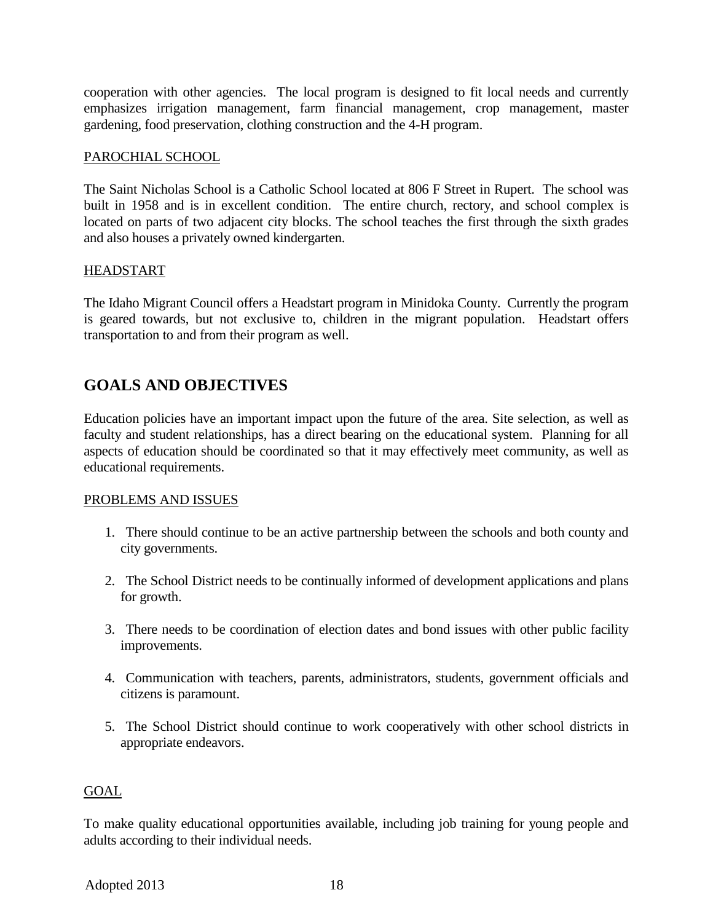cooperation with other agencies. The local program is designed to fit local needs and currently emphasizes irrigation management, farm financial management, crop management, master gardening, food preservation, clothing construction and the 4-H program.

PAROCHIAL SCHOOL

The Saint Nicholas School is a Catholic School located at 806 F Street in Rupert. The school was built in 1958 and is in excellent condition. The entire church, rectory, and school complex is located on parts of two adjacent city blocks. The school teaches the first through the sixth grades and also houses a privately owned kindergarten.

HEADSTART

The Idaho Migrant Council offers a Headstart program in Minidoka County. Currently the program is geared towards, but not exclusive to, children in the migrant population. Headstart offers transportation to and from their program as well.

## GOALS AND OBJECTIVES

Education policies have an important impact upon the future of the area. Site selection, as well as faculty and student relationships, has a direct bearing on the educational system. Planning for all aspects of education should be coordinated so that it may effectively meet community, as well as educational requirements.

PROBLEMS AND ISSUES

1. There should continue to be an active partnership between the schools and both county and city governments.

2. The School District needs to be continually informed of development applications and plans for growth.

3. There needs to be coordination of election dates and bond issues with other public facility improvements.

4. Communication with teachers, parents, administrators, students, government officials and citizens is paramount.

5. The School District should continue to work cooperatively with other school districts in appropriate endeavors.

GOAL

To make quality educational opportunities available, including job training for young people and adults according to their individual needs.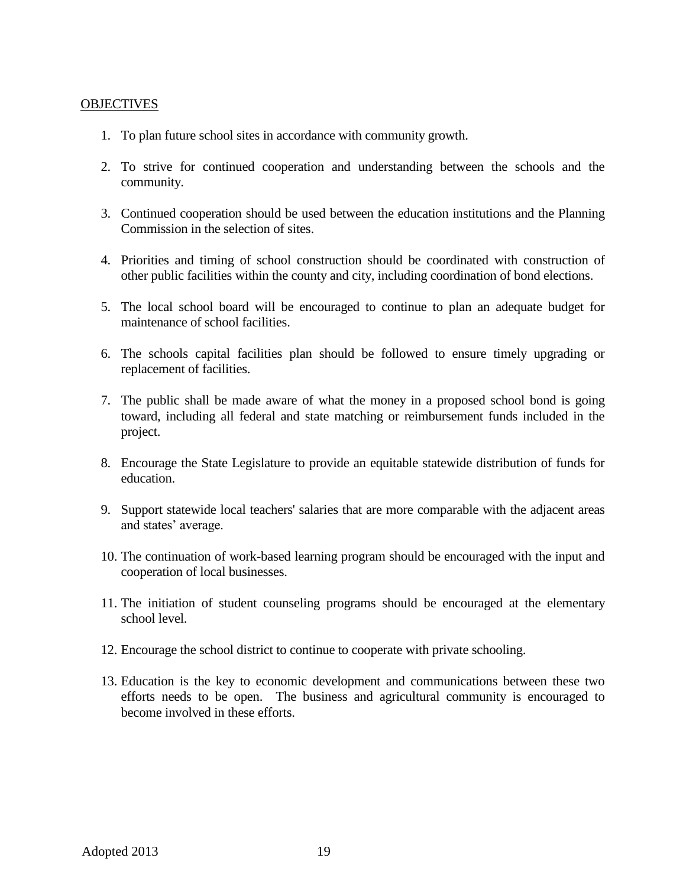## OBJECTIVES

1. To plan future school sites in accordance with community growth.

2. To strive for continued cooperation and understanding between the schools and the community.

3. Continued cooperation should be used between the education institutions and the Planning Commission in the selection of sites.

4. Priorities and timing of school construction should be coordinated with construction of other public facilities within the county and city, including coordination of bond elections.

5. The local school board will be encouraged to continue to plan an adequate budget for maintenance of school facilities.

6. The schools capital facilities plan should be followed to ensure timely upgrading or replacement of facilities.

7. The public shall be made aware of what the money in a proposed school bond is going toward, including all federal and state matching or reimbursement funds included in the project.

8. Encourage the State Legislature to provide an equitable statewide distribution of funds for education.

9. Support statewide local teachers' salaries that are more comparable with the adjacent areas and states' average.

10. The continuation of work-based learning program should be encouraged with the input and cooperation of local businesses.

11. The initiation of student counseling programs should be encouraged at the elementary school level.

12. Encourage the school district to continue to cooperate with private schooling.

13. Education is the key to economic development and communications between these two efforts needs to be open. The business and agricultural community is encouraged to become involved in these efforts.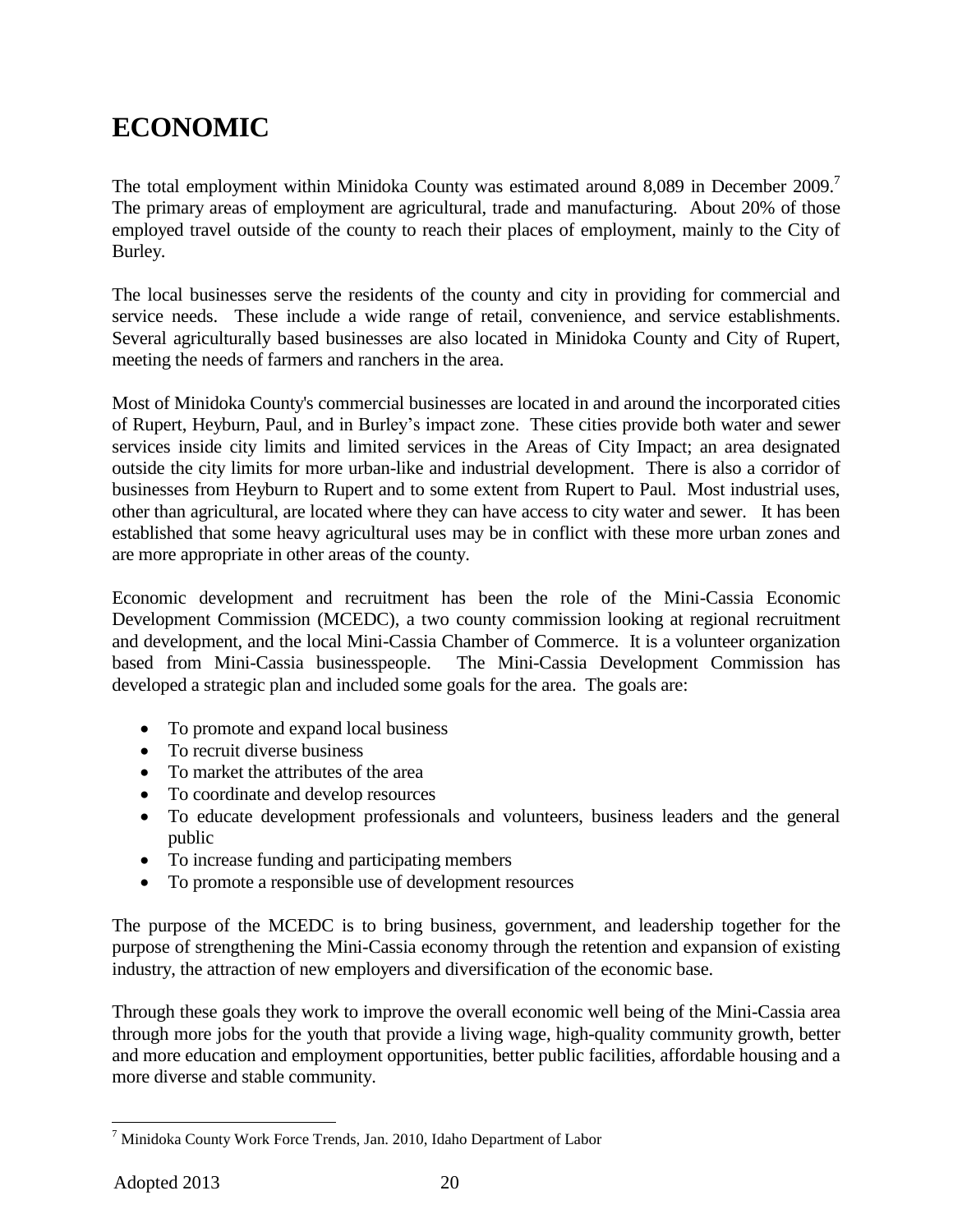# ECONOMIC

The total employment within Minidoka County was estimated around 8,089 in December 2009.[7] The primary areas of employment are agricultural, trade and manufacturing. About 20% of those employed travel outside of the county to reach their places of employment, mainly to the City of Burley.

The local businesses serve the residents of the county and city in providing for commercial and service needs. These include a wide range of retail, convenience, and service establishments. Several agriculturally based businesses are also located in Minidoka County and City of Rupert, meeting the needs of farmers and ranchers in the area.

Most of Minidoka County's commercial businesses are located in and around the incorporated cities of Rupert, Heyburn, Paul, and in Burley's impact zone. These cities provide both water and sewer services inside city limits and limited services in the Areas of City Impact; an area designated outside the city limits for more urban-like and industrial development. There is also a corridor of businesses from Heyburn to Rupert and to some extent from Rupert to Paul. Most industrial uses, other than agricultural, are located where they can have access to city water and sewer. It has been established that some heavy agricultural uses may be in conflict with these more urban zones and are more appropriate in other areas of the county.

Economic development and recruitment has been the role of the Mini-Cassia Economic Development Commission (MCEDC), a two county commission looking at regional recruitment and development, and the local Mini-Cassia Chamber of Commerce. It is a volunteer organization based from Mini-Cassia businesspeople. The Mini-Cassia Development Commission has developed a strategic plan and included some goals for the area. The goals are:

- To promote and expand local business
- To recruit diverse business
- To market the attributes of the area
- To coordinate and develop resources
- To educate development professionals and volunteers, business leaders and the general public
- To increase funding and participating members
- To promote a responsible use of development resources

The purpose of the MCEDC is to bring business, government, and leadership together for the purpose of strengthening the Mini-Cassia economy through the retention and expansion of existing industry, the attraction of new employers and diversification of the economic base.

Through these goals they work to improve the overall economic well being of the Mini-Cassia area through more jobs for the youth that provide a living wage, high-quality community growth, better and more education and employment opportunities, better public facilities, affordable housing and a more diverse and stable community.

[7] Minidoka County Work Force Trends, Jan. 2010, Idaho Department of Labor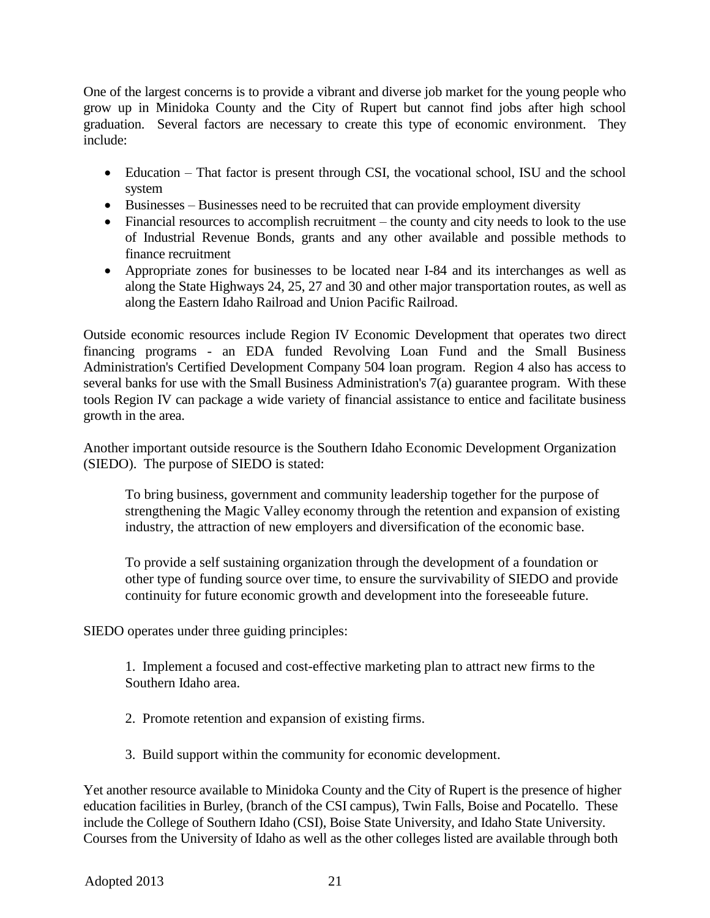One of the largest concerns is to provide a vibrant and diverse job market for the young people who grow up in Minidoka County and the City of Rupert but cannot find jobs after high school graduation. Several factors are necessary to create this type of economic environment. They include:

- Education – That factor is present through CSI, the vocational school, ISU and the school system
- Businesses – Businesses need to be recruited that can provide employment diversity
- Financial resources to accomplish recruitment – the county and city needs to look to the use of Industrial Revenue Bonds, grants and any other available and possible methods to finance recruitment
- Appropriate zones for businesses to be located near I-84 and its interchanges as well as along the State Highways 24, 25, 27 and 30 and other major transportation routes, as well as along the Eastern Idaho Railroad and Union Pacific Railroad.

Outside economic resources include Region IV Economic Development that operates two direct financing programs - an EDA funded Revolving Loan Fund and the Small Business Administration's Certified Development Company 504 loan program. Region 4 also has access to several banks for use with the Small Business Administration's 7(a) guarantee program. With these tools Region IV can package a wide variety of financial assistance to entice and facilitate business growth in the area.

Another important outside resource is the Southern Idaho Economic Development Organization (SIEDO). The purpose of SIEDO is stated:

> To bring business, government and community leadership together for the purpose of strengthening the Magic Valley economy through the retention and expansion of existing industry, the attraction of new employers and diversification of the economic base.
>
> To provide a self sustaining organization through the development of a foundation or other type of funding source over time, to ensure the survivability of SIEDO and provide continuity for future economic growth and development into the foreseeable future.

SIEDO operates under three guiding principles:

1. Implement a focused and cost-effective marketing plan to attract new firms to the Southern Idaho area.

2. Promote retention and expansion of existing firms.

3. Build support within the community for economic development.

Yet another resource available to Minidoka County and the City of Rupert is the presence of higher education facilities in Burley, (branch of the CSI campus), Twin Falls, Boise and Pocatello. These include the College of Southern Idaho (CSI), Boise State University, and Idaho State University. Courses from the University of Idaho as well as the other colleges listed are available through both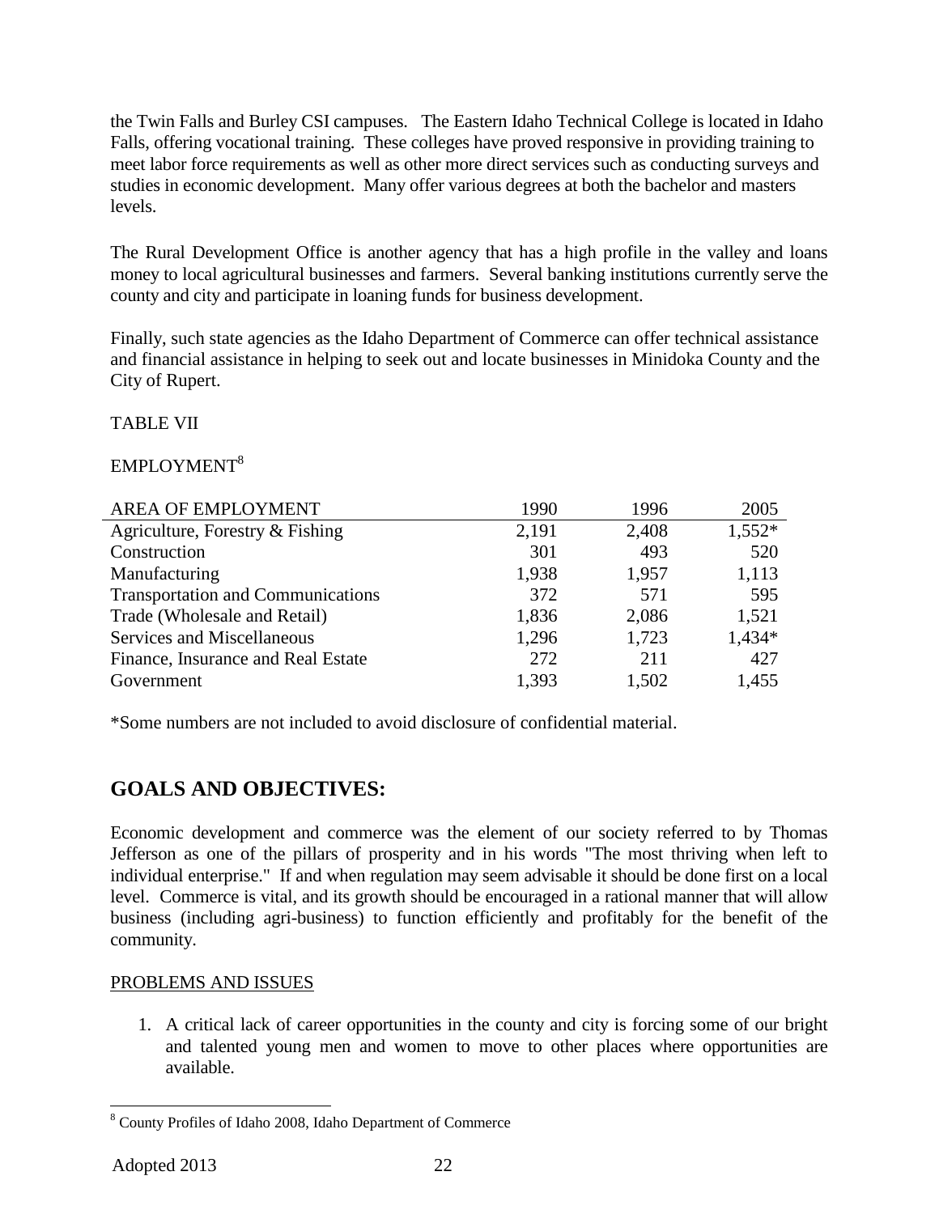the Twin Falls and Burley CSI campuses. The Eastern Idaho Technical College is located in Idaho Falls, offering vocational training. These colleges have proved responsive in providing training to meet labor force requirements as well as other more direct services such as conducting surveys and studies in economic development. Many offer various degrees at both the bachelor and masters levels.

The Rural Development Office is another agency that has a high profile in the valley and loans money to local agricultural businesses and farmers. Several banking institutions currently serve the county and city and participate in loaning funds for business development.

Finally, such state agencies as the Idaho Department of Commerce can offer technical assistance and financial assistance in helping to seek out and locate businesses in Minidoka County and the City of Rupert.

TABLE VII

EMPLOYMENT[8]

| AREA OF EMPLOYMENT | 1990 | 1996 | 2005 |
|---|---|---|---|
| Agriculture, Forestry & Fishing | 2,191 | 2,408 | 1,552* |
| Construction | 301 | 493 | 520 |
| Manufacturing | 1,938 | 1,957 | 1,113 |
| Transportation and Communications | 372 | 571 | 595 |
| Trade (Wholesale and Retail) | 1,836 | 2,086 | 1,521 |
| Services and Miscellaneous | 1,296 | 1,723 | 1,434* |
| Finance, Insurance and Real Estate | 272 | 211 | 427 |
| Government | 1,393 | 1,502 | 1,455 |

*Some numbers are not included to avoid disclosure of confidential material.

## GOALS AND OBJECTIVES:

Economic development and commerce was the element of our society referred to by Thomas Jefferson as one of the pillars of prosperity and in his words "The most thriving when left to individual enterprise." If and when regulation may seem advisable it should be done first on a local level. Commerce is vital, and its growth should be encouraged in a rational manner that will allow business (including agri-business) to function efficiently and profitably for the benefit of the community.

PROBLEMS AND ISSUES

1. A critical lack of career opportunities in the county and city is forcing some of our bright and talented young men and women to move to other places where opportunities are available.

[8] County Profiles of Idaho 2008, Idaho Department of Commerce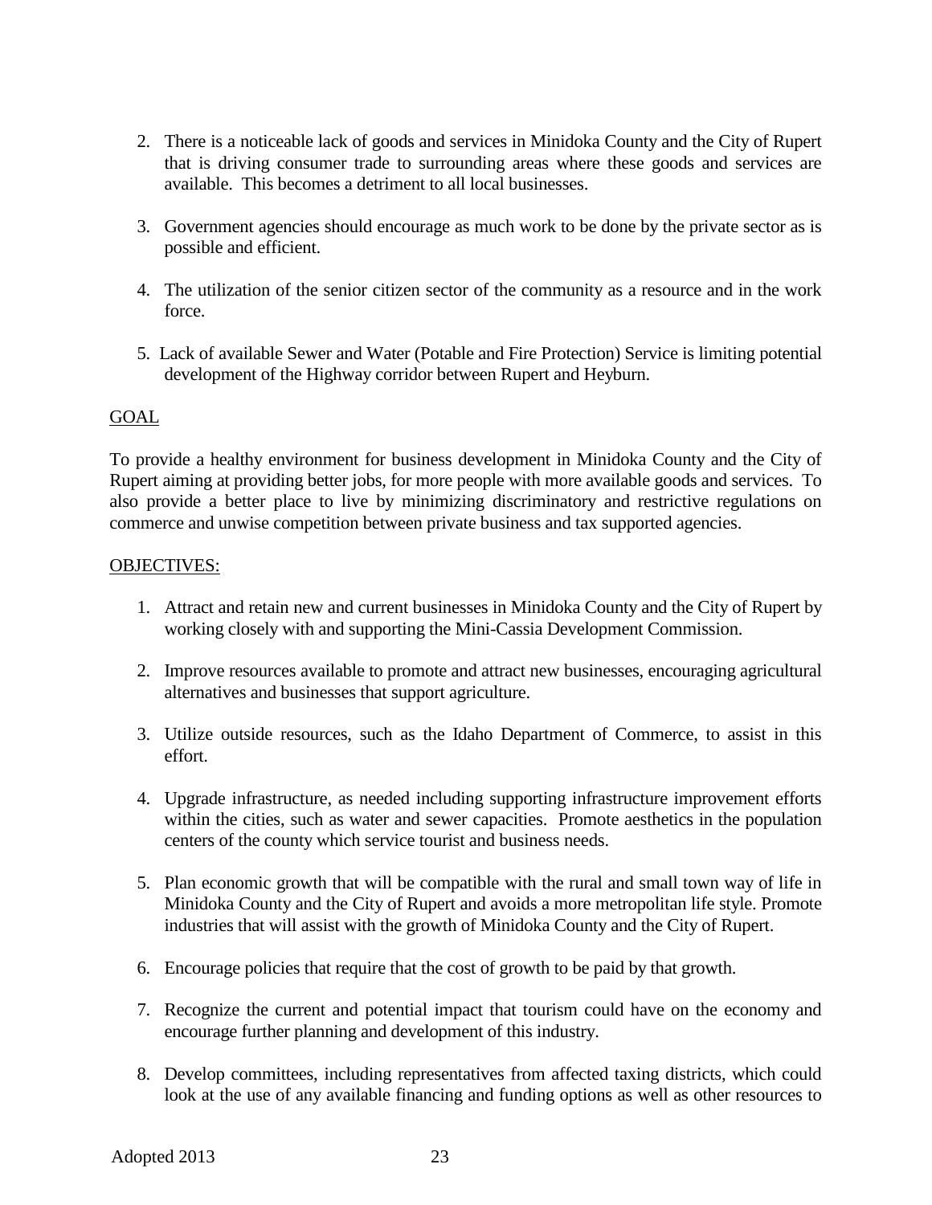2. There is a noticeable lack of goods and services in Minidoka County and the City of Rupert that is driving consumer trade to surrounding areas where these goods and services are available. This becomes a detriment to all local businesses.

3. Government agencies should encourage as much work to be done by the private sector as is possible and efficient.

4. The utilization of the senior citizen sector of the community as a resource and in the work force.

5. Lack of available Sewer and Water (Potable and Fire Protection) Service is limiting potential development of the Highway corridor between Rupert and Heyburn.

GOAL

To provide a healthy environment for business development in Minidoka County and the City of Rupert aiming at providing better jobs, for more people with more available goods and services. To also provide a better place to live by minimizing discriminatory and restrictive regulations on commerce and unwise competition between private business and tax supported agencies.

OBJECTIVES:

1. Attract and retain new and current businesses in Minidoka County and the City of Rupert by working closely with and supporting the Mini-Cassia Development Commission.

2. Improve resources available to promote and attract new businesses, encouraging agricultural alternatives and businesses that support agriculture.

3. Utilize outside resources, such as the Idaho Department of Commerce, to assist in this effort.

4. Upgrade infrastructure, as needed including supporting infrastructure improvement efforts within the cities, such as water and sewer capacities. Promote aesthetics in the population centers of the county which service tourist and business needs.

5. Plan economic growth that will be compatible with the rural and small town way of life in Minidoka County and the City of Rupert and avoids a more metropolitan life style. Promote industries that will assist with the growth of Minidoka County and the City of Rupert.

6. Encourage policies that require that the cost of growth to be paid by that growth.

7. Recognize the current and potential impact that tourism could have on the economy and encourage further planning and development of this industry.

8. Develop committees, including representatives from affected taxing districts, which could look at the use of any available financing and funding options as well as other resources to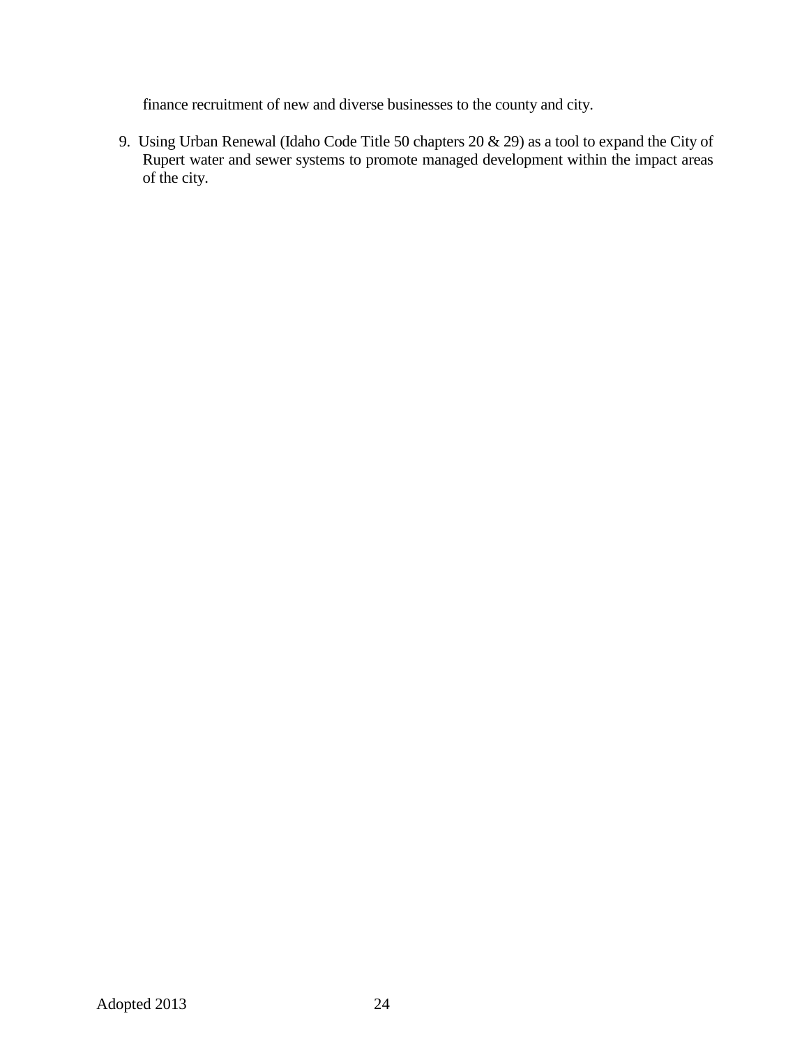finance recruitment of new and diverse businesses to the county and city.

9. Using Urban Renewal (Idaho Code Title 50 chapters 20 & 29) as a tool to expand the City of Rupert water and sewer systems to promote managed development within the impact areas of the city.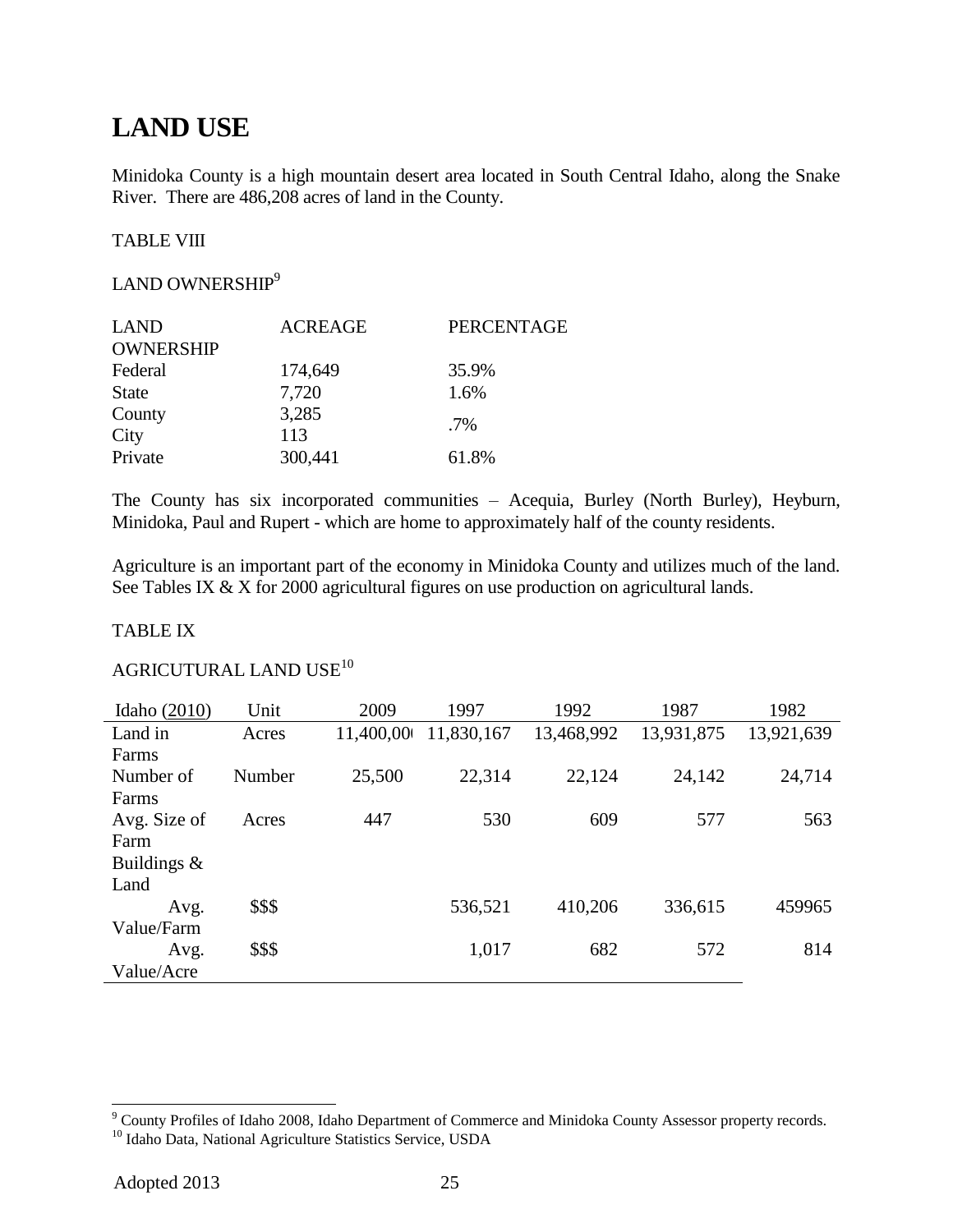# LAND USE

Minidoka County is a high mountain desert area located in South Central Idaho, along the Snake River. There are 486,208 acres of land in the County.

TABLE VIII

LAND OWNERSHIP[9]

| LAND OWNERSHIP | ACREAGE | PERCENTAGE |
|---|---|---|
| Federal | 174,649 | 35.9% |
| State | 7,720 | 1.6% |
| County | 3,285 | .7% |
| City | 113 | |
| Private | 300,441 | 61.8% |

The County has six incorporated communities – Acequia, Burley (North Burley), Heyburn, Minidoka, Paul and Rupert - which are home to approximately half of the county residents.

Agriculture is an important part of the economy in Minidoka County and utilizes much of the land. See Tables IX & X for 2000 agricultural figures on use production on agricultural lands.

TABLE IX

AGRICUTURAL LAND USE[10]

| Idaho (2010) | Unit | 2009 | 1997 | 1992 | 1987 | 1982 |
|---|---|---|---|---|---|---|
| Land in Farms | Acres | 11,400,00 | 11,830,167 | 13,468,992 | 13,931,875 | 13,921,639 |
| Number of Farms | Number | 25,500 | 22,314 | 22,124 | 24,142 | 24,714 |
| Avg. Size of Farm | Acres | 447 | 530 | 609 | 577 | 563 |
| Buildings & Land | | | | | | |
| Avg. Value/Farm | $$$ | | 536,521 | 410,206 | 336,615 | 459965 |
| Avg. Value/Acre | $$$ | | 1,017 | 682 | 572 | 814 |

[9] County Profiles of Idaho 2008, Idaho Department of Commerce and Minidoka County Assessor property records.

[10] Idaho Data, National Agriculture Statistics Service, USDA

Adopted 2013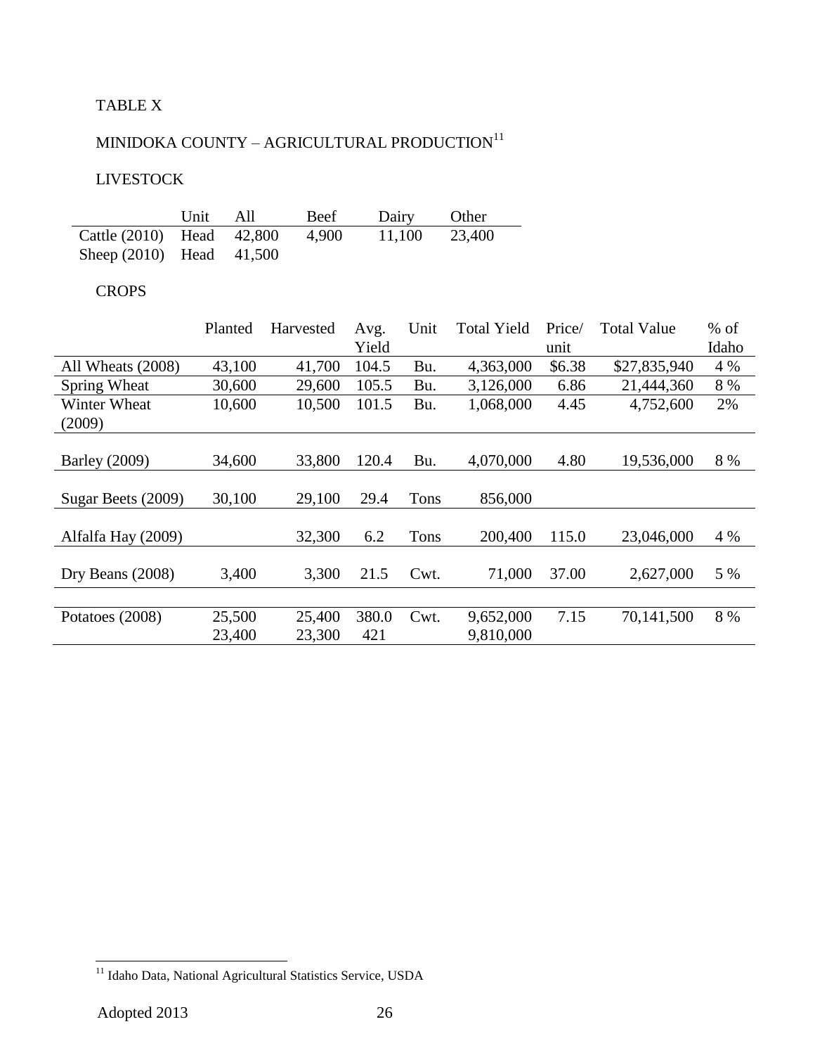TABLE X

MINIDOKA COUNTY – AGRICULTURAL PRODUCTION[11]

LIVESTOCK

| | Unit | All | Beef | Dairy | Other |
|---|---|---|---|---|---|
| Cattle (2010) | Head | 42,800 | 4,900 | 11,100 | 23,400 |
| Sheep (2010) | Head | 41,500 | | | |

CROPS

| | Planted | Harvested | Avg. Yield | Unit | Total Yield | Price/ unit | Total Value | % of Idaho |
|---|---|---|---|---|---|---|---|---|
| All Wheats (2008) | 43,100 | 41,700 | 104.5 | Bu. | 4,363,000 | $6.38 | $27,835,940 | 4 % |
| Spring Wheat | 30,600 | 29,600 | 105.5 | Bu. | 3,126,000 | 6.86 | 21,444,360 | 8 % |
| Winter Wheat (2009) | 10,600 | 10,500 | 101.5 | Bu. | 1,068,000 | 4.45 | 4,752,600 | 2% |
| Barley (2009) | 34,600 | 33,800 | 120.4 | Bu. | 4,070,000 | 4.80 | 19,536,000 | 8 % |
| Sugar Beets (2009) | 30,100 | 29,100 | 29.4 | Tons | 856,000 | | | |
| Alfalfa Hay (2009) | | 32,300 | 6.2 | Tons | 200,400 | 115.0 | 23,046,000 | 4 % |
| Dry Beans (2008) | 3,400 | 3,300 | 21.5 | Cwt. | 71,000 | 37.00 | 2,627,000 | 5 % |
| Potatoes (2008) | 25,500<br>23,400 | 25,400<br>23,300 | 380.0<br>421 | Cwt. | 9,652,000<br>9,810,000 | 7.15 | 70,141,500 | 8 % |

[11] Idaho Data, National Agricultural Statistics Service, USDA

Adopted 2013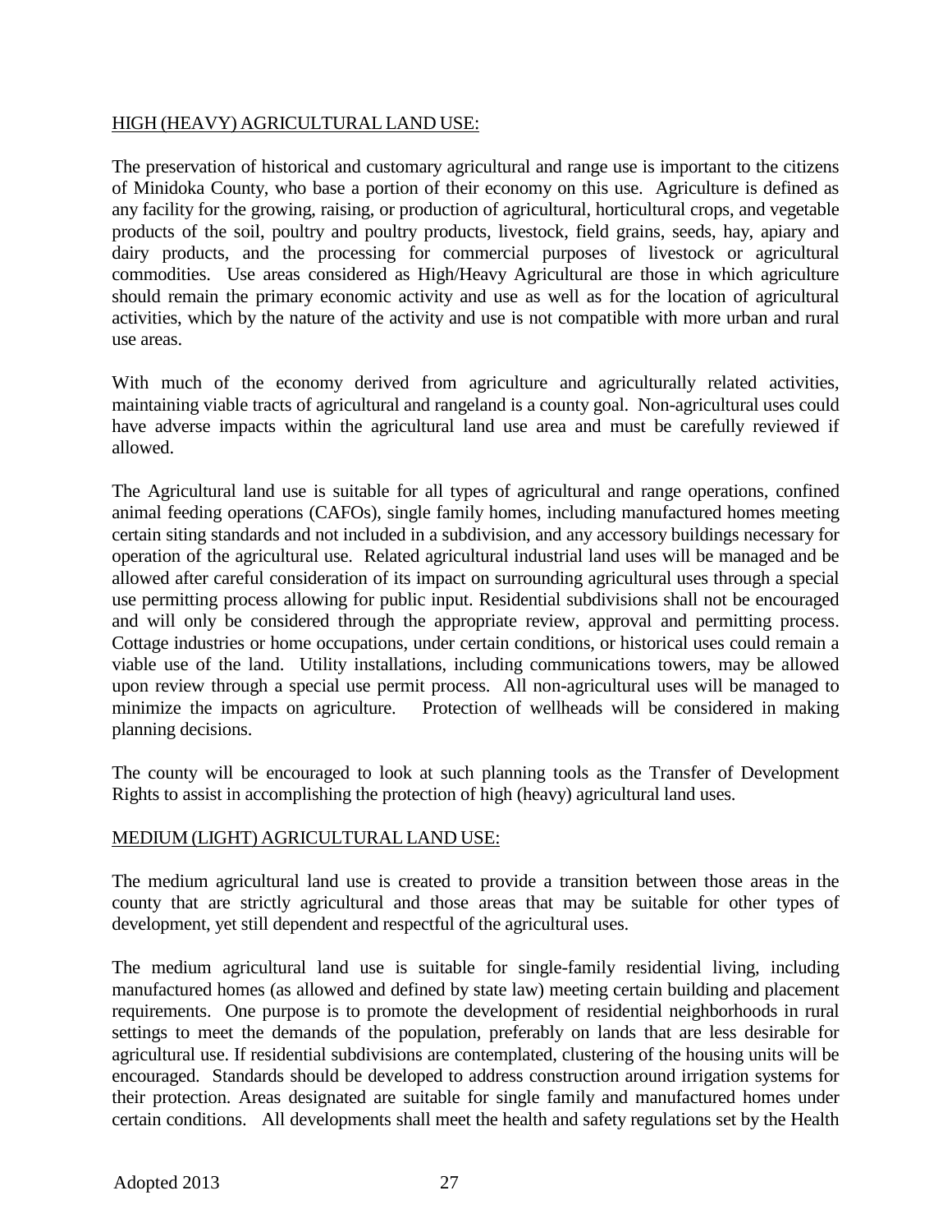## HIGH (HEAVY) AGRICULTURAL LAND USE:

The preservation of historical and customary agricultural and range use is important to the citizens of Minidoka County, who base a portion of their economy on this use. Agriculture is defined as any facility for the growing, raising, or production of agricultural, horticultural crops, and vegetable products of the soil, poultry and poultry products, livestock, field grains, seeds, hay, apiary and dairy products, and the processing for commercial purposes of livestock or agricultural commodities. Use areas considered as High/Heavy Agricultural are those in which agriculture should remain the primary economic activity and use as well as for the location of agricultural activities, which by the nature of the activity and use is not compatible with more urban and rural use areas.

With much of the economy derived from agriculture and agriculturally related activities, maintaining viable tracts of agricultural and rangeland is a county goal. Non-agricultural uses could have adverse impacts within the agricultural land use area and must be carefully reviewed if allowed.

The Agricultural land use is suitable for all types of agricultural and range operations, confined animal feeding operations (CAFOs), single family homes, including manufactured homes meeting certain siting standards and not included in a subdivision, and any accessory buildings necessary for operation of the agricultural use. Related agricultural industrial land uses will be managed and be allowed after careful consideration of its impact on surrounding agricultural uses through a special use permitting process allowing for public input. Residential subdivisions shall not be encouraged and will only be considered through the appropriate review, approval and permitting process. Cottage industries or home occupations, under certain conditions, or historical uses could remain a viable use of the land. Utility installations, including communications towers, may be allowed upon review through a special use permit process. All non-agricultural uses will be managed to minimize the impacts on agriculture. Protection of wellheads will be considered in making planning decisions.

The county will be encouraged to look at such planning tools as the Transfer of Development Rights to assist in accomplishing the protection of high (heavy) agricultural land uses.

## MEDIUM (LIGHT) AGRICULTURAL LAND USE:

The medium agricultural land use is created to provide a transition between those areas in the county that are strictly agricultural and those areas that may be suitable for other types of development, yet still dependent and respectful of the agricultural uses.

The medium agricultural land use is suitable for single-family residential living, including manufactured homes (as allowed and defined by state law) meeting certain building and placement requirements. One purpose is to promote the development of residential neighborhoods in rural settings to meet the demands of the population, preferably on lands that are less desirable for agricultural use. If residential subdivisions are contemplated, clustering of the housing units will be encouraged. Standards should be developed to address construction around irrigation systems for their protection. Areas designated are suitable for single family and manufactured homes under certain conditions. All developments shall meet the health and safety regulations set by the Health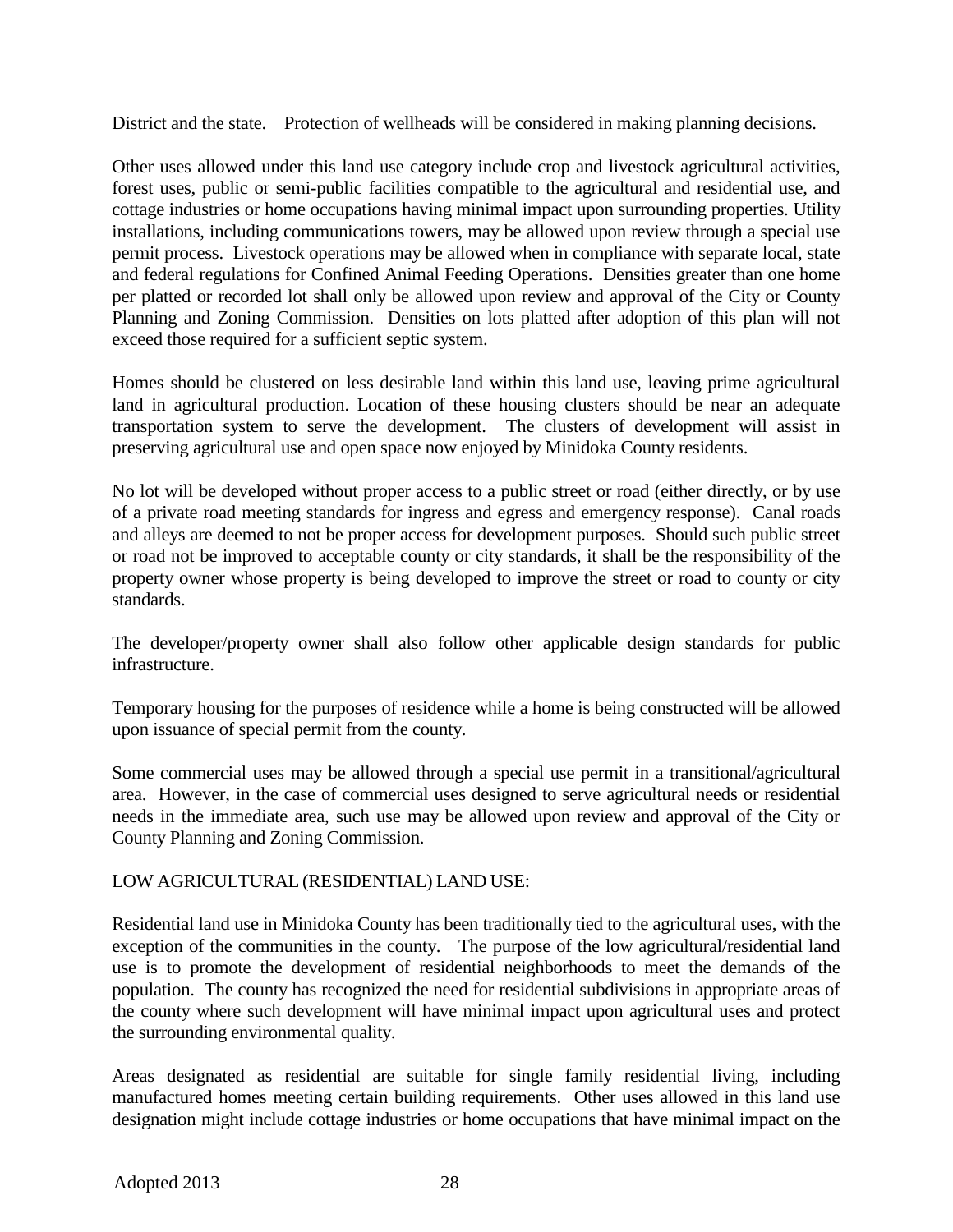District and the state. Protection of wellheads will be considered in making planning decisions.

Other uses allowed under this land use category include crop and livestock agricultural activities, forest uses, public or semi-public facilities compatible to the agricultural and residential use, and cottage industries or home occupations having minimal impact upon surrounding properties. Utility installations, including communications towers, may be allowed upon review through a special use permit process. Livestock operations may be allowed when in compliance with separate local, state and federal regulations for Confined Animal Feeding Operations. Densities greater than one home per platted or recorded lot shall only be allowed upon review and approval of the City or County Planning and Zoning Commission. Densities on lots platted after adoption of this plan will not exceed those required for a sufficient septic system.

Homes should be clustered on less desirable land within this land use, leaving prime agricultural land in agricultural production. Location of these housing clusters should be near an adequate transportation system to serve the development. The clusters of development will assist in preserving agricultural use and open space now enjoyed by Minidoka County residents.

No lot will be developed without proper access to a public street or road (either directly, or by use of a private road meeting standards for ingress and egress and emergency response). Canal roads and alleys are deemed to not be proper access for development purposes. Should such public street or road not be improved to acceptable county or city standards, it shall be the responsibility of the property owner whose property is being developed to improve the street or road to county or city standards.

The developer/property owner shall also follow other applicable design standards for public infrastructure.

Temporary housing for the purposes of residence while a home is being constructed will be allowed upon issuance of special permit from the county.

Some commercial uses may be allowed through a special use permit in a transitional/agricultural area. However, in the case of commercial uses designed to serve agricultural needs or residential needs in the immediate area, such use may be allowed upon review and approval of the City or County Planning and Zoning Commission.

LOW AGRICULTURAL (RESIDENTIAL) LAND USE:

Residential land use in Minidoka County has been traditionally tied to the agricultural uses, with the exception of the communities in the county. The purpose of the low agricultural/residential land use is to promote the development of residential neighborhoods to meet the demands of the population. The county has recognized the need for residential subdivisions in appropriate areas of the county where such development will have minimal impact upon agricultural uses and protect the surrounding environmental quality.

Areas designated as residential are suitable for single family residential living, including manufactured homes meeting certain building requirements. Other uses allowed in this land use designation might include cottage industries or home occupations that have minimal impact on the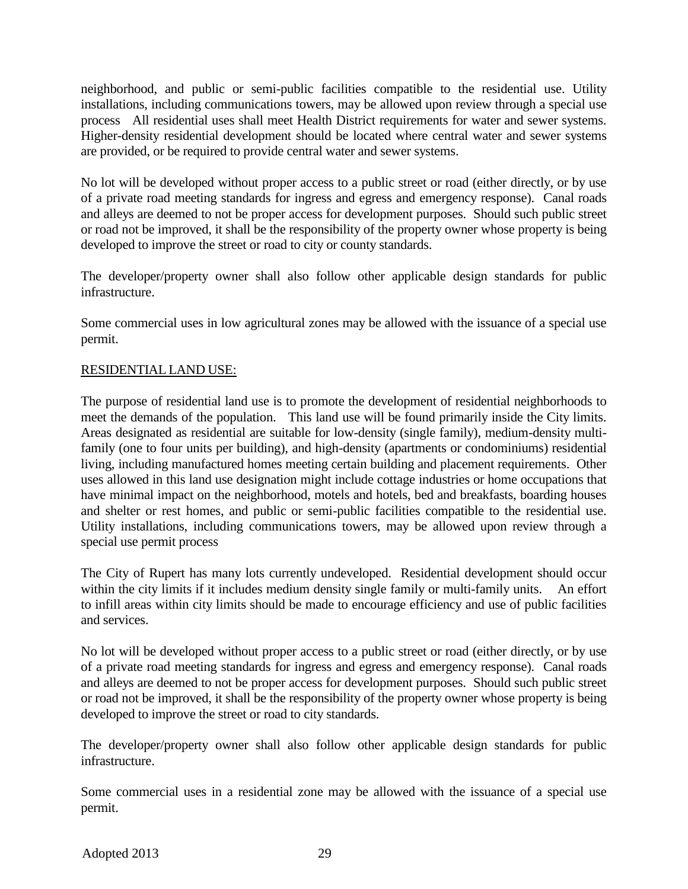neighborhood, and public or semi-public facilities compatible to the residential use. Utility installations, including communications towers, may be allowed upon review through a special use process All residential uses shall meet Health District requirements for water and sewer systems. Higher-density residential development should be located where central water and sewer systems are provided, or be required to provide central water and sewer systems.

No lot will be developed without proper access to a public street or road (either directly, or by use of a private road meeting standards for ingress and egress and emergency response). Canal roads and alleys are deemed to not be proper access for development purposes. Should such public street or road not be improved, it shall be the responsibility of the property owner whose property is being developed to improve the street or road to city or county standards.

The developer/property owner shall also follow other applicable design standards for public infrastructure.

Some commercial uses in low agricultural zones may be allowed with the issuance of a special use permit.

<u>RESIDENTIAL LAND USE:</u>

The purpose of residential land use is to promote the development of residential neighborhoods to meet the demands of the population. This land use will be found primarily inside the City limits. Areas designated as residential are suitable for low-density (single family), medium-density multi-family (one to four units per building), and high-density (apartments or condominiums) residential living, including manufactured homes meeting certain building and placement requirements. Other uses allowed in this land use designation might include cottage industries or home occupations that have minimal impact on the neighborhood, motels and hotels, bed and breakfasts, boarding houses and shelter or rest homes, and public or semi-public facilities compatible to the residential use. Utility installations, including communications towers, may be allowed upon review through a special use permit process

The City of Rupert has many lots currently undeveloped. Residential development should occur within the city limits if it includes medium density single family or multi-family units. An effort to infill areas within city limits should be made to encourage efficiency and use of public facilities and services.

No lot will be developed without proper access to a public street or road (either directly, or by use of a private road meeting standards for ingress and egress and emergency response). Canal roads and alleys are deemed to not be proper access for development purposes. Should such public street or road not be improved, it shall be the responsibility of the property owner whose property is being developed to improve the street or road to city standards.

The developer/property owner shall also follow other applicable design standards for public infrastructure.

Some commercial uses in a residential zone may be allowed with the issuance of a special use permit.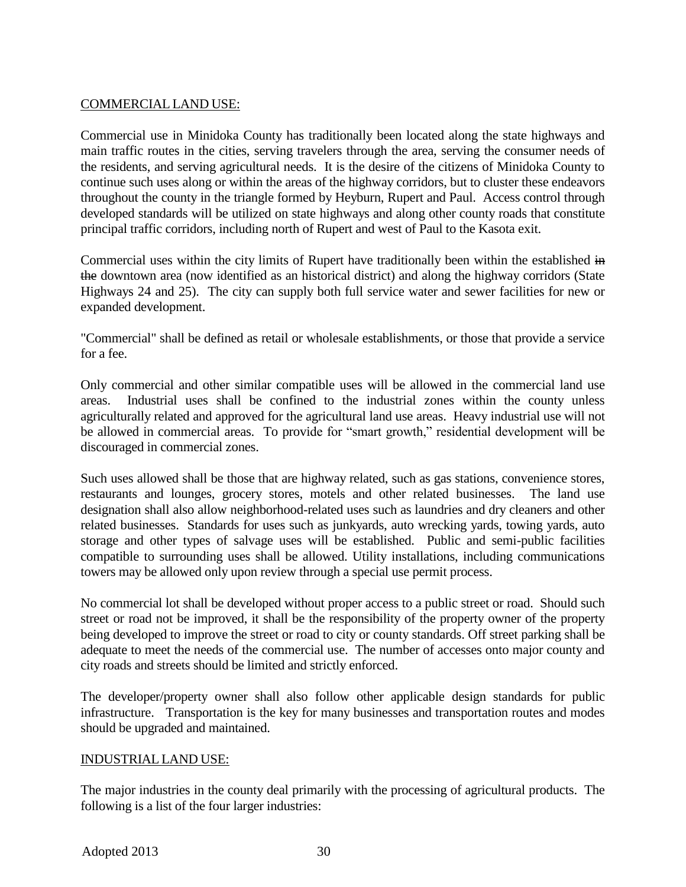## COMMERCIAL LAND USE:

Commercial use in Minidoka County has traditionally been located along the state highways and main traffic routes in the cities, serving travelers through the area, serving the consumer needs of the residents, and serving agricultural needs. It is the desire of the citizens of Minidoka County to continue such uses along or within the areas of the highway corridors, but to cluster these endeavors throughout the county in the triangle formed by Heyburn, Rupert and Paul. Access control through developed standards will be utilized on state highways and along other county roads that constitute principal traffic corridors, including north of Rupert and west of Paul to the Kasota exit.

Commercial uses within the city limits of Rupert have traditionally been within the established ~~in the~~ downtown area (now identified as an historical district) and along the highway corridors (State Highways 24 and 25). The city can supply both full service water and sewer facilities for new or expanded development.

"Commercial" shall be defined as retail or wholesale establishments, or those that provide a service for a fee.

Only commercial and other similar compatible uses will be allowed in the commercial land use areas. Industrial uses shall be confined to the industrial zones within the county unless agriculturally related and approved for the agricultural land use areas. Heavy industrial use will not be allowed in commercial areas. To provide for "smart growth," residential development will be discouraged in commercial zones.

Such uses allowed shall be those that are highway related, such as gas stations, convenience stores, restaurants and lounges, grocery stores, motels and other related businesses. The land use designation shall also allow neighborhood-related uses such as laundries and dry cleaners and other related businesses. Standards for uses such as junkyards, auto wrecking yards, towing yards, auto storage and other types of salvage uses will be established. Public and semi-public facilities compatible to surrounding uses shall be allowed. Utility installations, including communications towers may be allowed only upon review through a special use permit process.

No commercial lot shall be developed without proper access to a public street or road. Should such street or road not be improved, it shall be the responsibility of the property owner of the property being developed to improve the street or road to city or county standards. Off street parking shall be adequate to meet the needs of the commercial use. The number of accesses onto major county and city roads and streets should be limited and strictly enforced.

The developer/property owner shall also follow other applicable design standards for public infrastructure. Transportation is the key for many businesses and transportation routes and modes should be upgraded and maintained.

## INDUSTRIAL LAND USE:

The major industries in the county deal primarily with the processing of agricultural products. The following is a list of the four larger industries: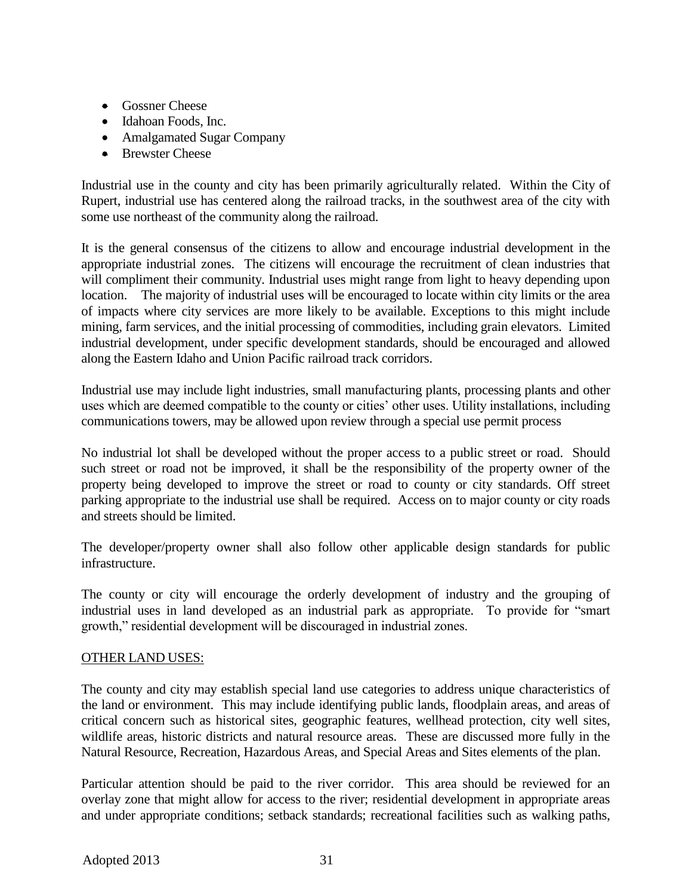- Gossner Cheese
- Idahoan Foods, Inc.
- Amalgamated Sugar Company
- Brewster Cheese

Industrial use in the county and city has been primarily agriculturally related. Within the City of Rupert, industrial use has centered along the railroad tracks, in the southwest area of the city with some use northeast of the community along the railroad.

It is the general consensus of the citizens to allow and encourage industrial development in the appropriate industrial zones. The citizens will encourage the recruitment of clean industries that will compliment their community. Industrial uses might range from light to heavy depending upon location. The majority of industrial uses will be encouraged to locate within city limits or the area of impacts where city services are more likely to be available. Exceptions to this might include mining, farm services, and the initial processing of commodities, including grain elevators. Limited industrial development, under specific development standards, should be encouraged and allowed along the Eastern Idaho and Union Pacific railroad track corridors.

Industrial use may include light industries, small manufacturing plants, processing plants and other uses which are deemed compatible to the county or cities' other uses. Utility installations, including communications towers, may be allowed upon review through a special use permit process

No industrial lot shall be developed without the proper access to a public street or road. Should such street or road not be improved, it shall be the responsibility of the property owner of the property being developed to improve the street or road to county or city standards. Off street parking appropriate to the industrial use shall be required. Access on to major county or city roads and streets should be limited.

The developer/property owner shall also follow other applicable design standards for public infrastructure.

The county or city will encourage the orderly development of industry and the grouping of industrial uses in land developed as an industrial park as appropriate. To provide for "smart growth," residential development will be discouraged in industrial zones.

<u>OTHER LAND USES:</u>

The county and city may establish special land use categories to address unique characteristics of the land or environment. This may include identifying public lands, floodplain areas, and areas of critical concern such as historical sites, geographic features, wellhead protection, city well sites, wildlife areas, historic districts and natural resource areas. These are discussed more fully in the Natural Resource, Recreation, Hazardous Areas, and Special Areas and Sites elements of the plan.

Particular attention should be paid to the river corridor. This area should be reviewed for an overlay zone that might allow for access to the river; residential development in appropriate areas and under appropriate conditions; setback standards; recreational facilities such as walking paths,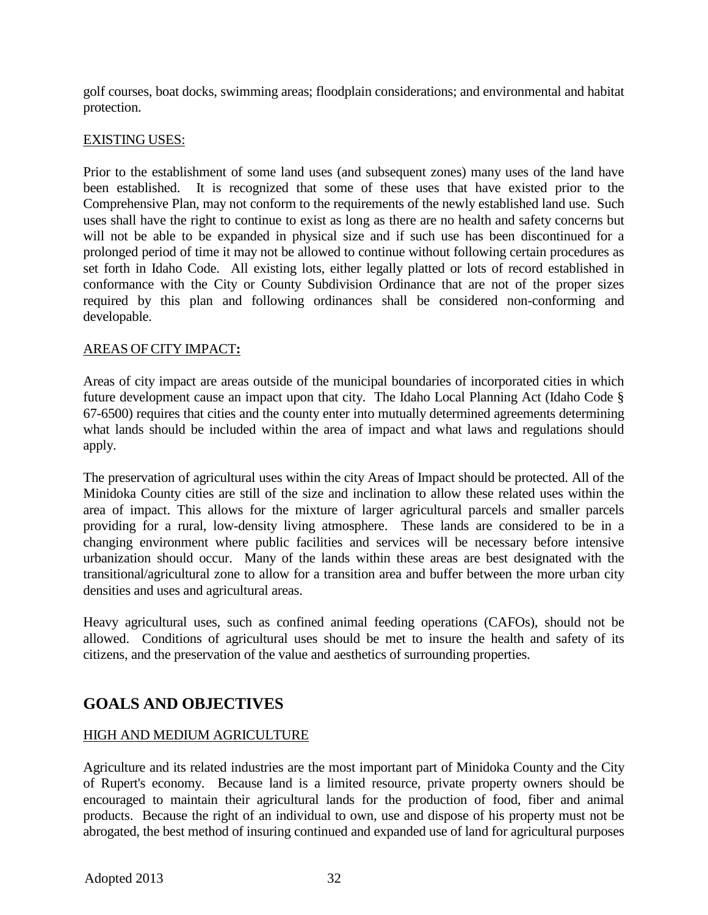golf courses, boat docks, swimming areas; floodplain considerations; and environmental and habitat protection.

EXISTING USES:

Prior to the establishment of some land uses (and subsequent zones) many uses of the land have been established. It is recognized that some of these uses that have existed prior to the Comprehensive Plan, may not conform to the requirements of the newly established land use. Such uses shall have the right to continue to exist as long as there are no health and safety concerns but will not be able to be expanded in physical size and if such use has been discontinued for a prolonged period of time it may not be allowed to continue without following certain procedures as set forth in Idaho Code. All existing lots, either legally platted or lots of record established in conformance with the City or County Subdivision Ordinance that are not of the proper sizes required by this plan and following ordinances shall be considered non-conforming and developable.

AREAS OF CITY IMPACT**:**

Areas of city impact are areas outside of the municipal boundaries of incorporated cities in which future development cause an impact upon that city. The Idaho Local Planning Act (Idaho Code § 67-6500) requires that cities and the county enter into mutually determined agreements determining what lands should be included within the area of impact and what laws and regulations should apply.

The preservation of agricultural uses within the city Areas of Impact should be protected. All of the Minidoka County cities are still of the size and inclination to allow these related uses within the area of impact. This allows for the mixture of larger agricultural parcels and smaller parcels providing for a rural, low-density living atmosphere. These lands are considered to be in a changing environment where public facilities and services will be necessary before intensive urbanization should occur. Many of the lands within these areas are best designated with the transitional/agricultural zone to allow for a transition area and buffer between the more urban city densities and uses and agricultural areas.

Heavy agricultural uses, such as confined animal feeding operations (CAFOs), should not be allowed. Conditions of agricultural uses should be met to insure the health and safety of its citizens, and the preservation of the value and aesthetics of surrounding properties.

## GOALS AND OBJECTIVES

HIGH AND MEDIUM AGRICULTURE

Agriculture and its related industries are the most important part of Minidoka County and the City of Rupert's economy. Because land is a limited resource, private property owners should be encouraged to maintain their agricultural lands for the production of food, fiber and animal products. Because the right of an individual to own, use and dispose of his property must not be abrogated, the best method of insuring continued and expanded use of land for agricultural purposes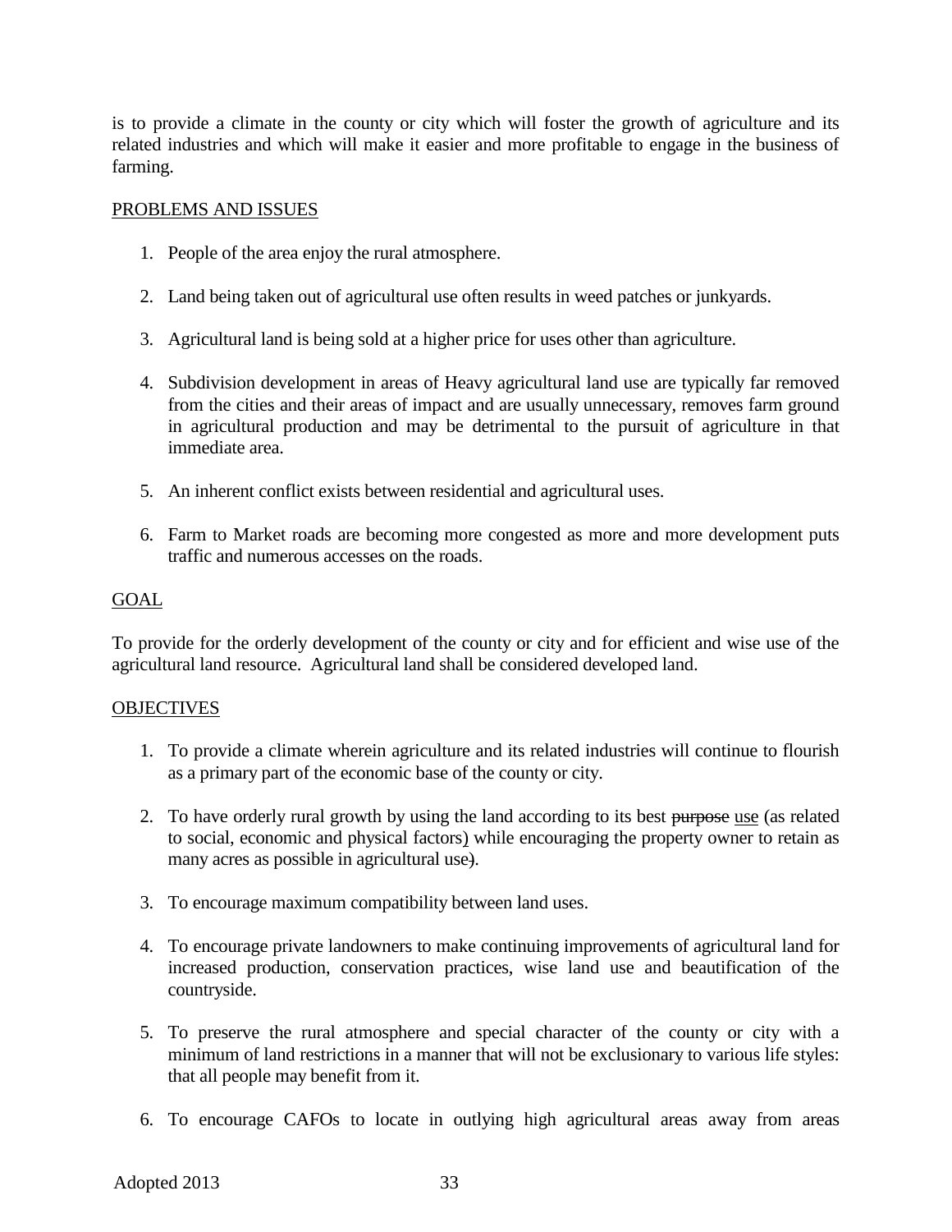is to provide a climate in the county or city which will foster the growth of agriculture and its related industries and which will make it easier and more profitable to engage in the business of farming.

PROBLEMS AND ISSUES

1. People of the area enjoy the rural atmosphere.

2. Land being taken out of agricultural use often results in weed patches or junkyards.

3. Agricultural land is being sold at a higher price for uses other than agriculture.

4. Subdivision development in areas of Heavy agricultural land use are typically far removed from the cities and their areas of impact and are usually unnecessary, removes farm ground in agricultural production and may be detrimental to the pursuit of agriculture in that immediate area.

5. An inherent conflict exists between residential and agricultural uses.

6. Farm to Market roads are becoming more congested as more and more development puts traffic and numerous accesses on the roads.

GOAL

To provide for the orderly development of the county or city and for efficient and wise use of the agricultural land resource. Agricultural land shall be considered developed land.

OBJECTIVES

1. To provide a climate wherein agriculture and its related industries will continue to flourish as a primary part of the economic base of the county or city.

2. To have orderly rural growth by using the land according to its best ~~purpose~~ use (as related to social, economic and physical factors) while encouraging the property owner to retain as many acres as possible in agricultural use~~)~~.

3. To encourage maximum compatibility between land uses.

4. To encourage private landowners to make continuing improvements of agricultural land for increased production, conservation practices, wise land use and beautification of the countryside.

5. To preserve the rural atmosphere and special character of the county or city with a minimum of land restrictions in a manner that will not be exclusionary to various life styles: that all people may benefit from it.

6. To encourage CAFOs to locate in outlying high agricultural areas away from areas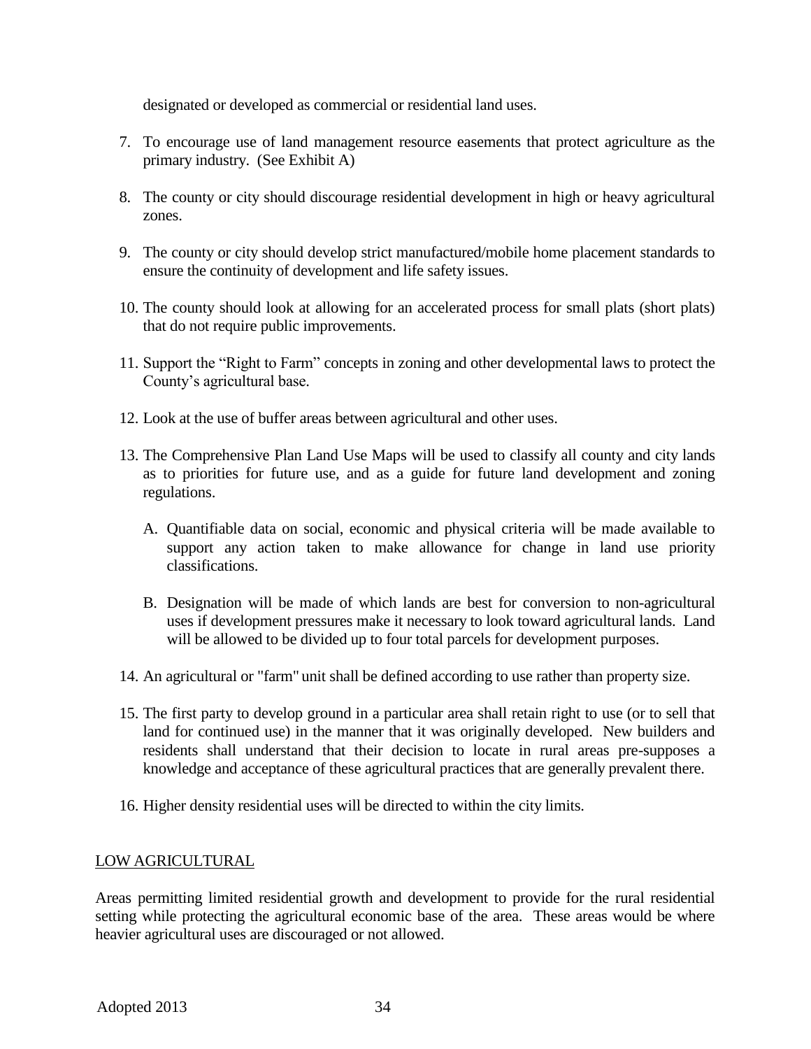designated or developed as commercial or residential land uses.

7. To encourage use of land management resource easements that protect agriculture as the primary industry. (See Exhibit A)

8. The county or city should discourage residential development in high or heavy agricultural zones.

9. The county or city should develop strict manufactured/mobile home placement standards to ensure the continuity of development and life safety issues.

10. The county should look at allowing for an accelerated process for small plats (short plats) that do not require public improvements.

11. Support the "Right to Farm" concepts in zoning and other developmental laws to protect the County's agricultural base.

12. Look at the use of buffer areas between agricultural and other uses.

13. The Comprehensive Plan Land Use Maps will be used to classify all county and city lands as to priorities for future use, and as a guide for future land development and zoning regulations.

    A. Quantifiable data on social, economic and physical criteria will be made available to support any action taken to make allowance for change in land use priority classifications.

    B. Designation will be made of which lands are best for conversion to non-agricultural uses if development pressures make it necessary to look toward agricultural lands. Land will be allowed to be divided up to four total parcels for development purposes.

14. An agricultural or "farm" unit shall be defined according to use rather than property size.

15. The first party to develop ground in a particular area shall retain right to use (or to sell that land for continued use) in the manner that it was originally developed. New builders and residents shall understand that their decision to locate in rural areas pre-supposes a knowledge and acceptance of these agricultural practices that are generally prevalent there.

16. Higher density residential uses will be directed to within the city limits.

<u>LOW AGRICULTURAL</u>

Areas permitting limited residential growth and development to provide for the rural residential setting while protecting the agricultural economic base of the area. These areas would be where heavier agricultural uses are discouraged or not allowed.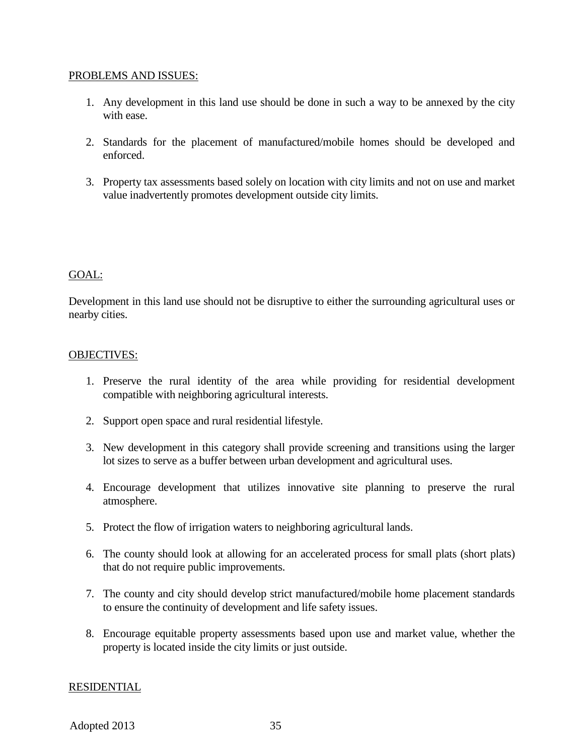PROBLEMS AND ISSUES:

1. Any development in this land use should be done in such a way to be annexed by the city with ease.

2. Standards for the placement of manufactured/mobile homes should be developed and enforced.

3. Property tax assessments based solely on location with city limits and not on use and market value inadvertently promotes development outside city limits.

GOAL:

Development in this land use should not be disruptive to either the surrounding agricultural uses or nearby cities.

OBJECTIVES:

1. Preserve the rural identity of the area while providing for residential development compatible with neighboring agricultural interests.

2. Support open space and rural residential lifestyle.

3. New development in this category shall provide screening and transitions using the larger lot sizes to serve as a buffer between urban development and agricultural uses.

4. Encourage development that utilizes innovative site planning to preserve the rural atmosphere.

5. Protect the flow of irrigation waters to neighboring agricultural lands.

6. The county should look at allowing for an accelerated process for small plats (short plats) that do not require public improvements.

7. The county and city should develop strict manufactured/mobile home placement standards to ensure the continuity of development and life safety issues.

8. Encourage equitable property assessments based upon use and market value, whether the property is located inside the city limits or just outside.

RESIDENTIAL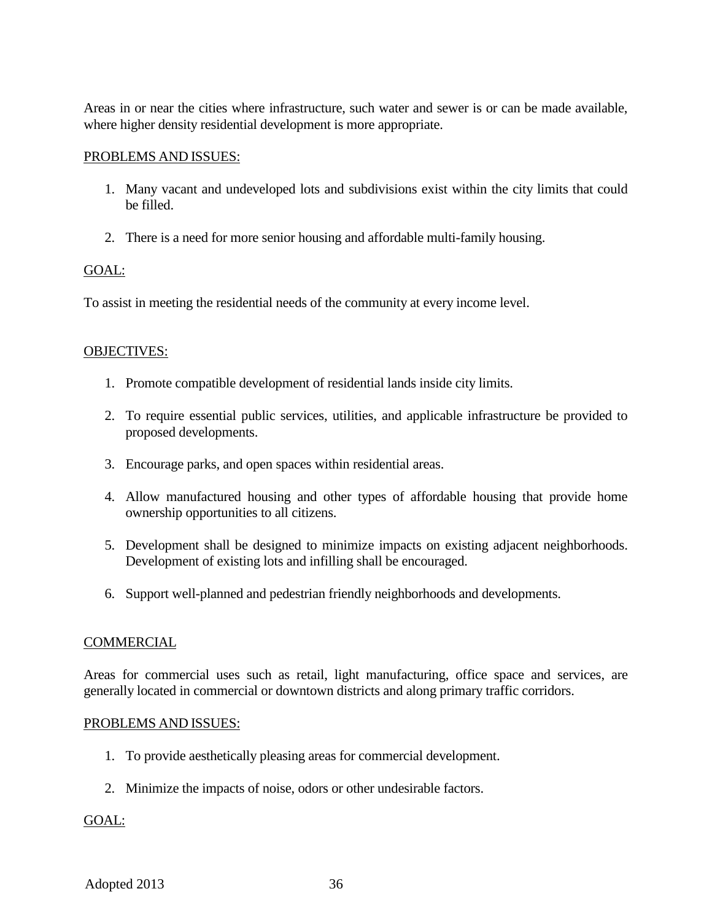Areas in or near the cities where infrastructure, such water and sewer is or can be made available, where higher density residential development is more appropriate.

PROBLEMS AND ISSUES:

1. Many vacant and undeveloped lots and subdivisions exist within the city limits that could be filled.
2. There is a need for more senior housing and affordable multi-family housing.

GOAL:

To assist in meeting the residential needs of the community at every income level.

OBJECTIVES:

1. Promote compatible development of residential lands inside city limits.
2. To require essential public services, utilities, and applicable infrastructure be provided to proposed developments.
3. Encourage parks, and open spaces within residential areas.
4. Allow manufactured housing and other types of affordable housing that provide home ownership opportunities to all citizens.
5. Development shall be designed to minimize impacts on existing adjacent neighborhoods. Development of existing lots and infilling shall be encouraged.
6. Support well-planned and pedestrian friendly neighborhoods and developments.

COMMERCIAL

Areas for commercial uses such as retail, light manufacturing, office space and services, are generally located in commercial or downtown districts and along primary traffic corridors.

PROBLEMS AND ISSUES:

1. To provide aesthetically pleasing areas for commercial development.
2. Minimize the impacts of noise, odors or other undesirable factors.

GOAL: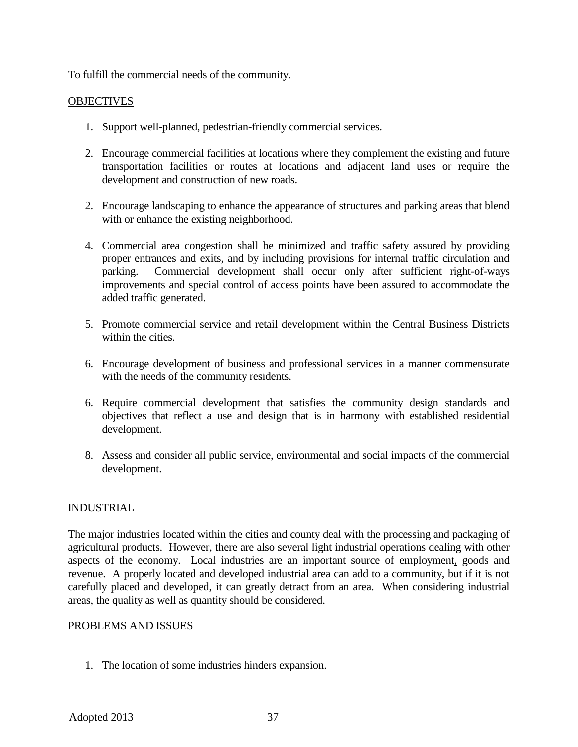To fulfill the commercial needs of the community.

OBJECTIVES

1. Support well-planned, pedestrian-friendly commercial services.

2. Encourage commercial facilities at locations where they complement the existing and future transportation facilities or routes at locations and adjacent land uses or require the development and construction of new roads.

2. Encourage landscaping to enhance the appearance of structures and parking areas that blend with or enhance the existing neighborhood.

4. Commercial area congestion shall be minimized and traffic safety assured by providing proper entrances and exits, and by including provisions for internal traffic circulation and parking. Commercial development shall occur only after sufficient right-of-ways improvements and special control of access points have been assured to accommodate the added traffic generated.

5. Promote commercial service and retail development within the Central Business Districts within the cities.

6. Encourage development of business and professional services in a manner commensurate with the needs of the community residents.

6. Require commercial development that satisfies the community design standards and objectives that reflect a use and design that is in harmony with established residential development.

8. Assess and consider all public service, environmental and social impacts of the commercial development.

INDUSTRIAL

The major industries located within the cities and county deal with the processing and packaging of agricultural products. However, there are also several light industrial operations dealing with other aspects of the economy. Local industries are an important source of employment, goods and revenue. A properly located and developed industrial area can add to a community, but if it is not carefully placed and developed, it can greatly detract from an area. When considering industrial areas, the quality as well as quantity should be considered.

PROBLEMS AND ISSUES

1. The location of some industries hinders expansion.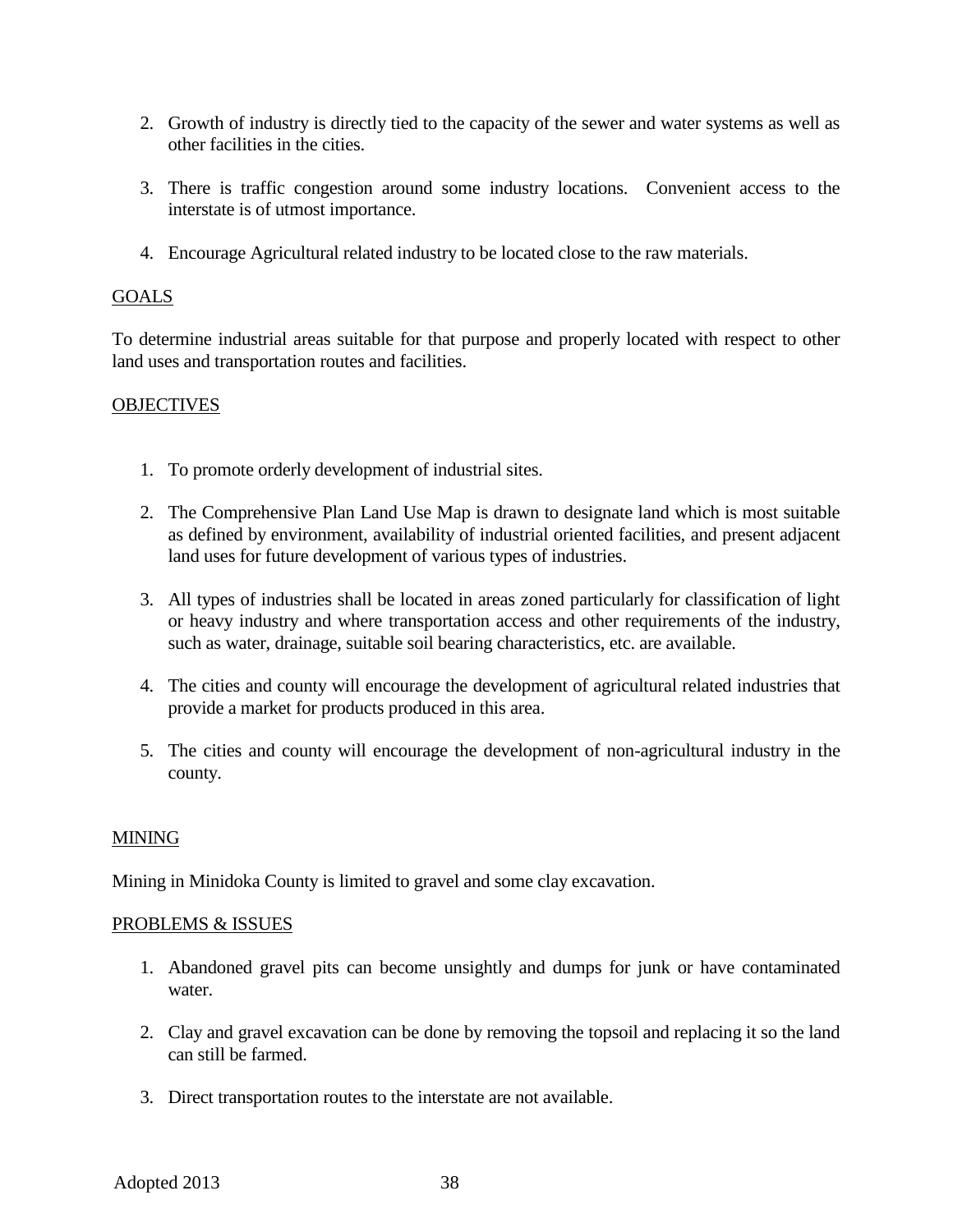2. Growth of industry is directly tied to the capacity of the sewer and water systems as well as other facilities in the cities.

3. There is traffic congestion around some industry locations. Convenient access to the interstate is of utmost importance.

4. Encourage Agricultural related industry to be located close to the raw materials.

## GOALS

To determine industrial areas suitable for that purpose and properly located with respect to other land uses and transportation routes and facilities.

## OBJECTIVES

1. To promote orderly development of industrial sites.

2. The Comprehensive Plan Land Use Map is drawn to designate land which is most suitable as defined by environment, availability of industrial oriented facilities, and present adjacent land uses for future development of various types of industries.

3. All types of industries shall be located in areas zoned particularly for classification of light or heavy industry and where transportation access and other requirements of the industry, such as water, drainage, suitable soil bearing characteristics, etc. are available.

4. The cities and county will encourage the development of agricultural related industries that provide a market for products produced in this area.

5. The cities and county will encourage the development of non-agricultural industry in the county.

## MINING

Mining in Minidoka County is limited to gravel and some clay excavation.

## PROBLEMS & ISSUES

1. Abandoned gravel pits can become unsightly and dumps for junk or have contaminated water.

2. Clay and gravel excavation can be done by removing the topsoil and replacing it so the land can still be farmed.

3. Direct transportation routes to the interstate are not available.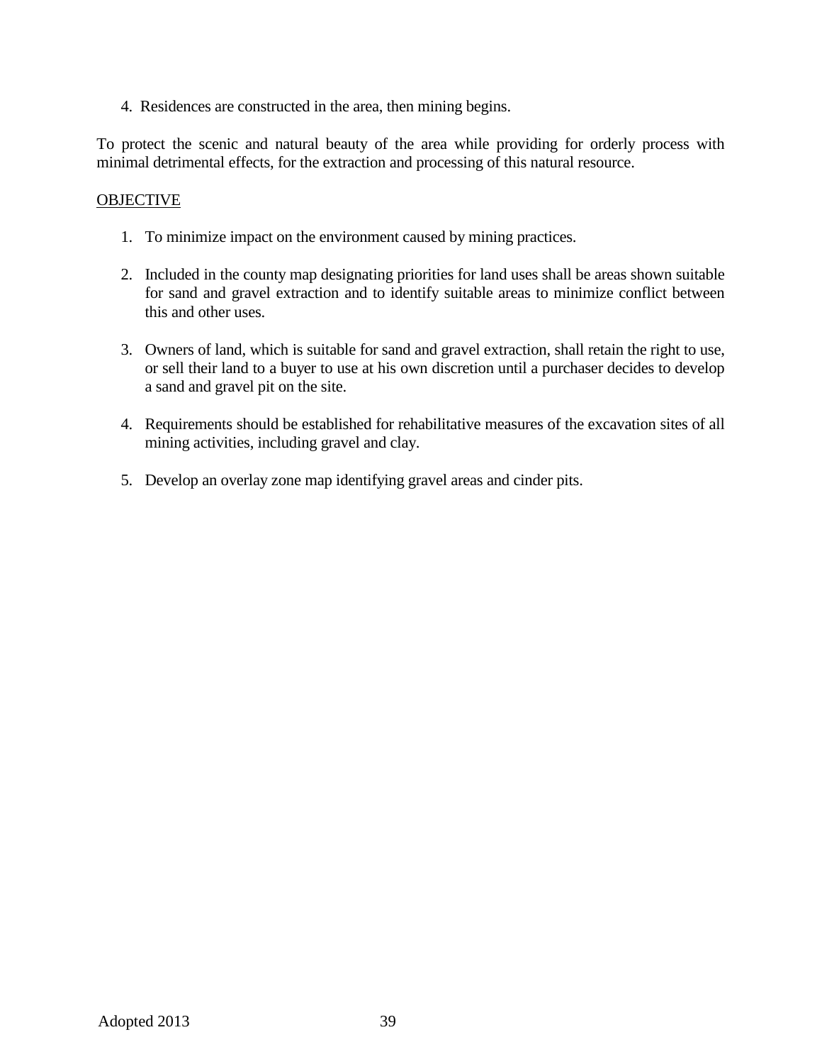4. Residences are constructed in the area, then mining begins.

To protect the scenic and natural beauty of the area while providing for orderly process with minimal detrimental effects, for the extraction and processing of this natural resource.

<u>OBJECTIVE</u>

1. To minimize impact on the environment caused by mining practices.

2. Included in the county map designating priorities for land uses shall be areas shown suitable for sand and gravel extraction and to identify suitable areas to minimize conflict between this and other uses.

3. Owners of land, which is suitable for sand and gravel extraction, shall retain the right to use, or sell their land to a buyer to use at his own discretion until a purchaser decides to develop a sand and gravel pit on the site.

4. Requirements should be established for rehabilitative measures of the excavation sites of all mining activities, including gravel and clay.

5. Develop an overlay zone map identifying gravel areas and cinder pits.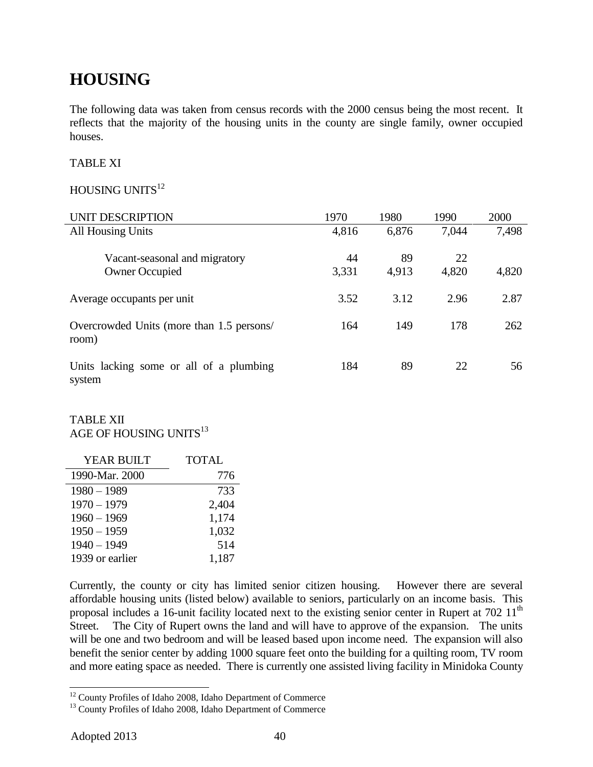# HOUSING

The following data was taken from census records with the 2000 census being the most recent. It reflects that the majority of the housing units in the county are single family, owner occupied houses.

TABLE XI

HOUSING UNITS[12]

| UNIT DESCRIPTION | 1970 | 1980 | 1990 | 2000 |
|---|---|---|---|---|
| All Housing Units | 4,816 | 6,876 | 7,044 | 7,498 |
| Vacant-seasonal and migratory | 44 | 89 | 22 | |
| Owner Occupied | 3,331 | 4,913 | 4,820 | 4,820 |
| Average occupants per unit | 3.52 | 3.12 | 2.96 | 2.87 |
| Overcrowded Units (more than 1.5 persons/ room) | 164 | 149 | 178 | 262 |
| Units lacking some or all of a plumbing system | 184 | 89 | 22 | 56 |

TABLE XII
AGE OF HOUSING UNITS[13]

| YEAR BUILT | TOTAL |
|---|---|
| 1990-Mar. 2000 | 776 |
| 1980 – 1989 | 733 |
| 1970 – 1979 | 2,404 |
| 1960 – 1969 | 1,174 |
| 1950 – 1959 | 1,032 |
| 1940 – 1949 | 514 |
| 1939 or earlier | 1,187 |

Currently, the county or city has limited senior citizen housing. However there are several affordable housing units (listed below) available to seniors, particularly on an income basis. This proposal includes a 16-unit facility located next to the existing senior center in Rupert at 702 11th Street. The City of Rupert owns the land and will have to approve of the expansion. The units will be one and two bedroom and will be leased based upon income need. The expansion will also benefit the senior center by adding 1000 square feet onto the building for a quilting room, TV room and more eating space as needed. There is currently one assisted living facility in Minidoka County

[12] County Profiles of Idaho 2008, Idaho Department of Commerce
[13] County Profiles of Idaho 2008, Idaho Department of Commerce

Adopted 2013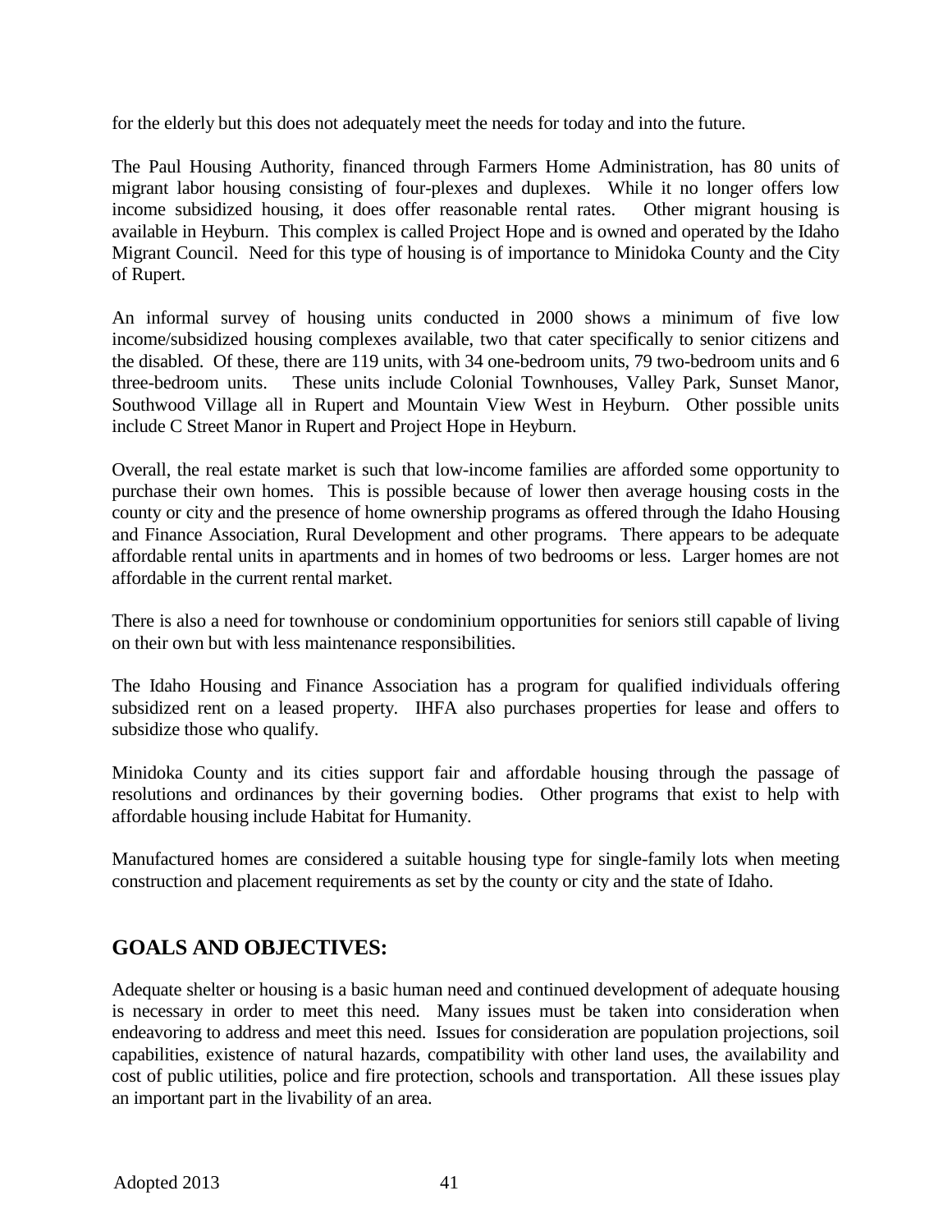for the elderly but this does not adequately meet the needs for today and into the future.

The Paul Housing Authority, financed through Farmers Home Administration, has 80 units of migrant labor housing consisting of four-plexes and duplexes. While it no longer offers low income subsidized housing, it does offer reasonable rental rates. Other migrant housing is available in Heyburn. This complex is called Project Hope and is owned and operated by the Idaho Migrant Council. Need for this type of housing is of importance to Minidoka County and the City of Rupert.

An informal survey of housing units conducted in 2000 shows a minimum of five low income/subsidized housing complexes available, two that cater specifically to senior citizens and the disabled. Of these, there are 119 units, with 34 one-bedroom units, 79 two-bedroom units and 6 three-bedroom units. These units include Colonial Townhouses, Valley Park, Sunset Manor, Southwood Village all in Rupert and Mountain View West in Heyburn. Other possible units include C Street Manor in Rupert and Project Hope in Heyburn.

Overall, the real estate market is such that low-income families are afforded some opportunity to purchase their own homes. This is possible because of lower then average housing costs in the county or city and the presence of home ownership programs as offered through the Idaho Housing and Finance Association, Rural Development and other programs. There appears to be adequate affordable rental units in apartments and in homes of two bedrooms or less. Larger homes are not affordable in the current rental market.

There is also a need for townhouse or condominium opportunities for seniors still capable of living on their own but with less maintenance responsibilities.

The Idaho Housing and Finance Association has a program for qualified individuals offering subsidized rent on a leased property. IHFA also purchases properties for lease and offers to subsidize those who qualify.

Minidoka County and its cities support fair and affordable housing through the passage of resolutions and ordinances by their governing bodies. Other programs that exist to help with affordable housing include Habitat for Humanity.

Manufactured homes are considered a suitable housing type for single-family lots when meeting construction and placement requirements as set by the county or city and the state of Idaho.

## GOALS AND OBJECTIVES:

Adequate shelter or housing is a basic human need and continued development of adequate housing is necessary in order to meet this need. Many issues must be taken into consideration when endeavoring to address and meet this need. Issues for consideration are population projections, soil capabilities, existence of natural hazards, compatibility with other land uses, the availability and cost of public utilities, police and fire protection, schools and transportation. All these issues play an important part in the livability of an area.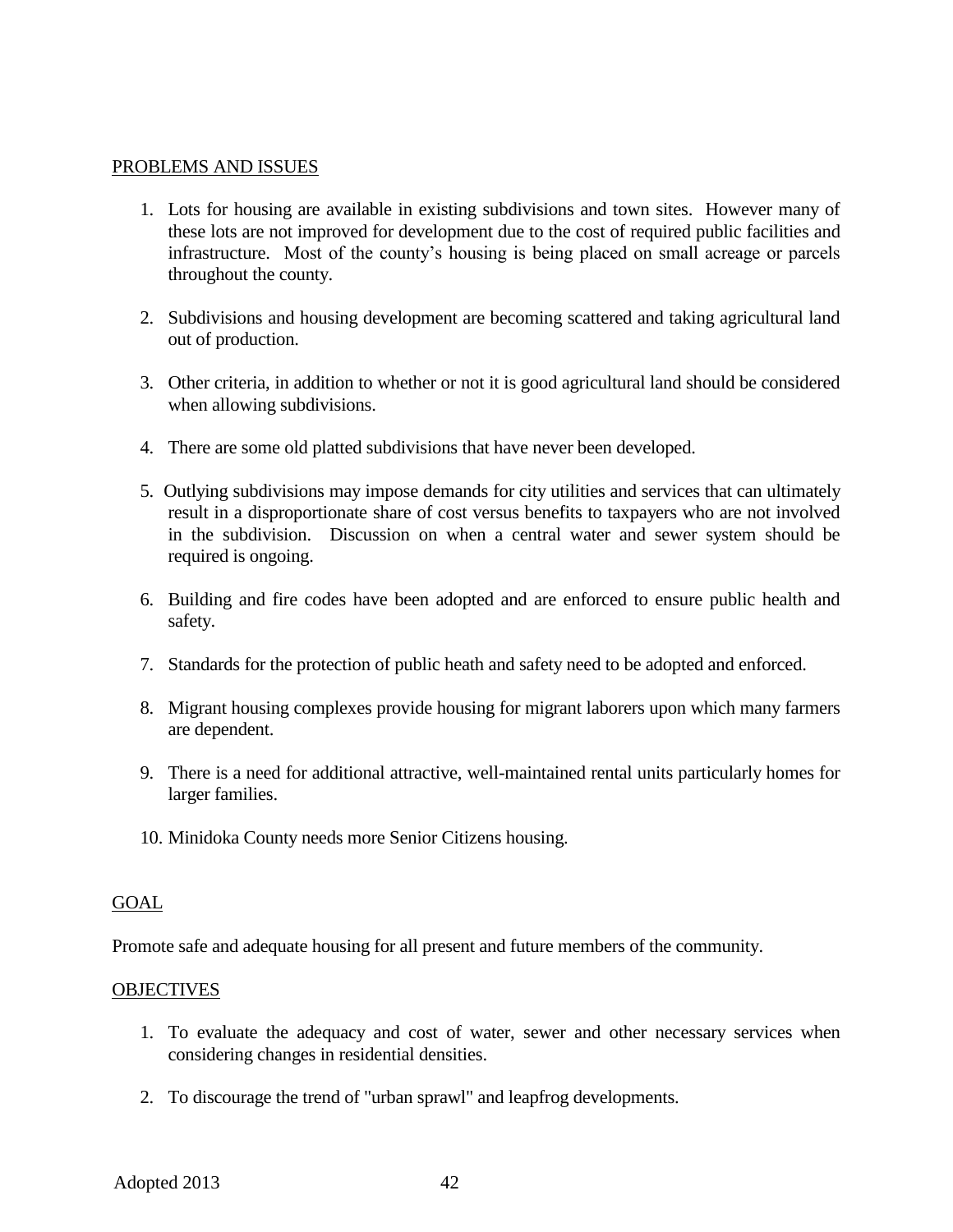PROBLEMS AND ISSUES

1. Lots for housing are available in existing subdivisions and town sites. However many of these lots are not improved for development due to the cost of required public facilities and infrastructure. Most of the county's housing is being placed on small acreage or parcels throughout the county.

2. Subdivisions and housing development are becoming scattered and taking agricultural land out of production.

3. Other criteria, in addition to whether or not it is good agricultural land should be considered when allowing subdivisions.

4. There are some old platted subdivisions that have never been developed.

5. Outlying subdivisions may impose demands for city utilities and services that can ultimately result in a disproportionate share of cost versus benefits to taxpayers who are not involved in the subdivision. Discussion on when a central water and sewer system should be required is ongoing.

6. Building and fire codes have been adopted and are enforced to ensure public health and safety.

7. Standards for the protection of public heath and safety need to be adopted and enforced.

8. Migrant housing complexes provide housing for migrant laborers upon which many farmers are dependent.

9. There is a need for additional attractive, well-maintained rental units particularly homes for larger families.

10. Minidoka County needs more Senior Citizens housing.

GOAL

Promote safe and adequate housing for all present and future members of the community.

OBJECTIVES

1. To evaluate the adequacy and cost of water, sewer and other necessary services when considering changes in residential densities.

2. To discourage the trend of "urban sprawl" and leapfrog developments.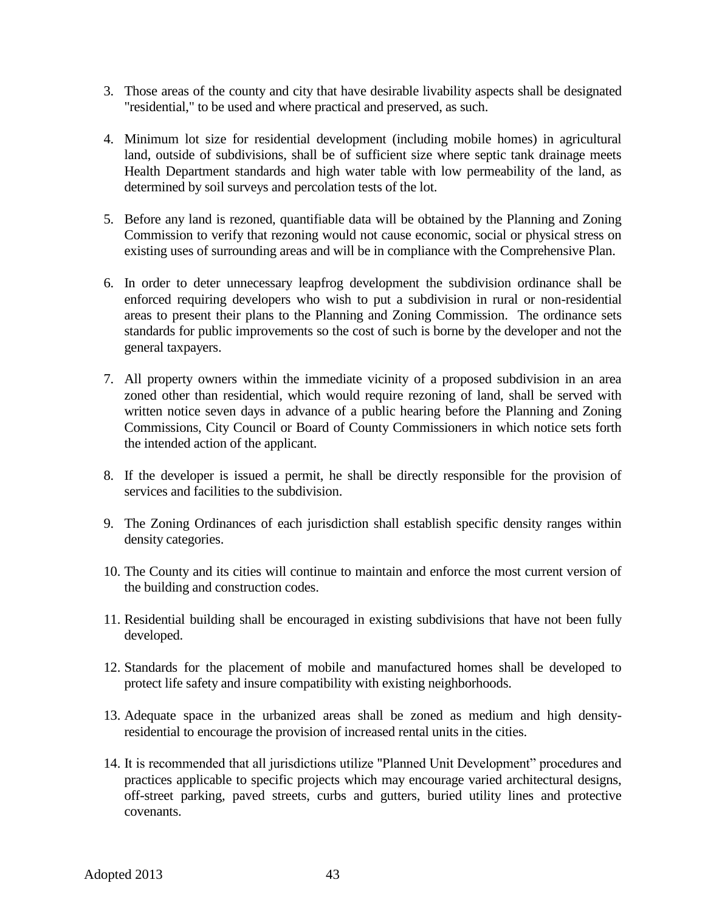3. Those areas of the county and city that have desirable livability aspects shall be designated "residential," to be used and where practical and preserved, as such.

4. Minimum lot size for residential development (including mobile homes) in agricultural land, outside of subdivisions, shall be of sufficient size where septic tank drainage meets Health Department standards and high water table with low permeability of the land, as determined by soil surveys and percolation tests of the lot.

5. Before any land is rezoned, quantifiable data will be obtained by the Planning and Zoning Commission to verify that rezoning would not cause economic, social or physical stress on existing uses of surrounding areas and will be in compliance with the Comprehensive Plan.

6. In order to deter unnecessary leapfrog development the subdivision ordinance shall be enforced requiring developers who wish to put a subdivision in rural or non-residential areas to present their plans to the Planning and Zoning Commission. The ordinance sets standards for public improvements so the cost of such is borne by the developer and not the general taxpayers.

7. All property owners within the immediate vicinity of a proposed subdivision in an area zoned other than residential, which would require rezoning of land, shall be served with written notice seven days in advance of a public hearing before the Planning and Zoning Commissions, City Council or Board of County Commissioners in which notice sets forth the intended action of the applicant.

8. If the developer is issued a permit, he shall be directly responsible for the provision of services and facilities to the subdivision.

9. The Zoning Ordinances of each jurisdiction shall establish specific density ranges within density categories.

10. The County and its cities will continue to maintain and enforce the most current version of the building and construction codes.

11. Residential building shall be encouraged in existing subdivisions that have not been fully developed.

12. Standards for the placement of mobile and manufactured homes shall be developed to protect life safety and insure compatibility with existing neighborhoods.

13. Adequate space in the urbanized areas shall be zoned as medium and high density-residential to encourage the provision of increased rental units in the cities.

14. It is recommended that all jurisdictions utilize "Planned Unit Development" procedures and practices applicable to specific projects which may encourage varied architectural designs, off-street parking, paved streets, curbs and gutters, buried utility lines and protective covenants.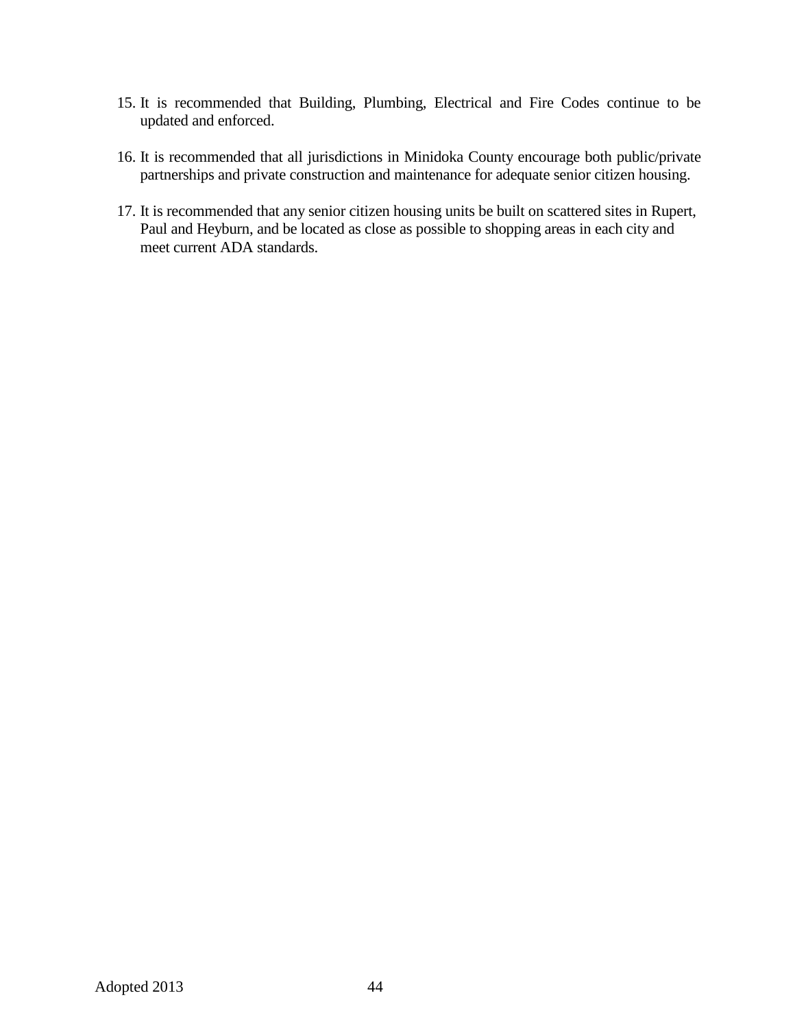15. It is recommended that Building, Plumbing, Electrical and Fire Codes continue to be updated and enforced.

16. It is recommended that all jurisdictions in Minidoka County encourage both public/private partnerships and private construction and maintenance for adequate senior citizen housing.

17. It is recommended that any senior citizen housing units be built on scattered sites in Rupert, Paul and Heyburn, and be located as close as possible to shopping areas in each city and meet current ADA standards.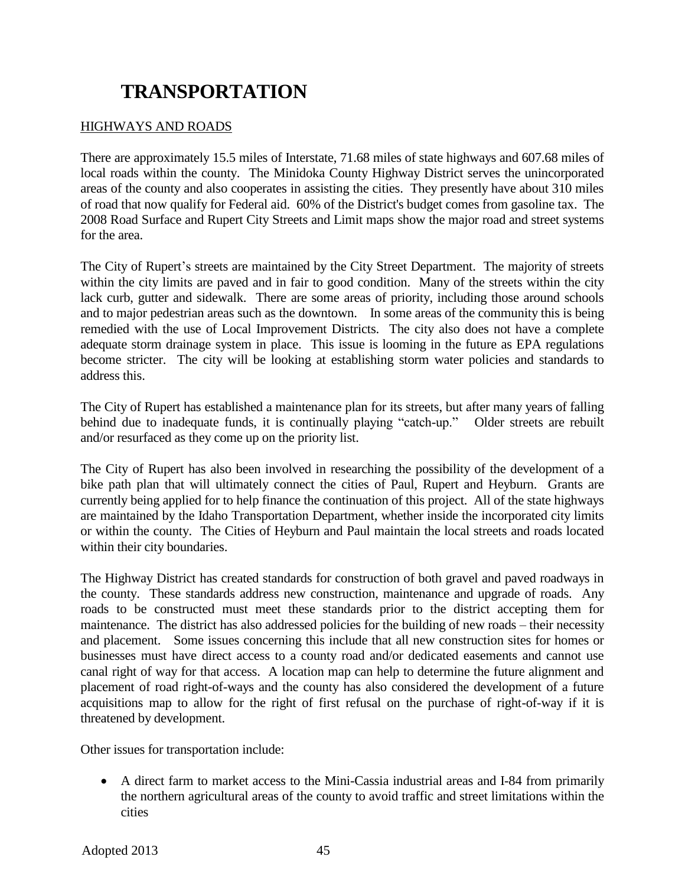# TRANSPORTATION

HIGHWAYS AND ROADS

There are approximately 15.5 miles of Interstate, 71.68 miles of state highways and 607.68 miles of local roads within the county. The Minidoka County Highway District serves the unincorporated areas of the county and also cooperates in assisting the cities. They presently have about 310 miles of road that now qualify for Federal aid. 60% of the District's budget comes from gasoline tax. The 2008 Road Surface and Rupert City Streets and Limit maps show the major road and street systems for the area.

The City of Rupert's streets are maintained by the City Street Department. The majority of streets within the city limits are paved and in fair to good condition. Many of the streets within the city lack curb, gutter and sidewalk. There are some areas of priority, including those around schools and to major pedestrian areas such as the downtown. In some areas of the community this is being remedied with the use of Local Improvement Districts. The city also does not have a complete adequate storm drainage system in place. This issue is looming in the future as EPA regulations become stricter. The city will be looking at establishing storm water policies and standards to address this.

The City of Rupert has established a maintenance plan for its streets, but after many years of falling behind due to inadequate funds, it is continually playing "catch-up." Older streets are rebuilt and/or resurfaced as they come up on the priority list.

The City of Rupert has also been involved in researching the possibility of the development of a bike path plan that will ultimately connect the cities of Paul, Rupert and Heyburn. Grants are currently being applied for to help finance the continuation of this project. All of the state highways are maintained by the Idaho Transportation Department, whether inside the incorporated city limits or within the county. The Cities of Heyburn and Paul maintain the local streets and roads located within their city boundaries.

The Highway District has created standards for construction of both gravel and paved roadways in the county. These standards address new construction, maintenance and upgrade of roads. Any roads to be constructed must meet these standards prior to the district accepting them for maintenance. The district has also addressed policies for the building of new roads – their necessity and placement. Some issues concerning this include that all new construction sites for homes or businesses must have direct access to a county road and/or dedicated easements and cannot use canal right of way for that access. A location map can help to determine the future alignment and placement of road right-of-ways and the county has also considered the development of a future acquisitions map to allow for the right of first refusal on the purchase of right-of-way if it is threatened by development.

Other issues for transportation include:

- A direct farm to market access to the Mini-Cassia industrial areas and I-84 from primarily the northern agricultural areas of the county to avoid traffic and street limitations within the cities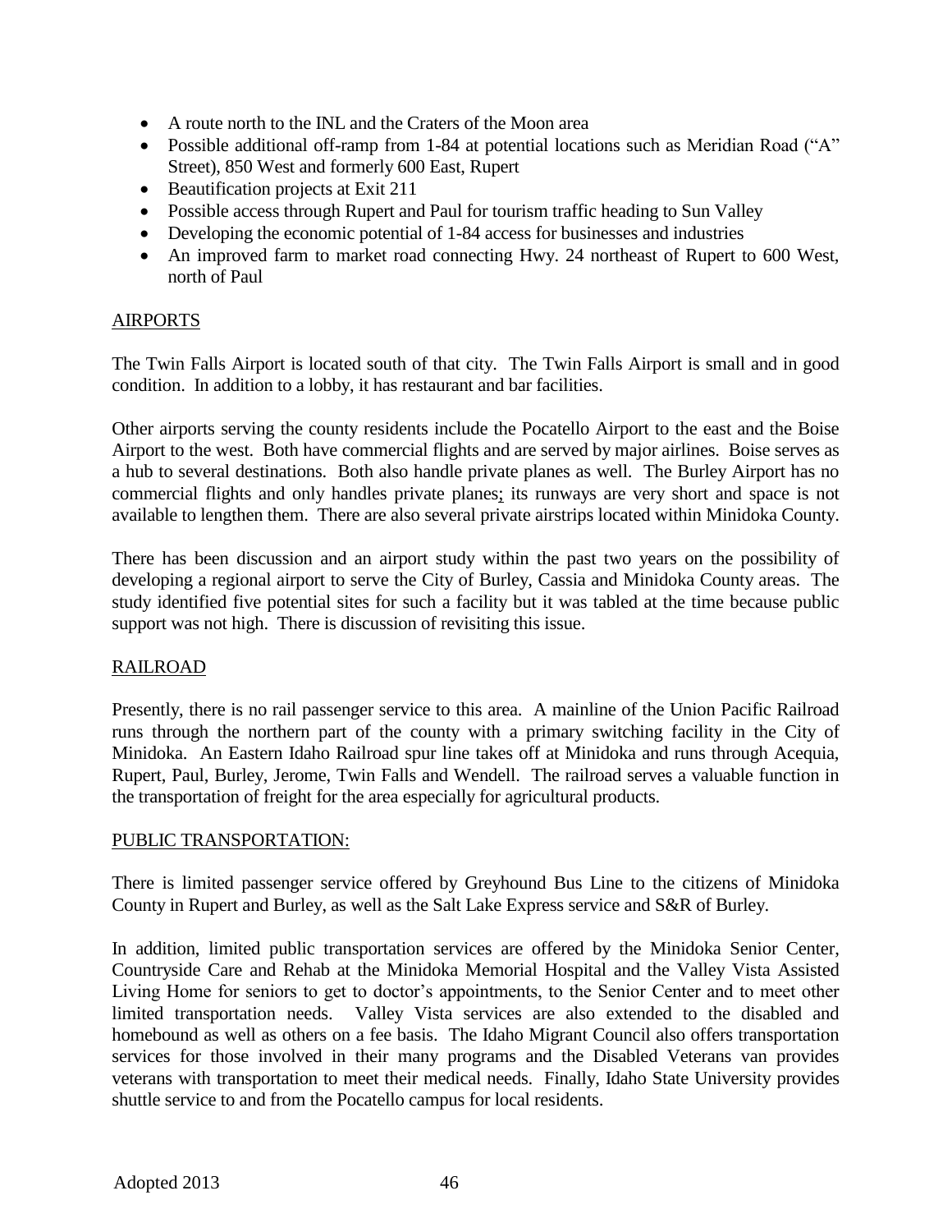- A route north to the INL and the Craters of the Moon area
- Possible additional off-ramp from 1-84 at potential locations such as Meridian Road ("A" Street), 850 West and formerly 600 East, Rupert
- Beautification projects at Exit 211
- Possible access through Rupert and Paul for tourism traffic heading to Sun Valley
- Developing the economic potential of 1-84 access for businesses and industries
- An improved farm to market road connecting Hwy. 24 northeast of Rupert to 600 West, north of Paul

## AIRPORTS

The Twin Falls Airport is located south of that city. The Twin Falls Airport is small and in good condition. In addition to a lobby, it has restaurant and bar facilities.

Other airports serving the county residents include the Pocatello Airport to the east and the Boise Airport to the west. Both have commercial flights and are served by major airlines. Boise serves as a hub to several destinations. Both also handle private planes as well. The Burley Airport has no commercial flights and only handles private planes; its runways are very short and space is not available to lengthen them. There are also several private airstrips located within Minidoka County.

There has been discussion and an airport study within the past two years on the possibility of developing a regional airport to serve the City of Burley, Cassia and Minidoka County areas. The study identified five potential sites for such a facility but it was tabled at the time because public support was not high. There is discussion of revisiting this issue.

## RAILROAD

Presently, there is no rail passenger service to this area. A mainline of the Union Pacific Railroad runs through the northern part of the county with a primary switching facility in the City of Minidoka. An Eastern Idaho Railroad spur line takes off at Minidoka and runs through Acequia, Rupert, Paul, Burley, Jerome, Twin Falls and Wendell. The railroad serves a valuable function in the transportation of freight for the area especially for agricultural products.

## PUBLIC TRANSPORTATION:

There is limited passenger service offered by Greyhound Bus Line to the citizens of Minidoka County in Rupert and Burley, as well as the Salt Lake Express service and S&R of Burley.

In addition, limited public transportation services are offered by the Minidoka Senior Center, Countryside Care and Rehab at the Minidoka Memorial Hospital and the Valley Vista Assisted Living Home for seniors to get to doctor's appointments, to the Senior Center and to meet other limited transportation needs. Valley Vista services are also extended to the disabled and homebound as well as others on a fee basis. The Idaho Migrant Council also offers transportation services for those involved in their many programs and the Disabled Veterans van provides veterans with transportation to meet their medical needs. Finally, Idaho State University provides shuttle service to and from the Pocatello campus for local residents.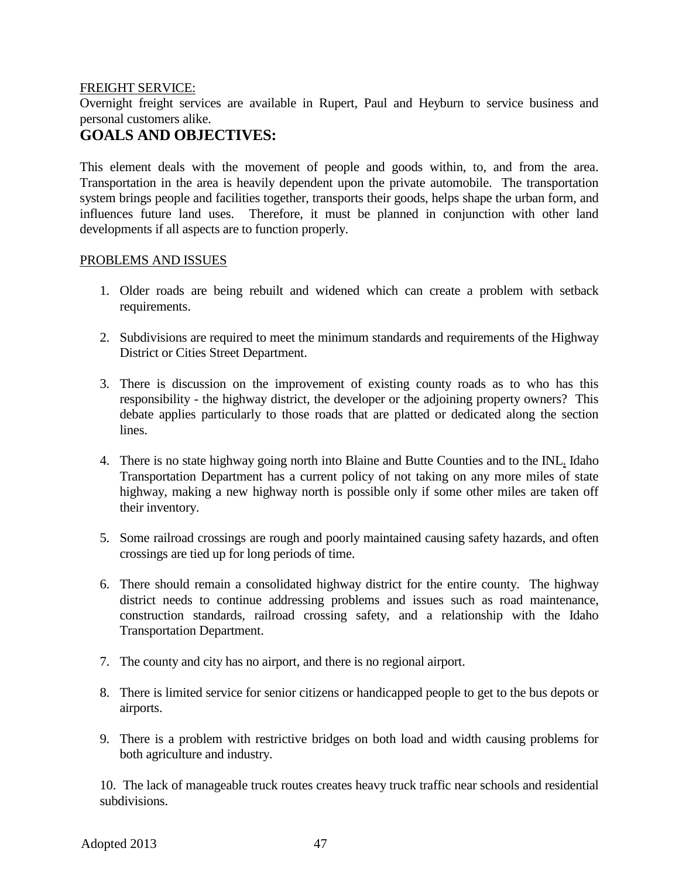FREIGHT SERVICE:

Overnight freight services are available in Rupert, Paul and Heyburn to service business and personal customers alike.

## GOALS AND OBJECTIVES:

This element deals with the movement of people and goods within, to, and from the area. Transportation in the area is heavily dependent upon the private automobile. The transportation system brings people and facilities together, transports their goods, helps shape the urban form, and influences future land uses. Therefore, it must be planned in conjunction with other land developments if all aspects are to function properly.

PROBLEMS AND ISSUES

1. Older roads are being rebuilt and widened which can create a problem with setback requirements.

2. Subdivisions are required to meet the minimum standards and requirements of the Highway District or Cities Street Department.

3. There is discussion on the improvement of existing county roads as to who has this responsibility - the highway district, the developer or the adjoining property owners? This debate applies particularly to those roads that are platted or dedicated along the section lines.

4. There is no state highway going north into Blaine and Butte Counties and to the INL. Idaho Transportation Department has a current policy of not taking on any more miles of state highway, making a new highway north is possible only if some other miles are taken off their inventory.

5. Some railroad crossings are rough and poorly maintained causing safety hazards, and often crossings are tied up for long periods of time.

6. There should remain a consolidated highway district for the entire county. The highway district needs to continue addressing problems and issues such as road maintenance, construction standards, railroad crossing safety, and a relationship with the Idaho Transportation Department.

7. The county and city has no airport, and there is no regional airport.

8. There is limited service for senior citizens or handicapped people to get to the bus depots or airports.

9. There is a problem with restrictive bridges on both load and width causing problems for both agriculture and industry.

10. The lack of manageable truck routes creates heavy truck traffic near schools and residential subdivisions.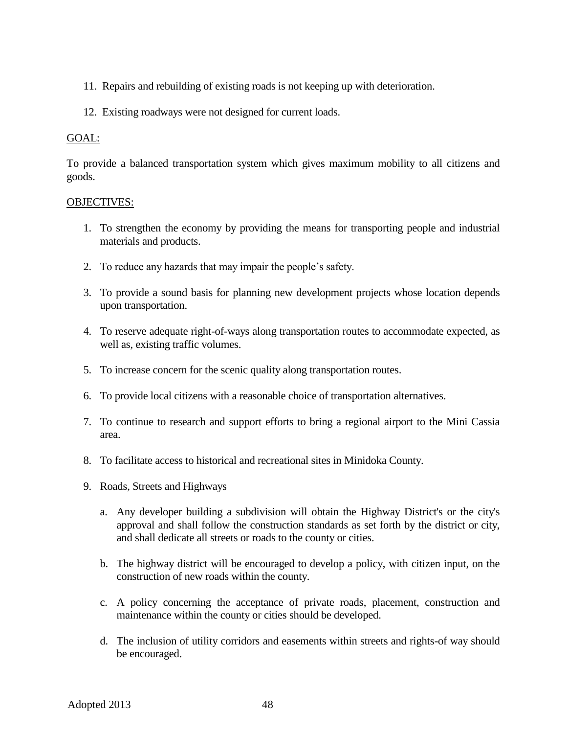11. Repairs and rebuilding of existing roads is not keeping up with deterioration.

12. Existing roadways were not designed for current loads.

<u>GOAL:</u>

To provide a balanced transportation system which gives maximum mobility to all citizens and goods.

<u>OBJECTIVES:</u>

1. To strengthen the economy by providing the means for transporting people and industrial materials and products.

2. To reduce any hazards that may impair the people's safety.

3. To provide a sound basis for planning new development projects whose location depends upon transportation.

4. To reserve adequate right-of-ways along transportation routes to accommodate expected, as well as, existing traffic volumes.

5. To increase concern for the scenic quality along transportation routes.

6. To provide local citizens with a reasonable choice of transportation alternatives.

7. To continue to research and support efforts to bring a regional airport to the Mini Cassia area.

8. To facilitate access to historical and recreational sites in Minidoka County.

9. Roads, Streets and Highways

   a. Any developer building a subdivision will obtain the Highway District's or the city's approval and shall follow the construction standards as set forth by the district or city, and shall dedicate all streets or roads to the county or cities.

   b. The highway district will be encouraged to develop a policy, with citizen input, on the construction of new roads within the county.

   c. A policy concerning the acceptance of private roads, placement, construction and maintenance within the county or cities should be developed.

   d. The inclusion of utility corridors and easements within streets and rights-of way should be encouraged.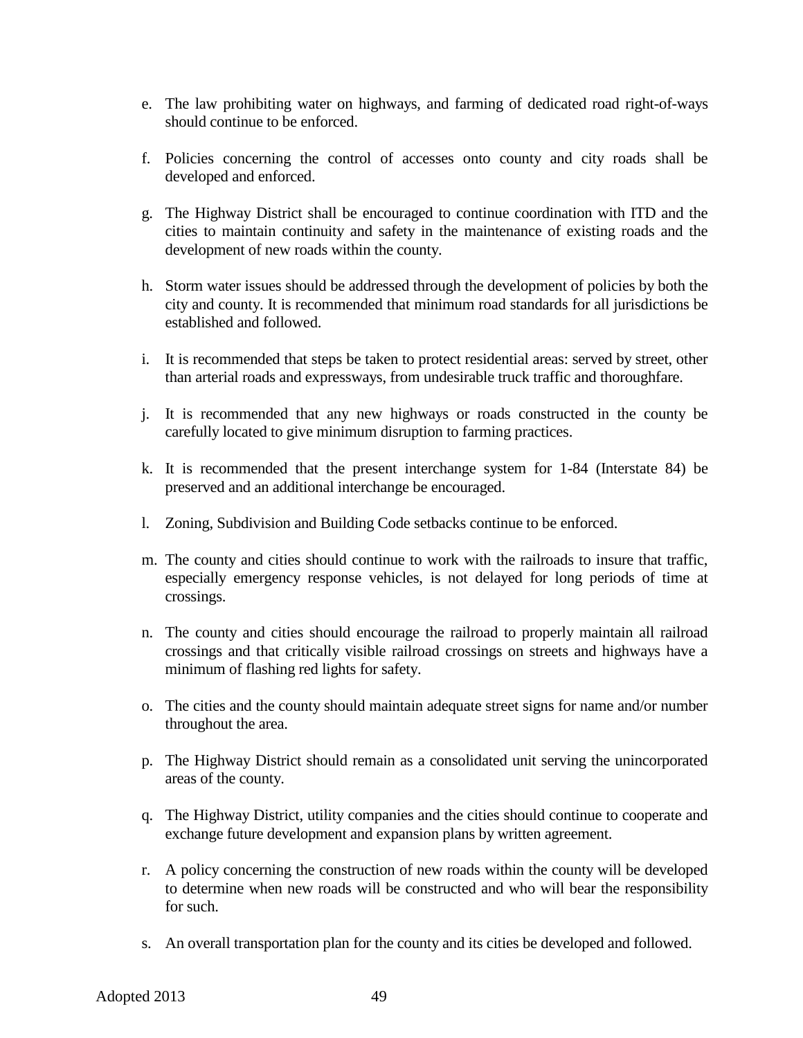e. The law prohibiting water on highways, and farming of dedicated road right-of-ways should continue to be enforced.

f. Policies concerning the control of accesses onto county and city roads shall be developed and enforced.

g. The Highway District shall be encouraged to continue coordination with ITD and the cities to maintain continuity and safety in the maintenance of existing roads and the development of new roads within the county.

h. Storm water issues should be addressed through the development of policies by both the city and county. It is recommended that minimum road standards for all jurisdictions be established and followed.

i. It is recommended that steps be taken to protect residential areas: served by street, other than arterial roads and expressways, from undesirable truck traffic and thoroughfare.

j. It is recommended that any new highways or roads constructed in the county be carefully located to give minimum disruption to farming practices.

k. It is recommended that the present interchange system for 1-84 (Interstate 84) be preserved and an additional interchange be encouraged.

l. Zoning, Subdivision and Building Code setbacks continue to be enforced.

m. The county and cities should continue to work with the railroads to insure that traffic, especially emergency response vehicles, is not delayed for long periods of time at crossings.

n. The county and cities should encourage the railroad to properly maintain all railroad crossings and that critically visible railroad crossings on streets and highways have a minimum of flashing red lights for safety.

o. The cities and the county should maintain adequate street signs for name and/or number throughout the area.

p. The Highway District should remain as a consolidated unit serving the unincorporated areas of the county.

q. The Highway District, utility companies and the cities should continue to cooperate and exchange future development and expansion plans by written agreement.

r. A policy concerning the construction of new roads within the county will be developed to determine when new roads will be constructed and who will bear the responsibility for such.

s. An overall transportation plan for the county and its cities be developed and followed.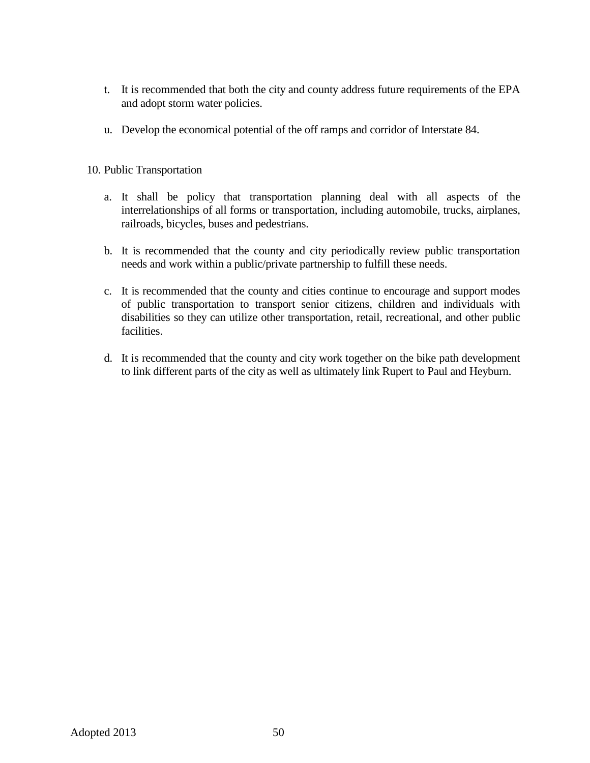t. It is recommended that both the city and county address future requirements of the EPA and adopt storm water policies.

u. Develop the economical potential of the off ramps and corridor of Interstate 84.

10. Public Transportation

a. It shall be policy that transportation planning deal with all aspects of the interrelationships of all forms or transportation, including automobile, trucks, airplanes, railroads, bicycles, buses and pedestrians.

b. It is recommended that the county and city periodically review public transportation needs and work within a public/private partnership to fulfill these needs.

c. It is recommended that the county and cities continue to encourage and support modes of public transportation to transport senior citizens, children and individuals with disabilities so they can utilize other transportation, retail, recreational, and other public facilities.

d. It is recommended that the county and city work together on the bike path development to link different parts of the city as well as ultimately link Rupert to Paul and Heyburn.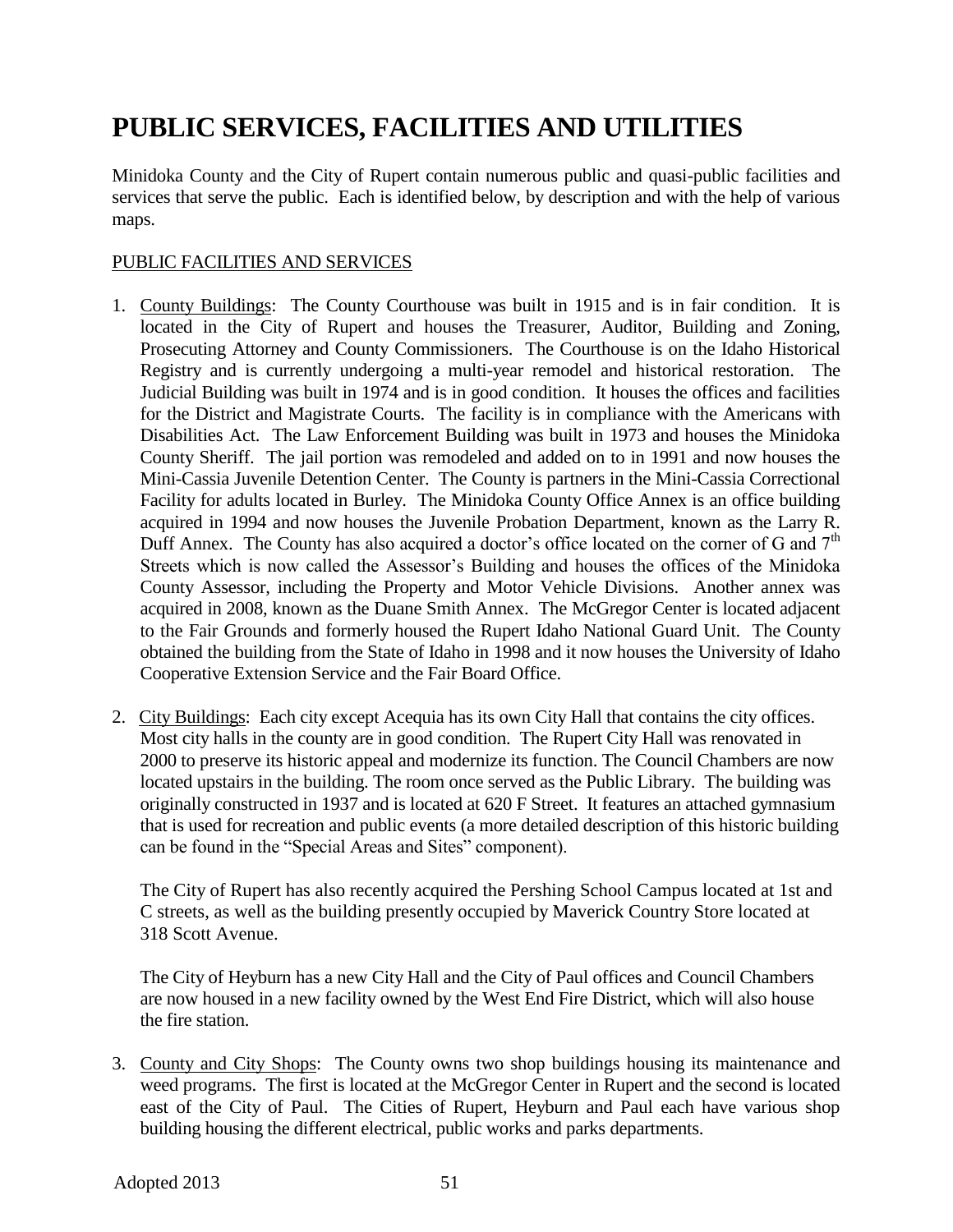# PUBLIC SERVICES, FACILITIES AND UTILITIES

Minidoka County and the City of Rupert contain numerous public and quasi-public facilities and services that serve the public. Each is identified below, by description and with the help of various maps.

## PUBLIC FACILITIES AND SERVICES

1. County Buildings: The County Courthouse was built in 1915 and is in fair condition. It is located in the City of Rupert and houses the Treasurer, Auditor, Building and Zoning, Prosecuting Attorney and County Commissioners. The Courthouse is on the Idaho Historical Registry and is currently undergoing a multi-year remodel and historical restoration. The Judicial Building was built in 1974 and is in good condition. It houses the offices and facilities for the District and Magistrate Courts. The facility is in compliance with the Americans with Disabilities Act. The Law Enforcement Building was built in 1973 and houses the Minidoka County Sheriff. The jail portion was remodeled and added on to in 1991 and now houses the Mini-Cassia Juvenile Detention Center. The County is partners in the Mini-Cassia Correctional Facility for adults located in Burley. The Minidoka County Office Annex is an office building acquired in 1994 and now houses the Juvenile Probation Department, known as the Larry R. Duff Annex. The County has also acquired a doctor's office located on the corner of G and 7th Streets which is now called the Assessor's Building and houses the offices of the Minidoka County Assessor, including the Property and Motor Vehicle Divisions. Another annex was acquired in 2008, known as the Duane Smith Annex. The McGregor Center is located adjacent to the Fair Grounds and formerly housed the Rupert Idaho National Guard Unit. The County obtained the building from the State of Idaho in 1998 and it now houses the University of Idaho Cooperative Extension Service and the Fair Board Office.

2. City Buildings: Each city except Acequia has its own City Hall that contains the city offices. Most city halls in the county are in good condition. The Rupert City Hall was renovated in 2000 to preserve its historic appeal and modernize its function. The Council Chambers are now located upstairs in the building. The room once served as the Public Library. The building was originally constructed in 1937 and is located at 620 F Street. It features an attached gymnasium that is used for recreation and public events (a more detailed description of this historic building can be found in the "Special Areas and Sites" component).

   The City of Rupert has also recently acquired the Pershing School Campus located at 1st and C streets, as well as the building presently occupied by Maverick Country Store located at 318 Scott Avenue.

   The City of Heyburn has a new City Hall and the City of Paul offices and Council Chambers are now housed in a new facility owned by the West End Fire District, which will also house the fire station.

3. County and City Shops: The County owns two shop buildings housing its maintenance and weed programs. The first is located at the McGregor Center in Rupert and the second is located east of the City of Paul. The Cities of Rupert, Heyburn and Paul each have various shop building housing the different electrical, public works and parks departments.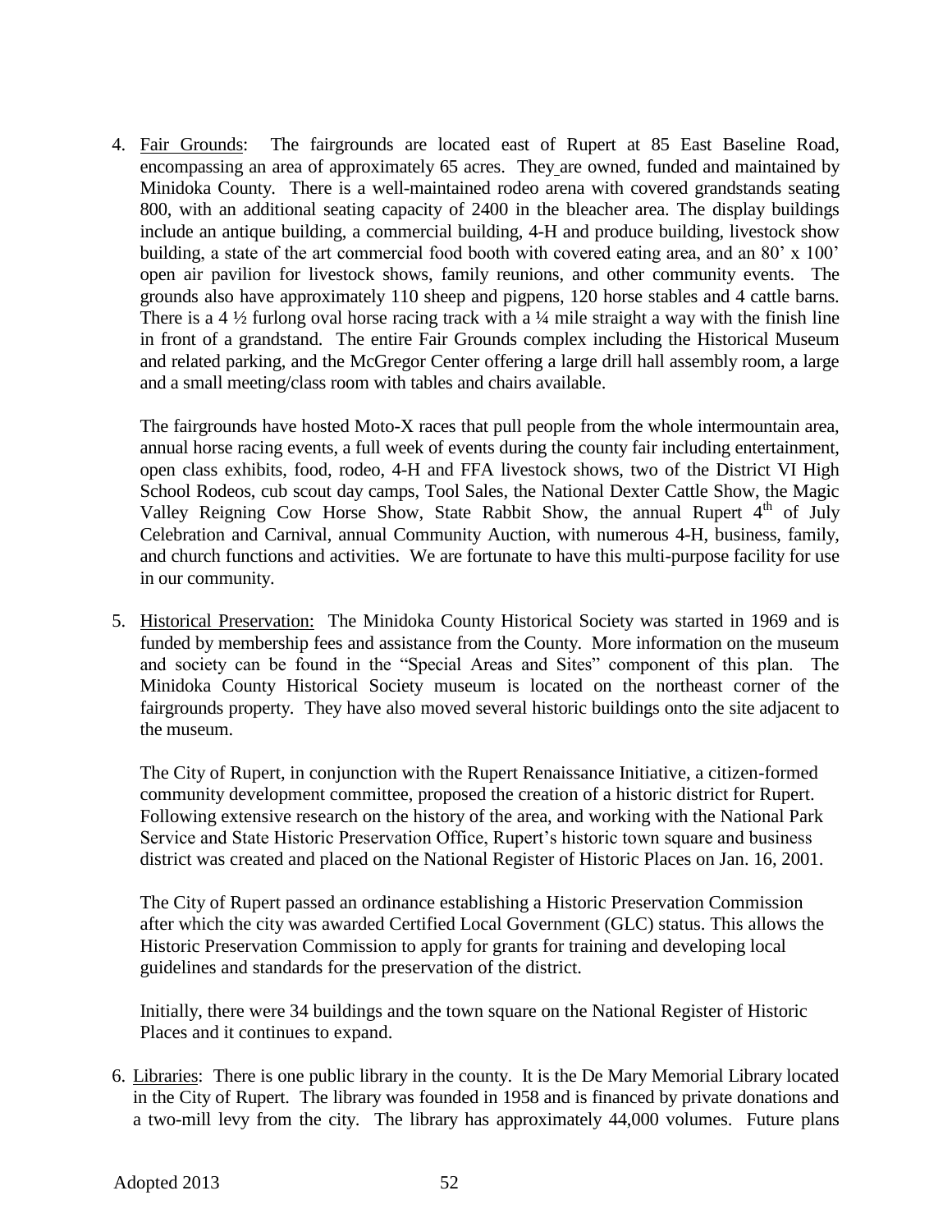4. <u>Fair Grounds</u>: The fairgrounds are located east of Rupert at 85 East Baseline Road, encompassing an area of approximately 65 acres. They are owned, funded and maintained by Minidoka County. There is a well-maintained rodeo arena with covered grandstands seating 800, with an additional seating capacity of 2400 in the bleacher area. The display buildings include an antique building, a commercial building, 4-H and produce building, livestock show building, a state of the art commercial food booth with covered eating area, and an 80' x 100' open air pavilion for livestock shows, family reunions, and other community events. The grounds also have approximately 110 sheep and pigpens, 120 horse stables and 4 cattle barns. There is a 4 ½ furlong oval horse racing track with a ¼ mile straight a way with the finish line in front of a grandstand. The entire Fair Grounds complex including the Historical Museum and related parking, and the McGregor Center offering a large drill hall assembly room, a large and a small meeting/class room with tables and chairs available.

   The fairgrounds have hosted Moto-X races that pull people from the whole intermountain area, annual horse racing events, a full week of events during the county fair including entertainment, open class exhibits, food, rodeo, 4-H and FFA livestock shows, two of the District VI High School Rodeos, cub scout day camps, Tool Sales, the National Dexter Cattle Show, the Magic Valley Reigning Cow Horse Show, State Rabbit Show, the annual Rupert 4th of July Celebration and Carnival, annual Community Auction, with numerous 4-H, business, family, and church functions and activities. We are fortunate to have this multi-purpose facility for use in our community.

5. <u>Historical Preservation:</u> The Minidoka County Historical Society was started in 1969 and is funded by membership fees and assistance from the County. More information on the museum and society can be found in the "Special Areas and Sites" component of this plan. The Minidoka County Historical Society museum is located on the northeast corner of the fairgrounds property. They have also moved several historic buildings onto the site adjacent to the museum.

   The City of Rupert, in conjunction with the Rupert Renaissance Initiative, a citizen-formed community development committee, proposed the creation of a historic district for Rupert. Following extensive research on the history of the area, and working with the National Park Service and State Historic Preservation Office, Rupert's historic town square and business district was created and placed on the National Register of Historic Places on Jan. 16, 2001.

   The City of Rupert passed an ordinance establishing a Historic Preservation Commission after which the city was awarded Certified Local Government (GLC) status. This allows the Historic Preservation Commission to apply for grants for training and developing local guidelines and standards for the preservation of the district.

   Initially, there were 34 buildings and the town square on the National Register of Historic Places and it continues to expand.

6. <u>Libraries</u>: There is one public library in the county. It is the De Mary Memorial Library located in the City of Rupert. The library was founded in 1958 and is financed by private donations and a two-mill levy from the city. The library has approximately 44,000 volumes. Future plans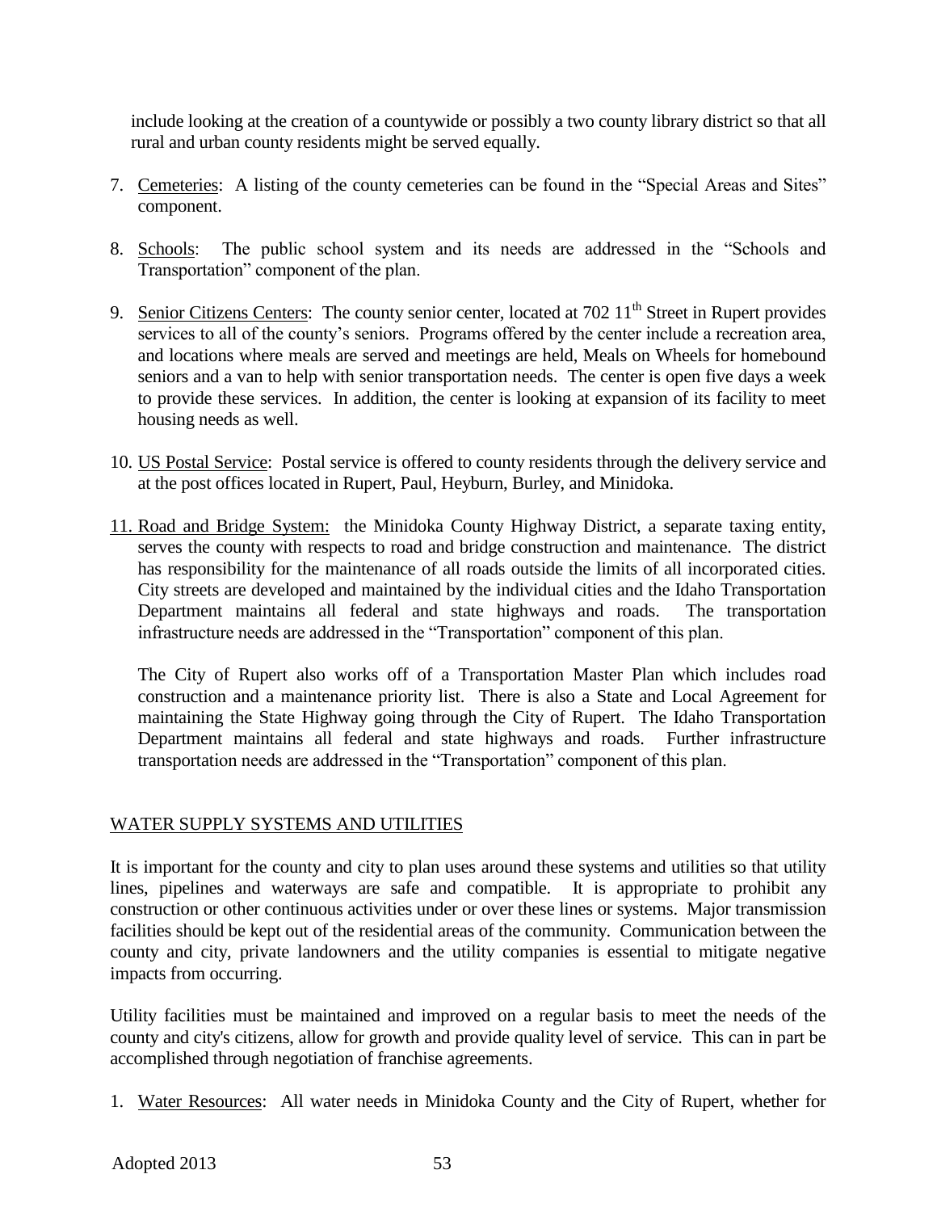include looking at the creation of a countywide or possibly a two county library district so that all rural and urban county residents might be served equally.

7. Cemeteries: A listing of the county cemeteries can be found in the "Special Areas and Sites" component.

8. Schools: The public school system and its needs are addressed in the "Schools and Transportation" component of the plan.

9. Senior Citizens Centers: The county senior center, located at 702 11th Street in Rupert provides services to all of the county's seniors. Programs offered by the center include a recreation area, and locations where meals are served and meetings are held, Meals on Wheels for homebound seniors and a van to help with senior transportation needs. The center is open five days a week to provide these services. In addition, the center is looking at expansion of its facility to meet housing needs as well.

10. US Postal Service: Postal service is offered to county residents through the delivery service and at the post offices located in Rupert, Paul, Heyburn, Burley, and Minidoka.

11. Road and Bridge System: the Minidoka County Highway District, a separate taxing entity, serves the county with respects to road and bridge construction and maintenance. The district has responsibility for the maintenance of all roads outside the limits of all incorporated cities. City streets are developed and maintained by the individual cities and the Idaho Transportation Department maintains all federal and state highways and roads. The transportation infrastructure needs are addressed in the "Transportation" component of this plan.

    The City of Rupert also works off of a Transportation Master Plan which includes road construction and a maintenance priority list. There is also a State and Local Agreement for maintaining the State Highway going through the City of Rupert. The Idaho Transportation Department maintains all federal and state highways and roads. Further infrastructure transportation needs are addressed in the "Transportation" component of this plan.

## WATER SUPPLY SYSTEMS AND UTILITIES

It is important for the county and city to plan uses around these systems and utilities so that utility lines, pipelines and waterways are safe and compatible. It is appropriate to prohibit any construction or other continuous activities under or over these lines or systems. Major transmission facilities should be kept out of the residential areas of the community. Communication between the county and city, private landowners and the utility companies is essential to mitigate negative impacts from occurring.

Utility facilities must be maintained and improved on a regular basis to meet the needs of the county and city's citizens, allow for growth and provide quality level of service. This can in part be accomplished through negotiation of franchise agreements.

1. Water Resources: All water needs in Minidoka County and the City of Rupert, whether for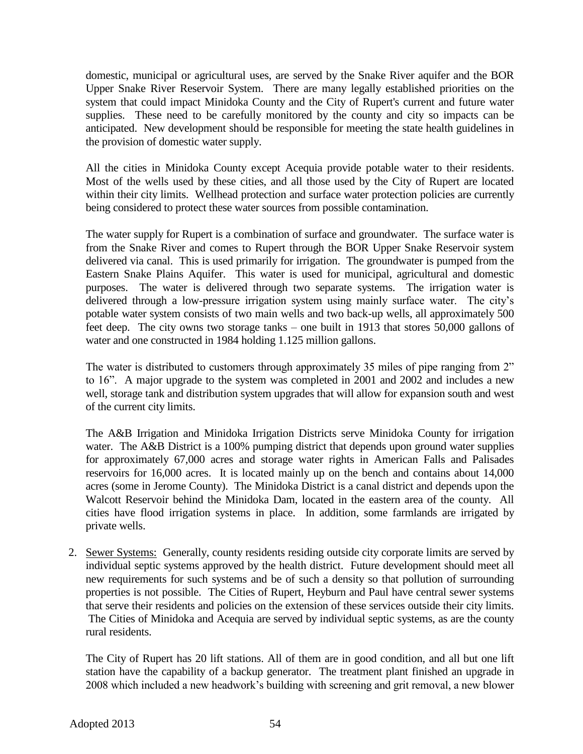domestic, municipal or agricultural uses, are served by the Snake River aquifer and the BOR Upper Snake River Reservoir System. There are many legally established priorities on the system that could impact Minidoka County and the City of Rupert's current and future water supplies. These need to be carefully monitored by the county and city so impacts can be anticipated. New development should be responsible for meeting the state health guidelines in the provision of domestic water supply.

All the cities in Minidoka County except Acequia provide potable water to their residents. Most of the wells used by these cities, and all those used by the City of Rupert are located within their city limits. Wellhead protection and surface water protection policies are currently being considered to protect these water sources from possible contamination.

The water supply for Rupert is a combination of surface and groundwater. The surface water is from the Snake River and comes to Rupert through the BOR Upper Snake Reservoir system delivered via canal. This is used primarily for irrigation. The groundwater is pumped from the Eastern Snake Plains Aquifer. This water is used for municipal, agricultural and domestic purposes. The water is delivered through two separate systems. The irrigation water is delivered through a low-pressure irrigation system using mainly surface water. The city's potable water system consists of two main wells and two back-up wells, all approximately 500 feet deep. The city owns two storage tanks – one built in 1913 that stores 50,000 gallons of water and one constructed in 1984 holding 1.125 million gallons.

The water is distributed to customers through approximately 35 miles of pipe ranging from 2" to 16". A major upgrade to the system was completed in 2001 and 2002 and includes a new well, storage tank and distribution system upgrades that will allow for expansion south and west of the current city limits.

The A&B Irrigation and Minidoka Irrigation Districts serve Minidoka County for irrigation water. The A&B District is a 100% pumping district that depends upon ground water supplies for approximately 67,000 acres and storage water rights in American Falls and Palisades reservoirs for 16,000 acres. It is located mainly up on the bench and contains about 14,000 acres (some in Jerome County). The Minidoka District is a canal district and depends upon the Walcott Reservoir behind the Minidoka Dam, located in the eastern area of the county. All cities have flood irrigation systems in place. In addition, some farmlands are irrigated by private wells.

2. Sewer Systems: Generally, county residents residing outside city corporate limits are served by individual septic systems approved by the health district. Future development should meet all new requirements for such systems and be of such a density so that pollution of surrounding properties is not possible. The Cities of Rupert, Heyburn and Paul have central sewer systems that serve their residents and policies on the extension of these services outside their city limits. The Cities of Minidoka and Acequia are served by individual septic systems, as are the county rural residents.

   The City of Rupert has 20 lift stations. All of them are in good condition, and all but one lift station have the capability of a backup generator. The treatment plant finished an upgrade in 2008 which included a new headwork's building with screening and grit removal, a new blower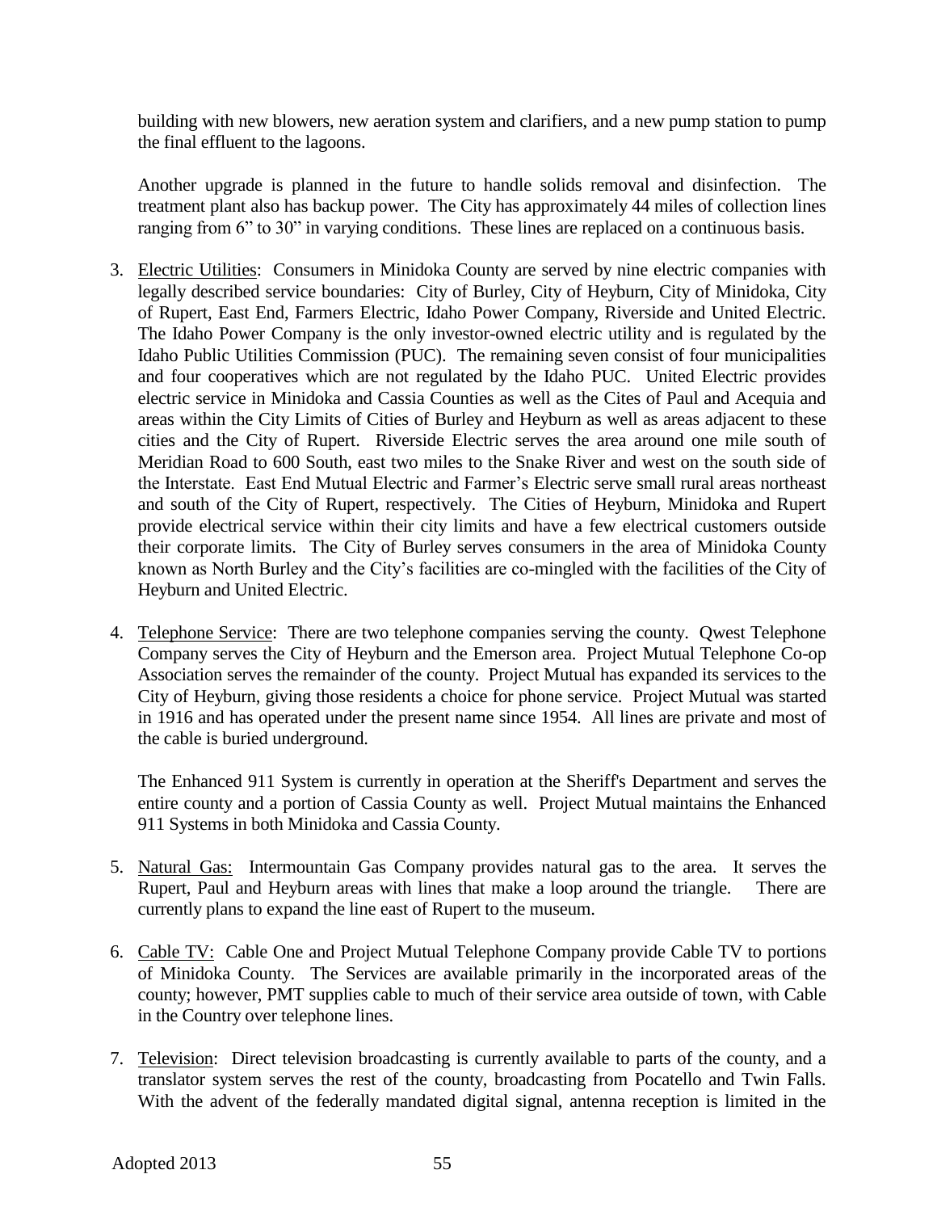building with new blowers, new aeration system and clarifiers, and a new pump station to pump the final effluent to the lagoons.

Another upgrade is planned in the future to handle solids removal and disinfection. The treatment plant also has backup power. The City has approximately 44 miles of collection lines ranging from 6" to 30" in varying conditions. These lines are replaced on a continuous basis.

3. Electric Utilities: Consumers in Minidoka County are served by nine electric companies with legally described service boundaries: City of Burley, City of Heyburn, City of Minidoka, City of Rupert, East End, Farmers Electric, Idaho Power Company, Riverside and United Electric. The Idaho Power Company is the only investor-owned electric utility and is regulated by the Idaho Public Utilities Commission (PUC). The remaining seven consist of four municipalities and four cooperatives which are not regulated by the Idaho PUC. United Electric provides electric service in Minidoka and Cassia Counties as well as the Cites of Paul and Acequia and areas within the City Limits of Cities of Burley and Heyburn as well as areas adjacent to these cities and the City of Rupert. Riverside Electric serves the area around one mile south of Meridian Road to 600 South, east two miles to the Snake River and west on the south side of the Interstate. East End Mutual Electric and Farmer's Electric serve small rural areas northeast and south of the City of Rupert, respectively. The Cities of Heyburn, Minidoka and Rupert provide electrical service within their city limits and have a few electrical customers outside their corporate limits. The City of Burley serves consumers in the area of Minidoka County known as North Burley and the City's facilities are co-mingled with the facilities of the City of Heyburn and United Electric.

4. Telephone Service: There are two telephone companies serving the county. Qwest Telephone Company serves the City of Heyburn and the Emerson area. Project Mutual Telephone Co-op Association serves the remainder of the county. Project Mutual has expanded its services to the City of Heyburn, giving those residents a choice for phone service. Project Mutual was started in 1916 and has operated under the present name since 1954. All lines are private and most of the cable is buried underground.

   The Enhanced 911 System is currently in operation at the Sheriff's Department and serves the entire county and a portion of Cassia County as well. Project Mutual maintains the Enhanced 911 Systems in both Minidoka and Cassia County.

5. Natural Gas: Intermountain Gas Company provides natural gas to the area. It serves the Rupert, Paul and Heyburn areas with lines that make a loop around the triangle. There are currently plans to expand the line east of Rupert to the museum.

6. Cable TV: Cable One and Project Mutual Telephone Company provide Cable TV to portions of Minidoka County. The Services are available primarily in the incorporated areas of the county; however, PMT supplies cable to much of their service area outside of town, with Cable in the Country over telephone lines.

7. Television: Direct television broadcasting is currently available to parts of the county, and a translator system serves the rest of the county, broadcasting from Pocatello and Twin Falls. With the advent of the federally mandated digital signal, antenna reception is limited in the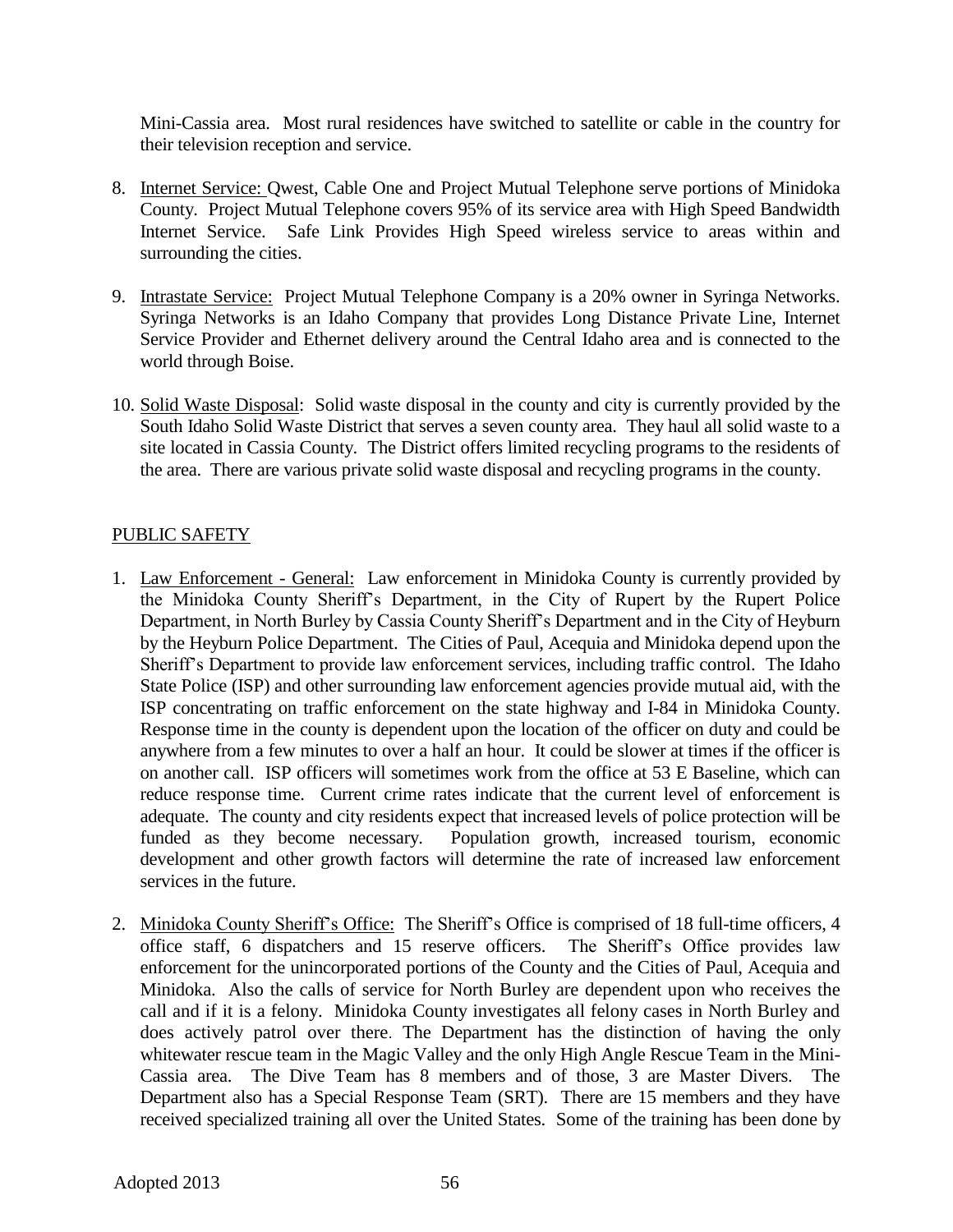Mini-Cassia area. Most rural residences have switched to satellite or cable in the country for their television reception and service.

8. Internet Service: Qwest, Cable One and Project Mutual Telephone serve portions of Minidoka County. Project Mutual Telephone covers 95% of its service area with High Speed Bandwidth Internet Service. Safe Link Provides High Speed wireless service to areas within and surrounding the cities.

9. Intrastate Service: Project Mutual Telephone Company is a 20% owner in Syringa Networks. Syringa Networks is an Idaho Company that provides Long Distance Private Line, Internet Service Provider and Ethernet delivery around the Central Idaho area and is connected to the world through Boise.

10. Solid Waste Disposal: Solid waste disposal in the county and city is currently provided by the South Idaho Solid Waste District that serves a seven county area. They haul all solid waste to a site located in Cassia County. The District offers limited recycling programs to the residents of the area. There are various private solid waste disposal and recycling programs in the county.

## PUBLIC SAFETY

1. Law Enforcement - General: Law enforcement in Minidoka County is currently provided by the Minidoka County Sheriff's Department, in the City of Rupert by the Rupert Police Department, in North Burley by Cassia County Sheriff's Department and in the City of Heyburn by the Heyburn Police Department. The Cities of Paul, Acequia and Minidoka depend upon the Sheriff's Department to provide law enforcement services, including traffic control. The Idaho State Police (ISP) and other surrounding law enforcement agencies provide mutual aid, with the ISP concentrating on traffic enforcement on the state highway and I-84 in Minidoka County. Response time in the county is dependent upon the location of the officer on duty and could be anywhere from a few minutes to over a half an hour. It could be slower at times if the officer is on another call. ISP officers will sometimes work from the office at 53 E Baseline, which can reduce response time. Current crime rates indicate that the current level of enforcement is adequate. The county and city residents expect that increased levels of police protection will be funded as they become necessary. Population growth, increased tourism, economic development and other growth factors will determine the rate of increased law enforcement services in the future.

2. Minidoka County Sheriff's Office: The Sheriff's Office is comprised of 18 full-time officers, 4 office staff, 6 dispatchers and 15 reserve officers. The Sheriff's Office provides law enforcement for the unincorporated portions of the County and the Cities of Paul, Acequia and Minidoka. Also the calls of service for North Burley are dependent upon who receives the call and if it is a felony. Minidoka County investigates all felony cases in North Burley and does actively patrol over there. The Department has the distinction of having the only whitewater rescue team in the Magic Valley and the only High Angle Rescue Team in the Mini-Cassia area. The Dive Team has 8 members and of those, 3 are Master Divers. The Department also has a Special Response Team (SRT). There are 15 members and they have received specialized training all over the United States. Some of the training has been done by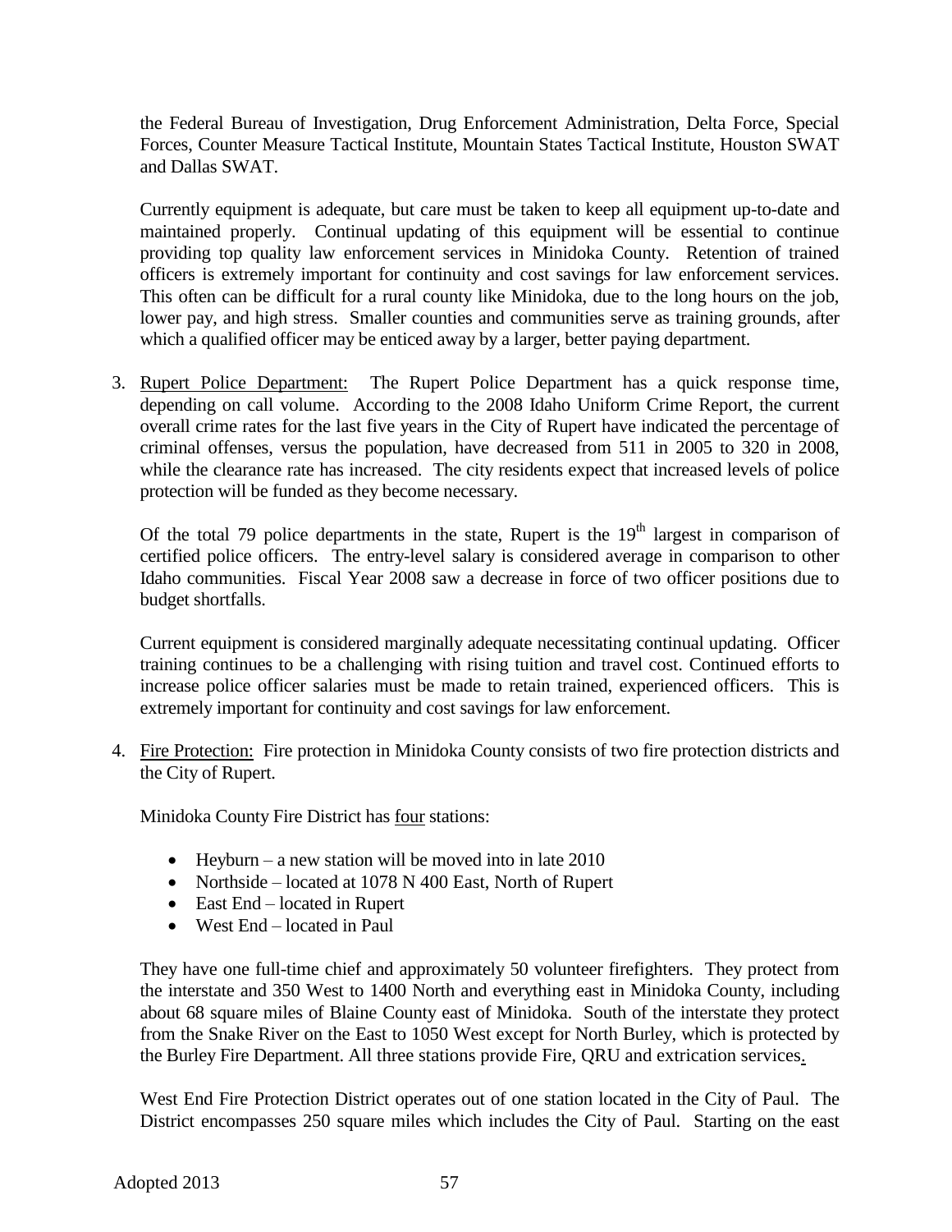the Federal Bureau of Investigation, Drug Enforcement Administration, Delta Force, Special Forces, Counter Measure Tactical Institute, Mountain States Tactical Institute, Houston SWAT and Dallas SWAT.

Currently equipment is adequate, but care must be taken to keep all equipment up-to-date and maintained properly. Continual updating of this equipment will be essential to continue providing top quality law enforcement services in Minidoka County. Retention of trained officers is extremely important for continuity and cost savings for law enforcement services. This often can be difficult for a rural county like Minidoka, due to the long hours on the job, lower pay, and high stress. Smaller counties and communities serve as training grounds, after which a qualified officer may be enticed away by a larger, better paying department.

3. Rupert Police Department: The Rupert Police Department has a quick response time, depending on call volume. According to the 2008 Idaho Uniform Crime Report, the current overall crime rates for the last five years in the City of Rupert have indicated the percentage of criminal offenses, versus the population, have decreased from 511 in 2005 to 320 in 2008, while the clearance rate has increased. The city residents expect that increased levels of police protection will be funded as they become necessary.

   Of the total 79 police departments in the state, Rupert is the 19th largest in comparison of certified police officers. The entry-level salary is considered average in comparison to other Idaho communities. Fiscal Year 2008 saw a decrease in force of two officer positions due to budget shortfalls.

   Current equipment is considered marginally adequate necessitating continual updating. Officer training continues to be a challenging with rising tuition and travel cost. Continued efforts to increase police officer salaries must be made to retain trained, experienced officers. This is extremely important for continuity and cost savings for law enforcement.

4. Fire Protection: Fire protection in Minidoka County consists of two fire protection districts and the City of Rupert.

   Minidoka County Fire District has four stations:

   - Heyburn – a new station will be moved into in late 2010
   - Northside – located at 1078 N 400 East, North of Rupert
   - East End – located in Rupert
   - West End – located in Paul

   They have one full-time chief and approximately 50 volunteer firefighters. They protect from the interstate and 350 West to 1400 North and everything east in Minidoka County, including about 68 square miles of Blaine County east of Minidoka. South of the interstate they protect from the Snake River on the East to 1050 West except for North Burley, which is protected by the Burley Fire Department. All three stations provide Fire, QRU and extrication services.

   West End Fire Protection District operates out of one station located in the City of Paul. The District encompasses 250 square miles which includes the City of Paul. Starting on the east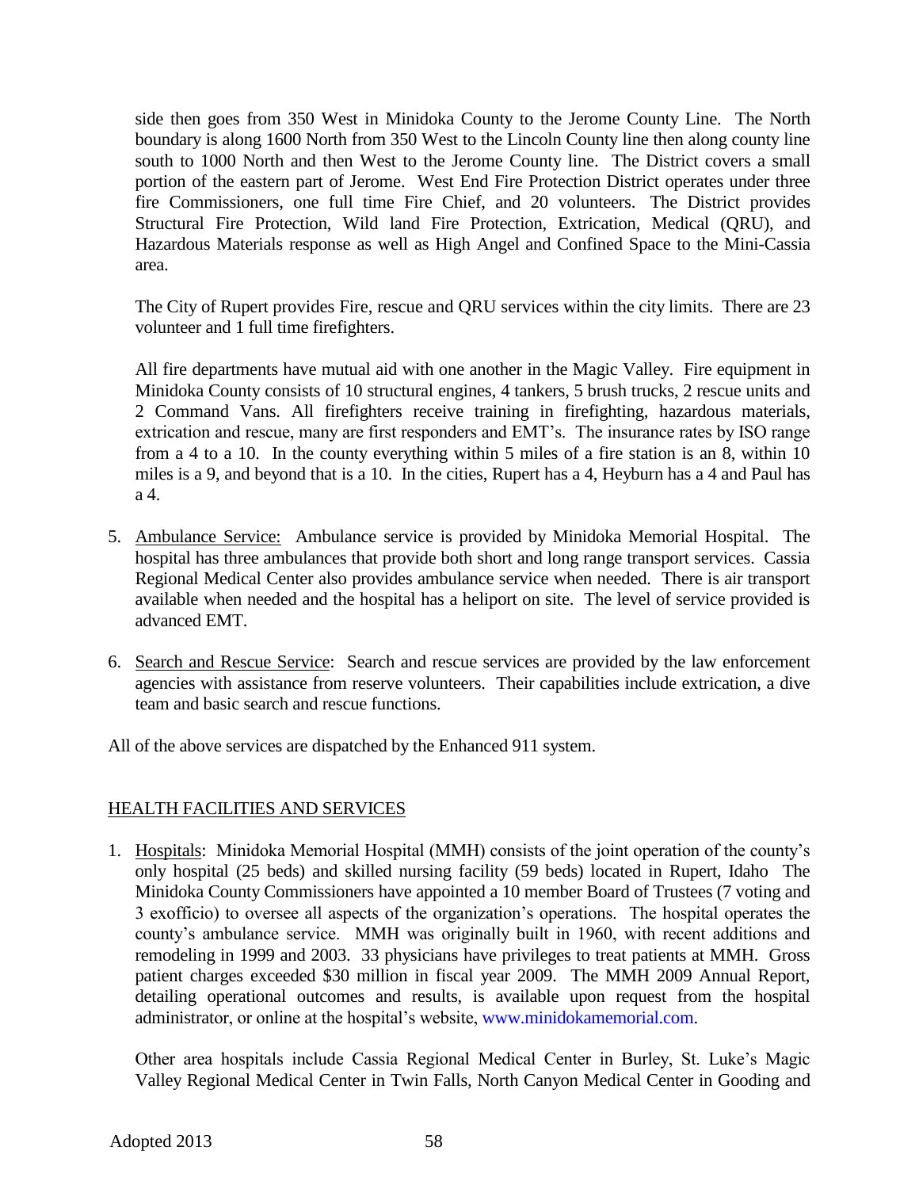side then goes from 350 West in Minidoka County to the Jerome County Line. The North boundary is along 1600 North from 350 West to the Lincoln County line then along county line south to 1000 North and then West to the Jerome County line. The District covers a small portion of the eastern part of Jerome. West End Fire Protection District operates under three fire Commissioners, one full time Fire Chief, and 20 volunteers. The District provides Structural Fire Protection, Wild land Fire Protection, Extrication, Medical (QRU), and Hazardous Materials response as well as High Angel and Confined Space to the Mini-Cassia area.

The City of Rupert provides Fire, rescue and QRU services within the city limits. There are 23 volunteer and 1 full time firefighters.

All fire departments have mutual aid with one another in the Magic Valley. Fire equipment in Minidoka County consists of 10 structural engines, 4 tankers, 5 brush trucks, 2 rescue units and 2 Command Vans. All firefighters receive training in firefighting, hazardous materials, extrication and rescue, many are first responders and EMT's. The insurance rates by ISO range from a 4 to a 10. In the county everything within 5 miles of a fire station is an 8, within 10 miles is a 9, and beyond that is a 10. In the cities, Rupert has a 4, Heyburn has a 4 and Paul has a 4.

5. Ambulance Service: Ambulance service is provided by Minidoka Memorial Hospital. The hospital has three ambulances that provide both short and long range transport services. Cassia Regional Medical Center also provides ambulance service when needed. There is air transport available when needed and the hospital has a heliport on site. The level of service provided is advanced EMT.

6. Search and Rescue Service: Search and rescue services are provided by the law enforcement agencies with assistance from reserve volunteers. Their capabilities include extrication, a dive team and basic search and rescue functions.

All of the above services are dispatched by the Enhanced 911 system.

## HEALTH FACILITIES AND SERVICES

1. Hospitals: Minidoka Memorial Hospital (MMH) consists of the joint operation of the county's only hospital (25 beds) and skilled nursing facility (59 beds) located in Rupert, Idaho The Minidoka County Commissioners have appointed a 10 member Board of Trustees (7 voting and 3 exofficio) to oversee all aspects of the organization's operations. The hospital operates the county's ambulance service. MMH was originally built in 1960, with recent additions and remodeling in 1999 and 2003. 33 physicians have privileges to treat patients at MMH. Gross patient charges exceeded $30 million in fiscal year 2009. The MMH 2009 Annual Report, detailing operational outcomes and results, is available upon request from the hospital administrator, or online at the hospital's website, www.minidokamemorial.com.

   Other area hospitals include Cassia Regional Medical Center in Burley, St. Luke's Magic Valley Regional Medical Center in Twin Falls, North Canyon Medical Center in Gooding and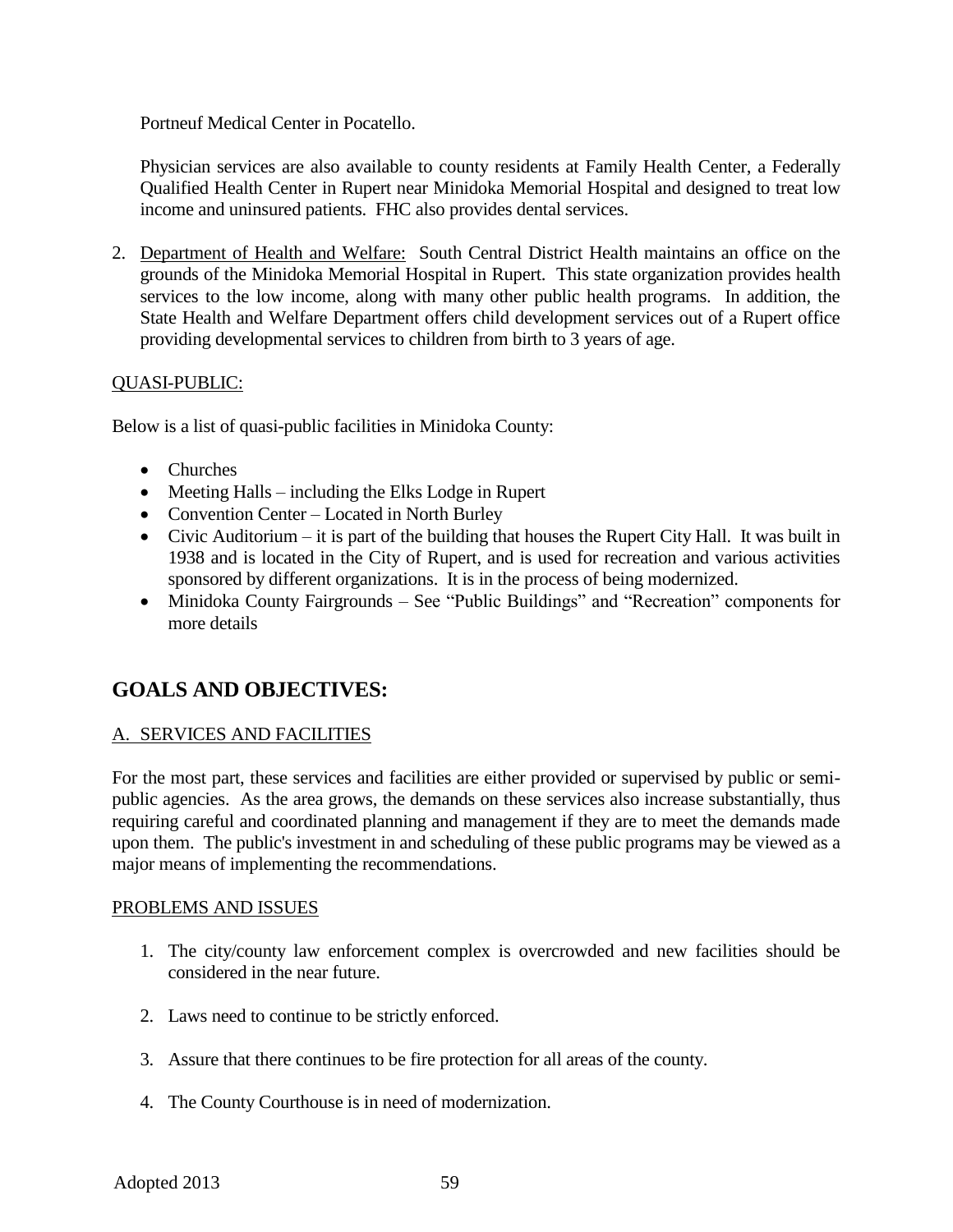Portneuf Medical Center in Pocatello.

Physician services are also available to county residents at Family Health Center, a Federally Qualified Health Center in Rupert near Minidoka Memorial Hospital and designed to treat low income and uninsured patients. FHC also provides dental services.

2. Department of Health and Welfare: South Central District Health maintains an office on the grounds of the Minidoka Memorial Hospital in Rupert. This state organization provides health services to the low income, along with many other public health programs. In addition, the State Health and Welfare Department offers child development services out of a Rupert office providing developmental services to children from birth to 3 years of age.

QUASI-PUBLIC:

Below is a list of quasi-public facilities in Minidoka County:

- Churches
- Meeting Halls – including the Elks Lodge in Rupert
- Convention Center – Located in North Burley
- Civic Auditorium – it is part of the building that houses the Rupert City Hall. It was built in 1938 and is located in the City of Rupert, and is used for recreation and various activities sponsored by different organizations. It is in the process of being modernized.
- Minidoka County Fairgrounds – See "Public Buildings" and "Recreation" components for more details

## GOALS AND OBJECTIVES:

A. SERVICES AND FACILITIES

For the most part, these services and facilities are either provided or supervised by public or semi-public agencies. As the area grows, the demands on these services also increase substantially, thus requiring careful and coordinated planning and management if they are to meet the demands made upon them. The public's investment in and scheduling of these public programs may be viewed as a major means of implementing the recommendations.

PROBLEMS AND ISSUES

1. The city/county law enforcement complex is overcrowded and new facilities should be considered in the near future.

2. Laws need to continue to be strictly enforced.

3. Assure that there continues to be fire protection for all areas of the county.

4. The County Courthouse is in need of modernization.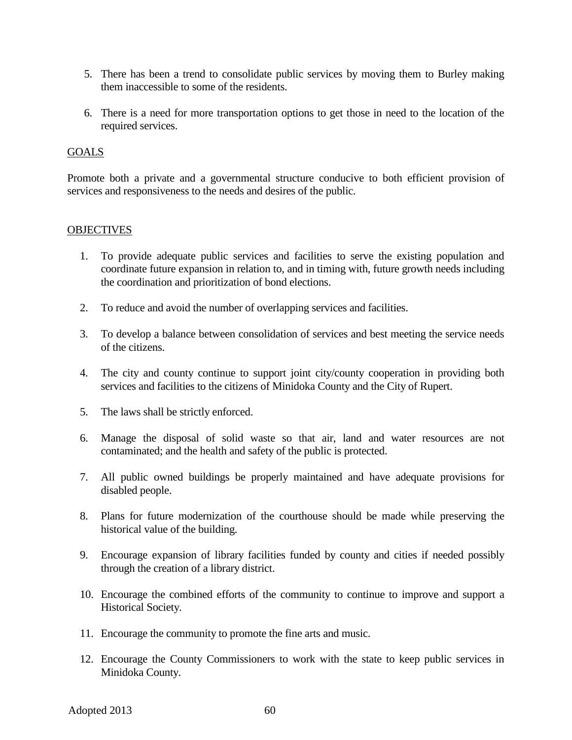5. There has been a trend to consolidate public services by moving them to Burley making them inaccessible to some of the residents.

6. There is a need for more transportation options to get those in need to the location of the required services.

GOALS

Promote both a private and a governmental structure conducive to both efficient provision of services and responsiveness to the needs and desires of the public.

OBJECTIVES

1. To provide adequate public services and facilities to serve the existing population and coordinate future expansion in relation to, and in timing with, future growth needs including the coordination and prioritization of bond elections.

2. To reduce and avoid the number of overlapping services and facilities.

3. To develop a balance between consolidation of services and best meeting the service needs of the citizens.

4. The city and county continue to support joint city/county cooperation in providing both services and facilities to the citizens of Minidoka County and the City of Rupert.

5. The laws shall be strictly enforced.

6. Manage the disposal of solid waste so that air, land and water resources are not contaminated; and the health and safety of the public is protected.

7. All public owned buildings be properly maintained and have adequate provisions for disabled people.

8. Plans for future modernization of the courthouse should be made while preserving the historical value of the building.

9. Encourage expansion of library facilities funded by county and cities if needed possibly through the creation of a library district.

10. Encourage the combined efforts of the community to continue to improve and support a Historical Society.

11. Encourage the community to promote the fine arts and music.

12. Encourage the County Commissioners to work with the state to keep public services in Minidoka County.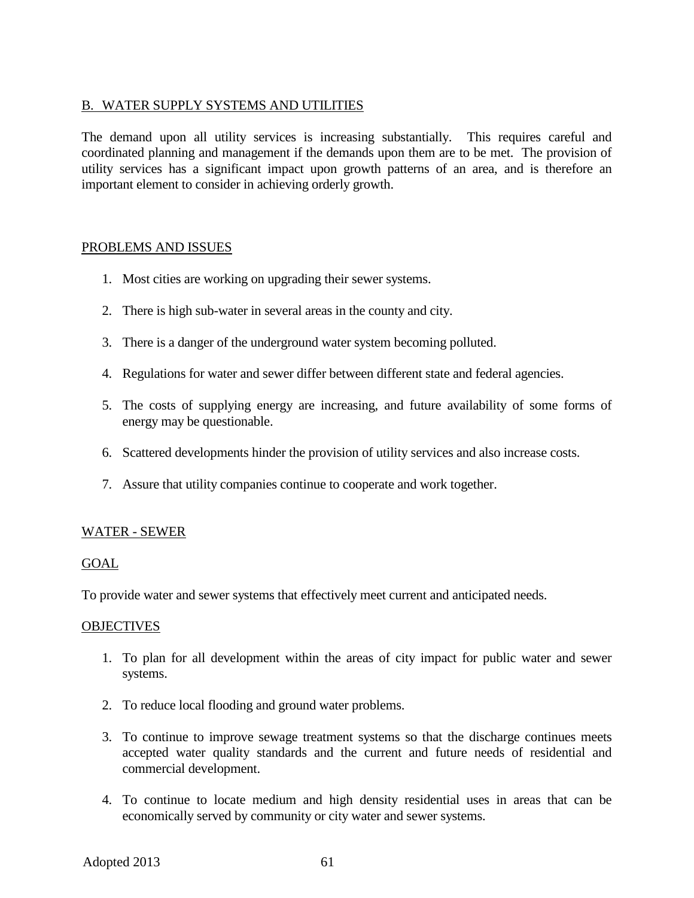## B. WATER SUPPLY SYSTEMS AND UTILITIES

The demand upon all utility services is increasing substantially. This requires careful and coordinated planning and management if the demands upon them are to be met. The provision of utility services has a significant impact upon growth patterns of an area, and is therefore an important element to consider in achieving orderly growth.

### PROBLEMS AND ISSUES

1. Most cities are working on upgrading their sewer systems.
2. There is high sub-water in several areas in the county and city.
3. There is a danger of the underground water system becoming polluted.
4. Regulations for water and sewer differ between different state and federal agencies.
5. The costs of supplying energy are increasing, and future availability of some forms of energy may be questionable.
6. Scattered developments hinder the provision of utility services and also increase costs.
7. Assure that utility companies continue to cooperate and work together.

### WATER - SEWER

#### GOAL

To provide water and sewer systems that effectively meet current and anticipated needs.

#### OBJECTIVES

1. To plan for all development within the areas of city impact for public water and sewer systems.
2. To reduce local flooding and ground water problems.
3. To continue to improve sewage treatment systems so that the discharge continues meets accepted water quality standards and the current and future needs of residential and commercial development.
4. To continue to locate medium and high density residential uses in areas that can be economically served by community or city water and sewer systems.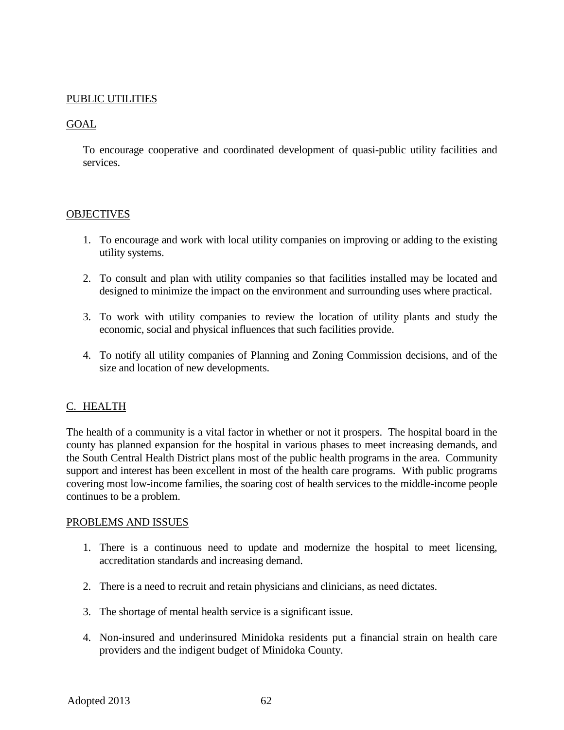## PUBLIC UTILITIES

### GOAL

To encourage cooperative and coordinated development of quasi-public utility facilities and services.

### OBJECTIVES

1. To encourage and work with local utility companies on improving or adding to the existing utility systems.
2. To consult and plan with utility companies so that facilities installed may be located and designed to minimize the impact on the environment and surrounding uses where practical.
3. To work with utility companies to review the location of utility plants and study the economic, social and physical influences that such facilities provide.
4. To notify all utility companies of Planning and Zoning Commission decisions, and of the size and location of new developments.

## C. HEALTH

The health of a community is a vital factor in whether or not it prospers. The hospital board in the county has planned expansion for the hospital in various phases to meet increasing demands, and the South Central Health District plans most of the public health programs in the area. Community support and interest has been excellent in most of the health care programs. With public programs covering most low-income families, the soaring cost of health services to the middle-income people continues to be a problem.

### PROBLEMS AND ISSUES

1. There is a continuous need to update and modernize the hospital to meet licensing, accreditation standards and increasing demand.
2. There is a need to recruit and retain physicians and clinicians, as need dictates.
3. The shortage of mental health service is a significant issue.
4. Non-insured and underinsured Minidoka residents put a financial strain on health care providers and the indigent budget of Minidoka County.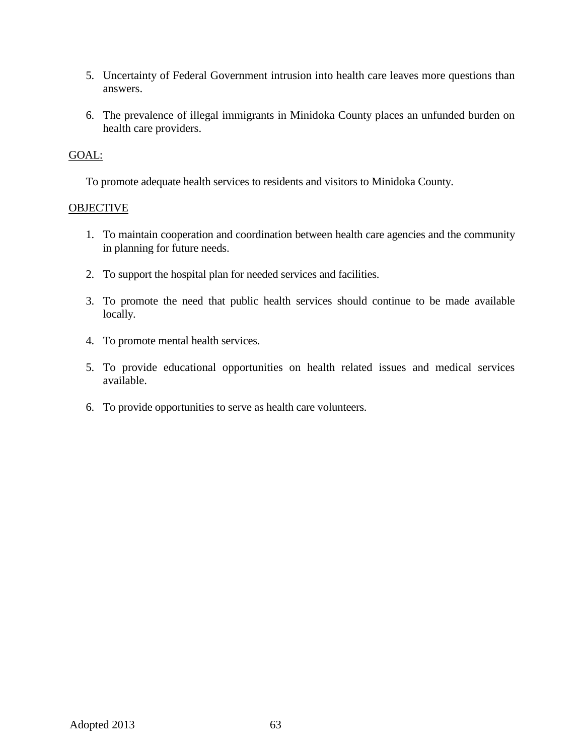5. Uncertainty of Federal Government intrusion into health care leaves more questions than answers.

6. The prevalence of illegal immigrants in Minidoka County places an unfunded burden on health care providers.

GOAL:

To promote adequate health services to residents and visitors to Minidoka County.

OBJECTIVE

1. To maintain cooperation and coordination between health care agencies and the community in planning for future needs.

2. To support the hospital plan for needed services and facilities.

3. To promote the need that public health services should continue to be made available locally.

4. To promote mental health services.

5. To provide educational opportunities on health related issues and medical services available.

6. To provide opportunities to serve as health care volunteers.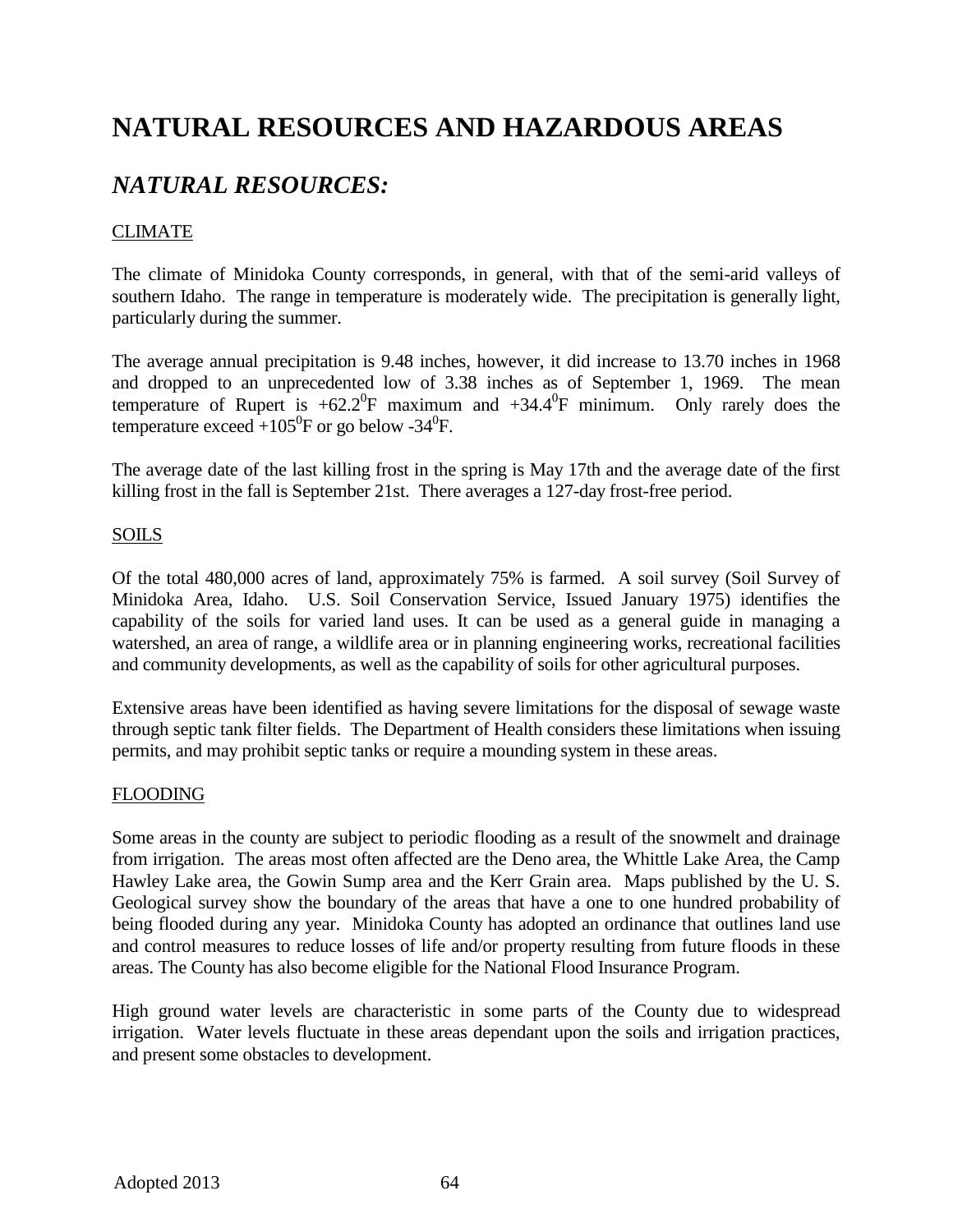# NATURAL RESOURCES AND HAZARDOUS AREAS

## *NATURAL RESOURCES:*

### CLIMATE

The climate of Minidoka County corresponds, in general, with that of the semi-arid valleys of southern Idaho. The range in temperature is moderately wide. The precipitation is generally light, particularly during the summer.

The average annual precipitation is 9.48 inches, however, it did increase to 13.70 inches in 1968 and dropped to an unprecedented low of 3.38 inches as of September 1, 1969. The mean temperature of Rupert is $+62.2^{0}$F maximum and $+34.4^{0}$F minimum. Only rarely does the temperature exceed $+105^{0}$F or go below $-34^{0}$F.

The average date of the last killing frost in the spring is May 17th and the average date of the first killing frost in the fall is September 21st. There averages a 127-day frost-free period.

### SOILS

Of the total 480,000 acres of land, approximately 75% is farmed. A soil survey (Soil Survey of Minidoka Area, Idaho. U.S. Soil Conservation Service, Issued January 1975) identifies the capability of the soils for varied land uses. It can be used as a general guide in managing a watershed, an area of range, a wildlife area or in planning engineering works, recreational facilities and community developments, as well as the capability of soils for other agricultural purposes.

Extensive areas have been identified as having severe limitations for the disposal of sewage waste through septic tank filter fields. The Department of Health considers these limitations when issuing permits, and may prohibit septic tanks or require a mounding system in these areas.

### FLOODING

Some areas in the county are subject to periodic flooding as a result of the snowmelt and drainage from irrigation. The areas most often affected are the Deno area, the Whittle Lake Area, the Camp Hawley Lake area, the Gowin Sump area and the Kerr Grain area. Maps published by the U. S. Geological survey show the boundary of the areas that have a one to one hundred probability of being flooded during any year. Minidoka County has adopted an ordinance that outlines land use and control measures to reduce losses of life and/or property resulting from future floods in these areas. The County has also become eligible for the National Flood Insurance Program.

High ground water levels are characteristic in some parts of the County due to widespread irrigation. Water levels fluctuate in these areas dependant upon the soils and irrigation practices, and present some obstacles to development.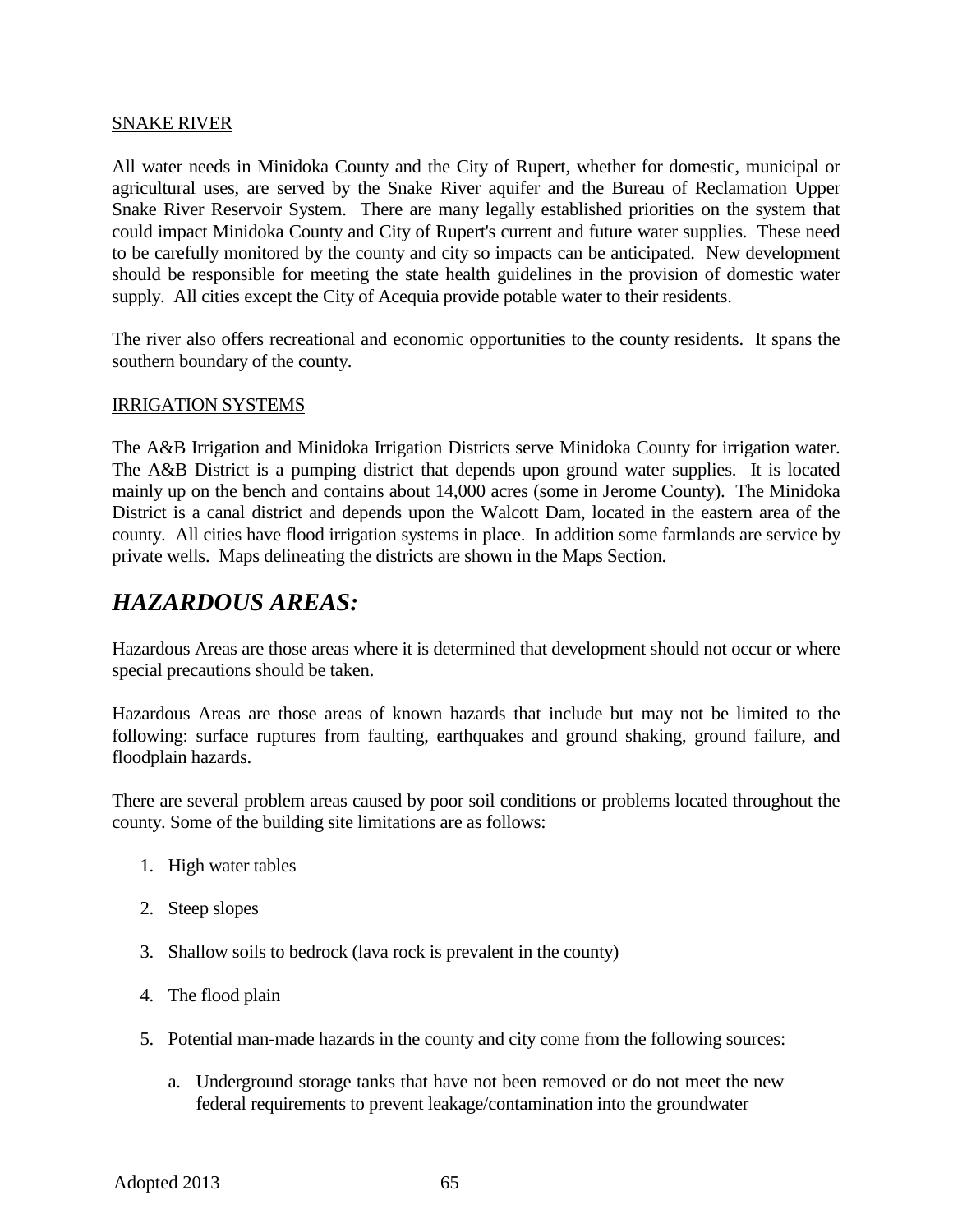SNAKE RIVER

All water needs in Minidoka County and the City of Rupert, whether for domestic, municipal or agricultural uses, are served by the Snake River aquifer and the Bureau of Reclamation Upper Snake River Reservoir System. There are many legally established priorities on the system that could impact Minidoka County and City of Rupert's current and future water supplies. These need to be carefully monitored by the county and city so impacts can be anticipated. New development should be responsible for meeting the state health guidelines in the provision of domestic water supply. All cities except the City of Acequia provide potable water to their residents.

The river also offers recreational and economic opportunities to the county residents. It spans the southern boundary of the county.

IRRIGATION SYSTEMS

The A&B Irrigation and Minidoka Irrigation Districts serve Minidoka County for irrigation water. The A&B District is a pumping district that depends upon ground water supplies. It is located mainly up on the bench and contains about 14,000 acres (some in Jerome County). The Minidoka District is a canal district and depends upon the Walcott Dam, located in the eastern area of the county. All cities have flood irrigation systems in place. In addition some farmlands are service by private wells. Maps delineating the districts are shown in the Maps Section.

## *HAZARDOUS AREAS:*

Hazardous Areas are those areas where it is determined that development should not occur or where special precautions should be taken.

Hazardous Areas are those areas of known hazards that include but may not be limited to the following: surface ruptures from faulting, earthquakes and ground shaking, ground failure, and floodplain hazards.

There are several problem areas caused by poor soil conditions or problems located throughout the county. Some of the building site limitations are as follows:

1. High water tables
2. Steep slopes
3. Shallow soils to bedrock (lava rock is prevalent in the county)
4. The flood plain
5. Potential man-made hazards in the county and city come from the following sources:
    a. Underground storage tanks that have not been removed or do not meet the new federal requirements to prevent leakage/contamination into the groundwater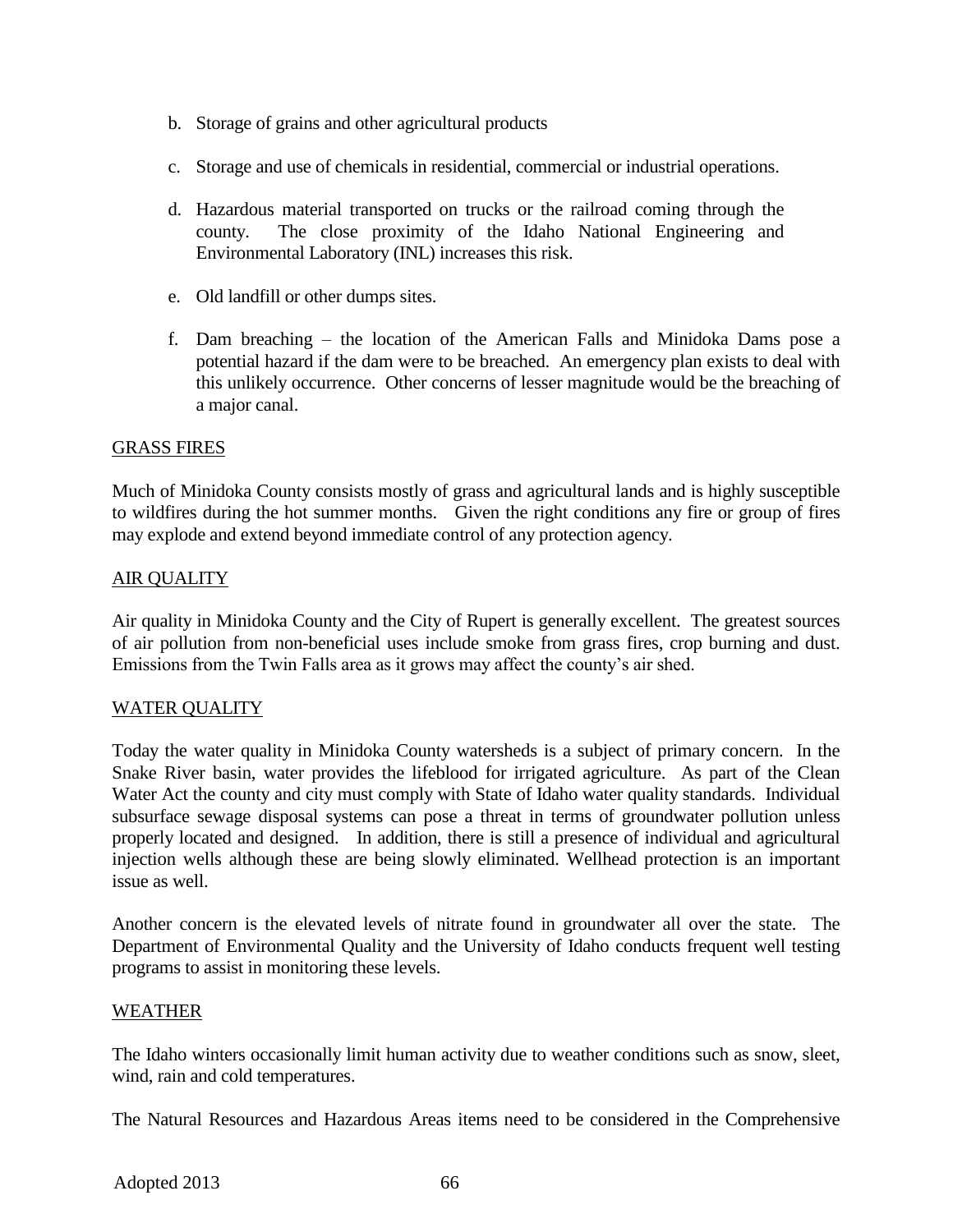b. Storage of grains and other agricultural products

c. Storage and use of chemicals in residential, commercial or industrial operations.

d. Hazardous material transported on trucks or the railroad coming through the county. The close proximity of the Idaho National Engineering and Environmental Laboratory (INL) increases this risk.

e. Old landfill or other dumps sites.

f. Dam breaching – the location of the American Falls and Minidoka Dams pose a potential hazard if the dam were to be breached. An emergency plan exists to deal with this unlikely occurrence. Other concerns of lesser magnitude would be the breaching of a major canal.

<u>GRASS FIRES</u>

Much of Minidoka County consists mostly of grass and agricultural lands and is highly susceptible to wildfires during the hot summer months. Given the right conditions any fire or group of fires may explode and extend beyond immediate control of any protection agency.

<u>AIR QUALITY</u>

Air quality in Minidoka County and the City of Rupert is generally excellent. The greatest sources of air pollution from non-beneficial uses include smoke from grass fires, crop burning and dust. Emissions from the Twin Falls area as it grows may affect the county's air shed.

<u>WATER QUALITY</u>

Today the water quality in Minidoka County watersheds is a subject of primary concern. In the Snake River basin, water provides the lifeblood for irrigated agriculture. As part of the Clean Water Act the county and city must comply with State of Idaho water quality standards. Individual subsurface sewage disposal systems can pose a threat in terms of groundwater pollution unless properly located and designed. In addition, there is still a presence of individual and agricultural injection wells although these are being slowly eliminated. Wellhead protection is an important issue as well.

Another concern is the elevated levels of nitrate found in groundwater all over the state. The Department of Environmental Quality and the University of Idaho conducts frequent well testing programs to assist in monitoring these levels.

<u>WEATHER</u>

The Idaho winters occasionally limit human activity due to weather conditions such as snow, sleet, wind, rain and cold temperatures.

The Natural Resources and Hazardous Areas items need to be considered in the Comprehensive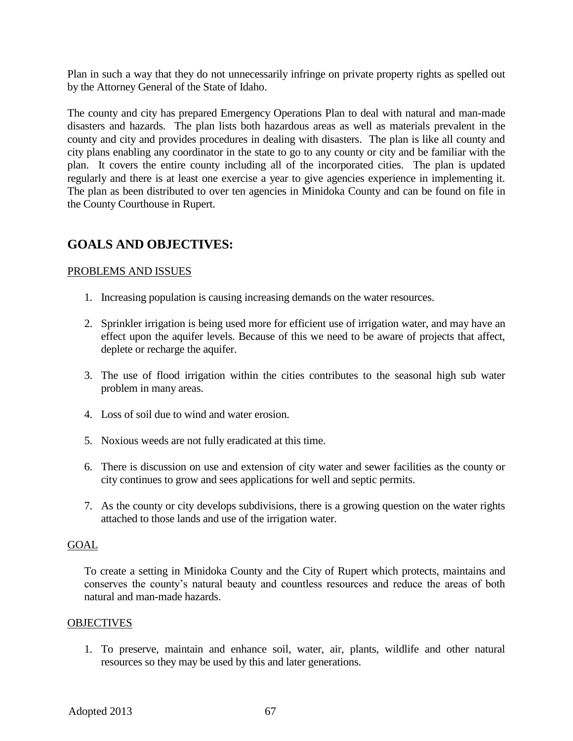Plan in such a way that they do not unnecessarily infringe on private property rights as spelled out by the Attorney General of the State of Idaho.

The county and city has prepared Emergency Operations Plan to deal with natural and man-made disasters and hazards. The plan lists both hazardous areas as well as materials prevalent in the county and city and provides procedures in dealing with disasters. The plan is like all county and city plans enabling any coordinator in the state to go to any county or city and be familiar with the plan. It covers the entire county including all of the incorporated cities. The plan is updated regularly and there is at least one exercise a year to give agencies experience in implementing it. The plan as been distributed to over ten agencies in Minidoka County and can be found on file in the County Courthouse in Rupert.

## GOALS AND OBJECTIVES:

PROBLEMS AND ISSUES

1. Increasing population is causing increasing demands on the water resources.
2. Sprinkler irrigation is being used more for efficient use of irrigation water, and may have an effect upon the aquifer levels. Because of this we need to be aware of projects that affect, deplete or recharge the aquifer.
3. The use of flood irrigation within the cities contributes to the seasonal high sub water problem in many areas.
4. Loss of soil due to wind and water erosion.
5. Noxious weeds are not fully eradicated at this time.
6. There is discussion on use and extension of city water and sewer facilities as the county or city continues to grow and sees applications for well and septic permits.
7. As the county or city develops subdivisions, there is a growing question on the water rights attached to those lands and use of the irrigation water.

GOAL

To create a setting in Minidoka County and the City of Rupert which protects, maintains and conserves the county's natural beauty and countless resources and reduce the areas of both natural and man-made hazards.

OBJECTIVES

1. To preserve, maintain and enhance soil, water, air, plants, wildlife and other natural resources so they may be used by this and later generations.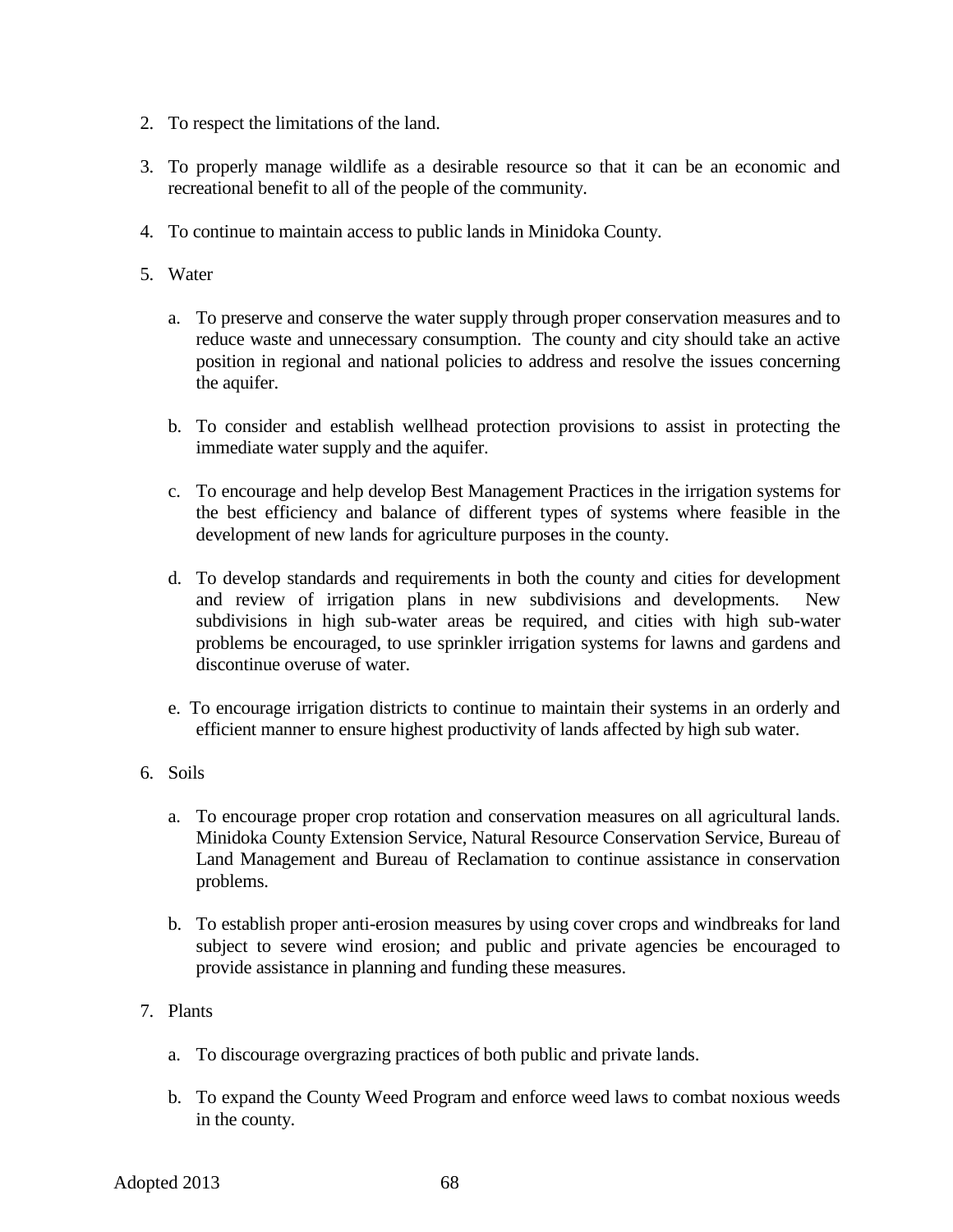2. To respect the limitations of the land.

3. To properly manage wildlife as a desirable resource so that it can be an economic and recreational benefit to all of the people of the community.

4. To continue to maintain access to public lands in Minidoka County.

5. Water

   a. To preserve and conserve the water supply through proper conservation measures and to reduce waste and unnecessary consumption. The county and city should take an active position in regional and national policies to address and resolve the issues concerning the aquifer.

   b. To consider and establish wellhead protection provisions to assist in protecting the immediate water supply and the aquifer.

   c. To encourage and help develop Best Management Practices in the irrigation systems for the best efficiency and balance of different types of systems where feasible in the development of new lands for agriculture purposes in the county.

   d. To develop standards and requirements in both the county and cities for development and review of irrigation plans in new subdivisions and developments. New subdivisions in high sub-water areas be required, and cities with high sub-water problems be encouraged, to use sprinkler irrigation systems for lawns and gardens and discontinue overuse of water.

   e. To encourage irrigation districts to continue to maintain their systems in an orderly and efficient manner to ensure highest productivity of lands affected by high sub water.

6. Soils

   a. To encourage proper crop rotation and conservation measures on all agricultural lands. Minidoka County Extension Service, Natural Resource Conservation Service, Bureau of Land Management and Bureau of Reclamation to continue assistance in conservation problems.

   b. To establish proper anti-erosion measures by using cover crops and windbreaks for land subject to severe wind erosion; and public and private agencies be encouraged to provide assistance in planning and funding these measures.

7. Plants

   a. To discourage overgrazing practices of both public and private lands.

   b. To expand the County Weed Program and enforce weed laws to combat noxious weeds in the county.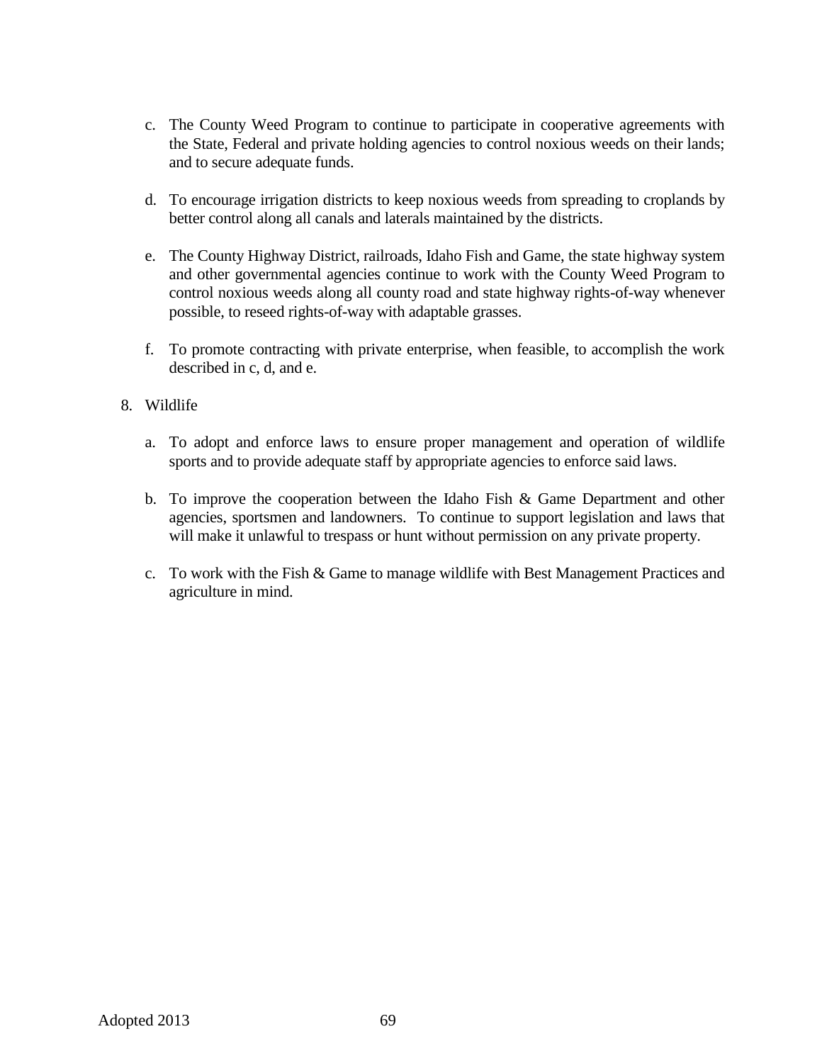c. The County Weed Program to continue to participate in cooperative agreements with the State, Federal and private holding agencies to control noxious weeds on their lands; and to secure adequate funds.

d. To encourage irrigation districts to keep noxious weeds from spreading to croplands by better control along all canals and laterals maintained by the districts.

e. The County Highway District, railroads, Idaho Fish and Game, the state highway system and other governmental agencies continue to work with the County Weed Program to control noxious weeds along all county road and state highway rights-of-way whenever possible, to reseed rights-of-way with adaptable grasses.

f. To promote contracting with private enterprise, when feasible, to accomplish the work described in c, d, and e.

8. Wildlife

   a. To adopt and enforce laws to ensure proper management and operation of wildlife sports and to provide adequate staff by appropriate agencies to enforce said laws.

   b. To improve the cooperation between the Idaho Fish & Game Department and other agencies, sportsmen and landowners. To continue to support legislation and laws that will make it unlawful to trespass or hunt without permission on any private property.

   c. To work with the Fish & Game to manage wildlife with Best Management Practices and agriculture in mind.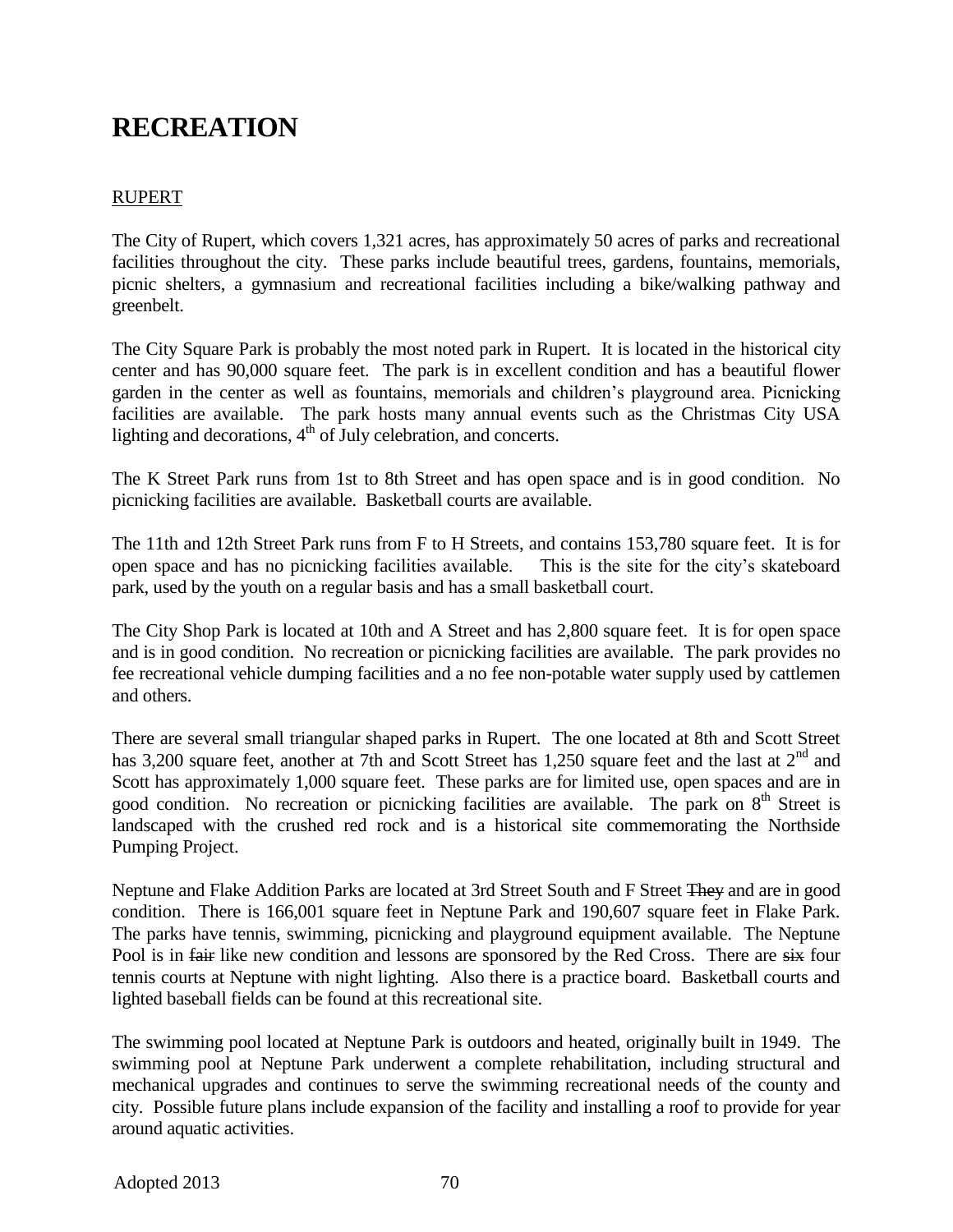# RECREATION

RUPERT

The City of Rupert, which covers 1,321 acres, has approximately 50 acres of parks and recreational facilities throughout the city. These parks include beautiful trees, gardens, fountains, memorials, picnic shelters, a gymnasium and recreational facilities including a bike/walking pathway and greenbelt.

The City Square Park is probably the most noted park in Rupert. It is located in the historical city center and has 90,000 square feet. The park is in excellent condition and has a beautiful flower garden in the center as well as fountains, memorials and children's playground area. Picnicking facilities are available. The park hosts many annual events such as the Christmas City USA lighting and decorations, 4th of July celebration, and concerts.

The K Street Park runs from 1st to 8th Street and has open space and is in good condition. No picnicking facilities are available. Basketball courts are available.

The 11th and 12th Street Park runs from F to H Streets, and contains 153,780 square feet. It is for open space and has no picnicking facilities available. This is the site for the city's skateboard park, used by the youth on a regular basis and has a small basketball court.

The City Shop Park is located at 10th and A Street and has 2,800 square feet. It is for open space and is in good condition. No recreation or picnicking facilities are available. The park provides no fee recreational vehicle dumping facilities and a no fee non-potable water supply used by cattlemen and others.

There are several small triangular shaped parks in Rupert. The one located at 8th and Scott Street has 3,200 square feet, another at 7th and Scott Street has 1,250 square feet and the last at 2nd and Scott has approximately 1,000 square feet. These parks are for limited use, open spaces and are in good condition. No recreation or picnicking facilities are available. The park on 8th Street is landscaped with the crushed red rock and is a historical site commemorating the Northside Pumping Project.

Neptune and Flake Addition Parks are located at 3rd Street South and F Street ~~They~~ and are in good condition. There is 166,001 square feet in Neptune Park and 190,607 square feet in Flake Park. The parks have tennis, swimming, picnicking and playground equipment available. The Neptune Pool is in ~~fair~~ like new condition and lessons are sponsored by the Red Cross. There are ~~six~~ four tennis courts at Neptune with night lighting. Also there is a practice board. Basketball courts and lighted baseball fields can be found at this recreational site.

The swimming pool located at Neptune Park is outdoors and heated, originally built in 1949. The swimming pool at Neptune Park underwent a complete rehabilitation, including structural and mechanical upgrades and continues to serve the swimming recreational needs of the county and city. Possible future plans include expansion of the facility and installing a roof to provide for year around aquatic activities.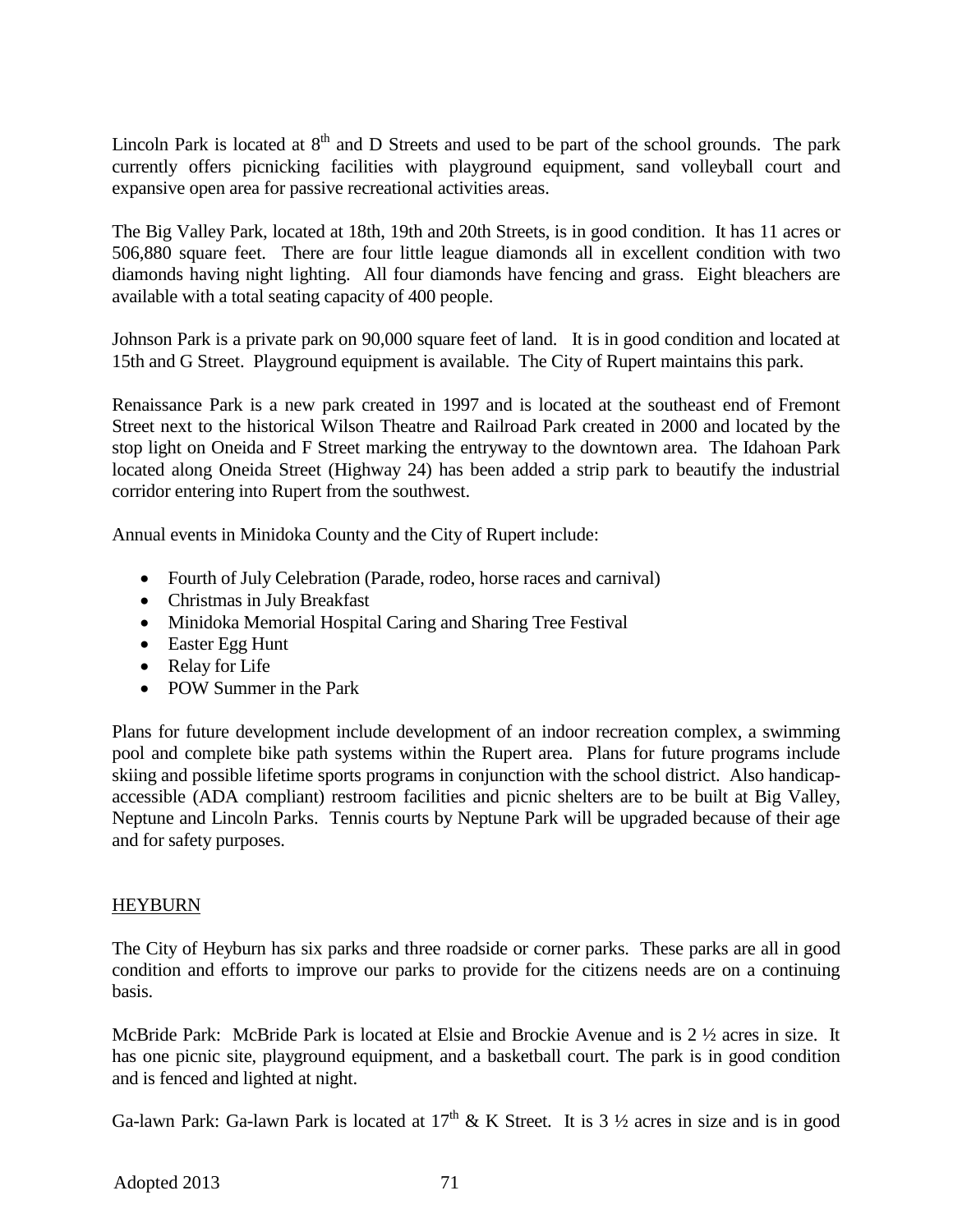Lincoln Park is located at 8th and D Streets and used to be part of the school grounds. The park currently offers picnicking facilities with playground equipment, sand volleyball court and expansive open area for passive recreational activities areas.

The Big Valley Park, located at 18th, 19th and 20th Streets, is in good condition. It has 11 acres or 506,880 square feet. There are four little league diamonds all in excellent condition with two diamonds having night lighting. All four diamonds have fencing and grass. Eight bleachers are available with a total seating capacity of 400 people.

Johnson Park is a private park on 90,000 square feet of land. It is in good condition and located at 15th and G Street. Playground equipment is available. The City of Rupert maintains this park.

Renaissance Park is a new park created in 1997 and is located at the southeast end of Fremont Street next to the historical Wilson Theatre and Railroad Park created in 2000 and located by the stop light on Oneida and F Street marking the entryway to the downtown area. The Idahoan Park located along Oneida Street (Highway 24) has been added a strip park to beautify the industrial corridor entering into Rupert from the southwest.

Annual events in Minidoka County and the City of Rupert include:

- Fourth of July Celebration (Parade, rodeo, horse races and carnival)
- Christmas in July Breakfast
- Minidoka Memorial Hospital Caring and Sharing Tree Festival
- Easter Egg Hunt
- Relay for Life
- POW Summer in the Park

Plans for future development include development of an indoor recreation complex, a swimming pool and complete bike path systems within the Rupert area. Plans for future programs include skiing and possible lifetime sports programs in conjunction with the school district. Also handicap-accessible (ADA compliant) restroom facilities and picnic shelters are to be built at Big Valley, Neptune and Lincoln Parks. Tennis courts by Neptune Park will be upgraded because of their age and for safety purposes.

## HEYBURN

The City of Heyburn has six parks and three roadside or corner parks. These parks are all in good condition and efforts to improve our parks to provide for the citizens needs are on a continuing basis.

McBride Park: McBride Park is located at Elsie and Brockie Avenue and is 2 ½ acres in size. It has one picnic site, playground equipment, and a basketball court. The park is in good condition and is fenced and lighted at night.

Ga-lawn Park: Ga-lawn Park is located at 17th & K Street. It is 3 ½ acres in size and is in good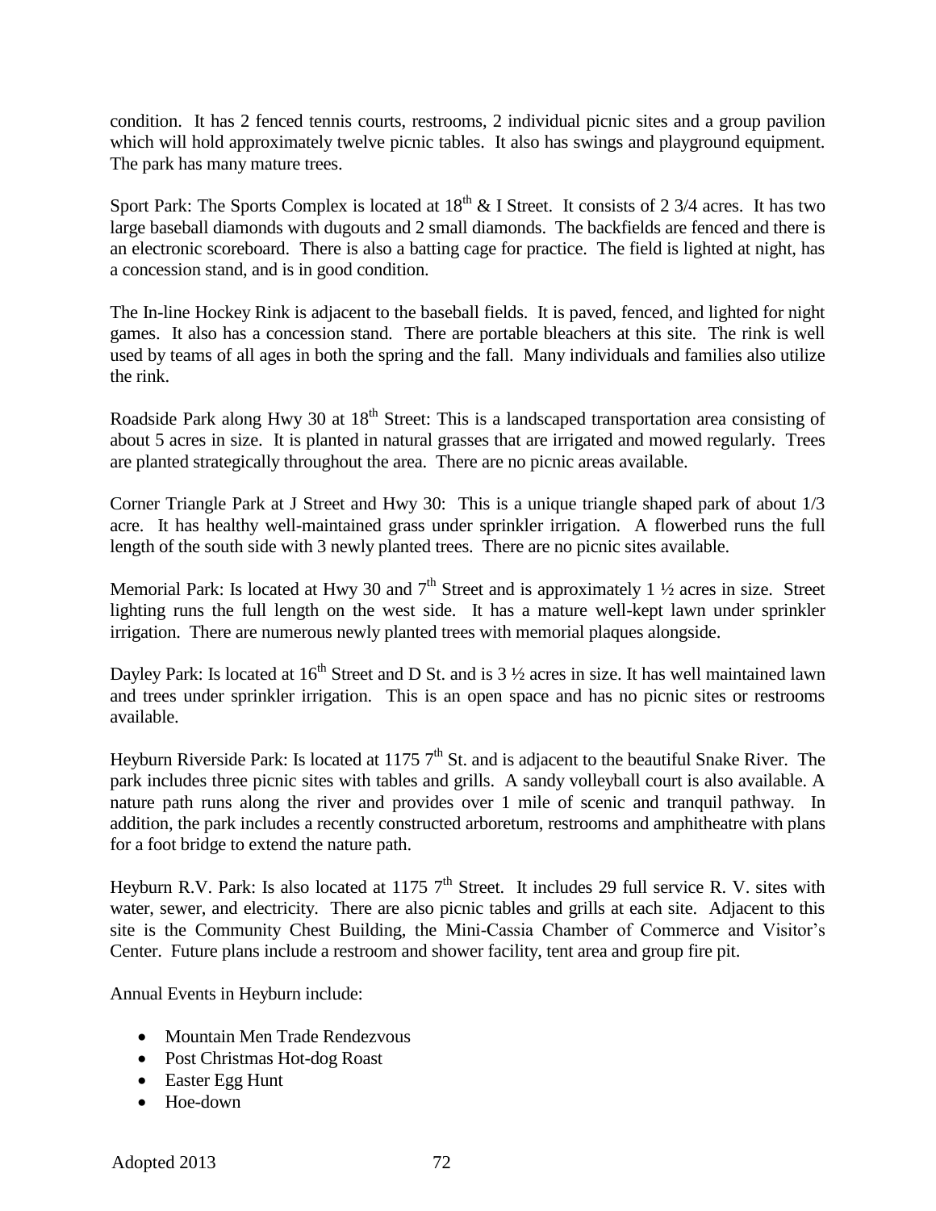condition. It has 2 fenced tennis courts, restrooms, 2 individual picnic sites and a group pavilion which will hold approximately twelve picnic tables. It also has swings and playground equipment. The park has many mature trees.

Sport Park: The Sports Complex is located at 18th & I Street. It consists of 2 3/4 acres. It has two large baseball diamonds with dugouts and 2 small diamonds. The backfields are fenced and there is an electronic scoreboard. There is also a batting cage for practice. The field is lighted at night, has a concession stand, and is in good condition.

The In-line Hockey Rink is adjacent to the baseball fields. It is paved, fenced, and lighted for night games. It also has a concession stand. There are portable bleachers at this site. The rink is well used by teams of all ages in both the spring and the fall. Many individuals and families also utilize the rink.

Roadside Park along Hwy 30 at 18th Street: This is a landscaped transportation area consisting of about 5 acres in size. It is planted in natural grasses that are irrigated and mowed regularly. Trees are planted strategically throughout the area. There are no picnic areas available.

Corner Triangle Park at J Street and Hwy 30: This is a unique triangle shaped park of about 1/3 acre. It has healthy well-maintained grass under sprinkler irrigation. A flowerbed runs the full length of the south side with 3 newly planted trees. There are no picnic sites available.

Memorial Park: Is located at Hwy 30 and 7th Street and is approximately 1 ½ acres in size. Street lighting runs the full length on the west side. It has a mature well-kept lawn under sprinkler irrigation. There are numerous newly planted trees with memorial plaques alongside.

Dayley Park: Is located at 16th Street and D St. and is 3 ½ acres in size. It has well maintained lawn and trees under sprinkler irrigation. This is an open space and has no picnic sites or restrooms available.

Heyburn Riverside Park: Is located at 1175 7th St. and is adjacent to the beautiful Snake River. The park includes three picnic sites with tables and grills. A sandy volleyball court is also available. A nature path runs along the river and provides over 1 mile of scenic and tranquil pathway. In addition, the park includes a recently constructed arboretum, restrooms and amphitheatre with plans for a foot bridge to extend the nature path.

Heyburn R.V. Park: Is also located at 1175 7th Street. It includes 29 full service R. V. sites with water, sewer, and electricity. There are also picnic tables and grills at each site. Adjacent to this site is the Community Chest Building, the Mini-Cassia Chamber of Commerce and Visitor's Center. Future plans include a restroom and shower facility, tent area and group fire pit.

Annual Events in Heyburn include:

- Mountain Men Trade Rendezvous
- Post Christmas Hot-dog Roast
- Easter Egg Hunt
- Hoe-down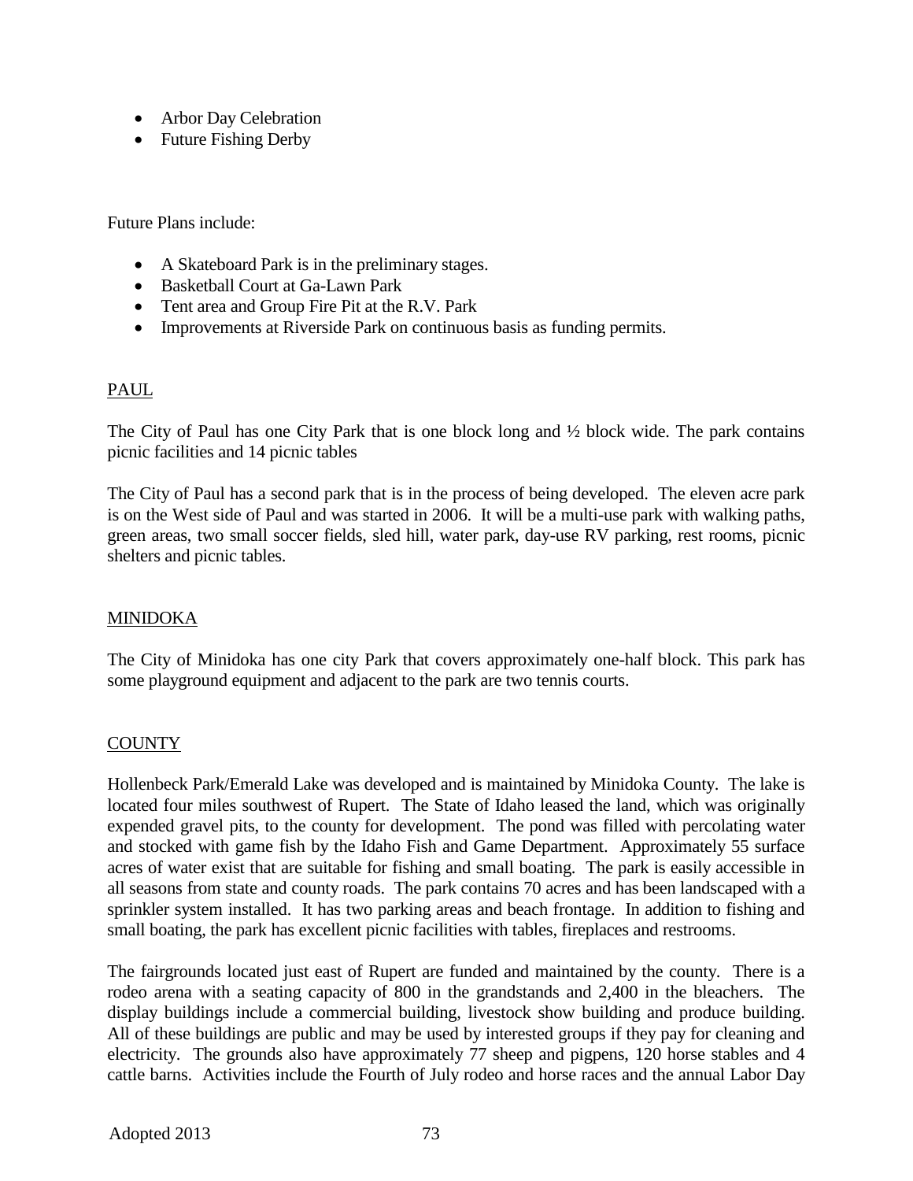- Arbor Day Celebration
- Future Fishing Derby

Future Plans include:

- A Skateboard Park is in the preliminary stages.
- Basketball Court at Ga-Lawn Park
- Tent area and Group Fire Pit at the R.V. Park
- Improvements at Riverside Park on continuous basis as funding permits.

PAUL

The City of Paul has one City Park that is one block long and ½ block wide. The park contains picnic facilities and 14 picnic tables

The City of Paul has a second park that is in the process of being developed. The eleven acre park is on the West side of Paul and was started in 2006. It will be a multi-use park with walking paths, green areas, two small soccer fields, sled hill, water park, day-use RV parking, rest rooms, picnic shelters and picnic tables.

MINIDOKA

The City of Minidoka has one city Park that covers approximately one-half block. This park has some playground equipment and adjacent to the park are two tennis courts.

COUNTY

Hollenbeck Park/Emerald Lake was developed and is maintained by Minidoka County. The lake is located four miles southwest of Rupert. The State of Idaho leased the land, which was originally expended gravel pits, to the county for development. The pond was filled with percolating water and stocked with game fish by the Idaho Fish and Game Department. Approximately 55 surface acres of water exist that are suitable for fishing and small boating. The park is easily accessible in all seasons from state and county roads. The park contains 70 acres and has been landscaped with a sprinkler system installed. It has two parking areas and beach frontage. In addition to fishing and small boating, the park has excellent picnic facilities with tables, fireplaces and restrooms.

The fairgrounds located just east of Rupert are funded and maintained by the county. There is a rodeo arena with a seating capacity of 800 in the grandstands and 2,400 in the bleachers. The display buildings include a commercial building, livestock show building and produce building. All of these buildings are public and may be used by interested groups if they pay for cleaning and electricity. The grounds also have approximately 77 sheep and pigpens, 120 horse stables and 4 cattle barns. Activities include the Fourth of July rodeo and horse races and the annual Labor Day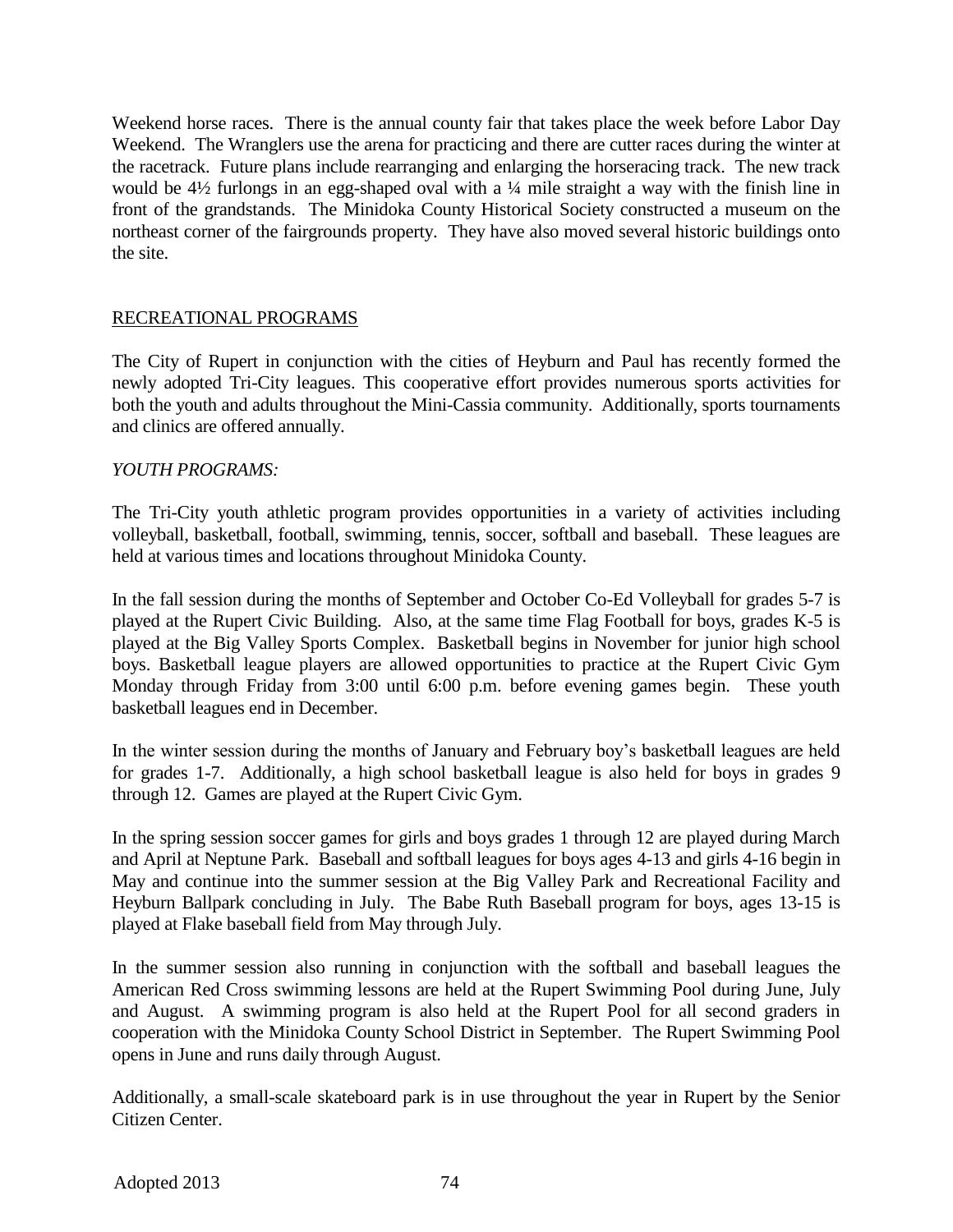Weekend horse races. There is the annual county fair that takes place the week before Labor Day Weekend. The Wranglers use the arena for practicing and there are cutter races during the winter at the racetrack. Future plans include rearranging and enlarging the horseracing track. The new track would be 4½ furlongs in an egg-shaped oval with a ¼ mile straight a way with the finish line in front of the grandstands. The Minidoka County Historical Society constructed a museum on the northeast corner of the fairgrounds property. They have also moved several historic buildings onto the site.

## RECREATIONAL PROGRAMS

The City of Rupert in conjunction with the cities of Heyburn and Paul has recently formed the newly adopted Tri-City leagues. This cooperative effort provides numerous sports activities for both the youth and adults throughout the Mini-Cassia community. Additionally, sports tournaments and clinics are offered annually.

### *YOUTH PROGRAMS:*

The Tri-City youth athletic program provides opportunities in a variety of activities including volleyball, basketball, football, swimming, tennis, soccer, softball and baseball. These leagues are held at various times and locations throughout Minidoka County.

In the fall session during the months of September and October Co-Ed Volleyball for grades 5-7 is played at the Rupert Civic Building. Also, at the same time Flag Football for boys, grades K-5 is played at the Big Valley Sports Complex. Basketball begins in November for junior high school boys. Basketball league players are allowed opportunities to practice at the Rupert Civic Gym Monday through Friday from 3:00 until 6:00 p.m. before evening games begin. These youth basketball leagues end in December.

In the winter session during the months of January and February boy's basketball leagues are held for grades 1-7. Additionally, a high school basketball league is also held for boys in grades 9 through 12. Games are played at the Rupert Civic Gym.

In the spring session soccer games for girls and boys grades 1 through 12 are played during March and April at Neptune Park. Baseball and softball leagues for boys ages 4-13 and girls 4-16 begin in May and continue into the summer session at the Big Valley Park and Recreational Facility and Heyburn Ballpark concluding in July. The Babe Ruth Baseball program for boys, ages 13-15 is played at Flake baseball field from May through July.

In the summer session also running in conjunction with the softball and baseball leagues the American Red Cross swimming lessons are held at the Rupert Swimming Pool during June, July and August. A swimming program is also held at the Rupert Pool for all second graders in cooperation with the Minidoka County School District in September. The Rupert Swimming Pool opens in June and runs daily through August.

Additionally, a small-scale skateboard park is in use throughout the year in Rupert by the Senior Citizen Center.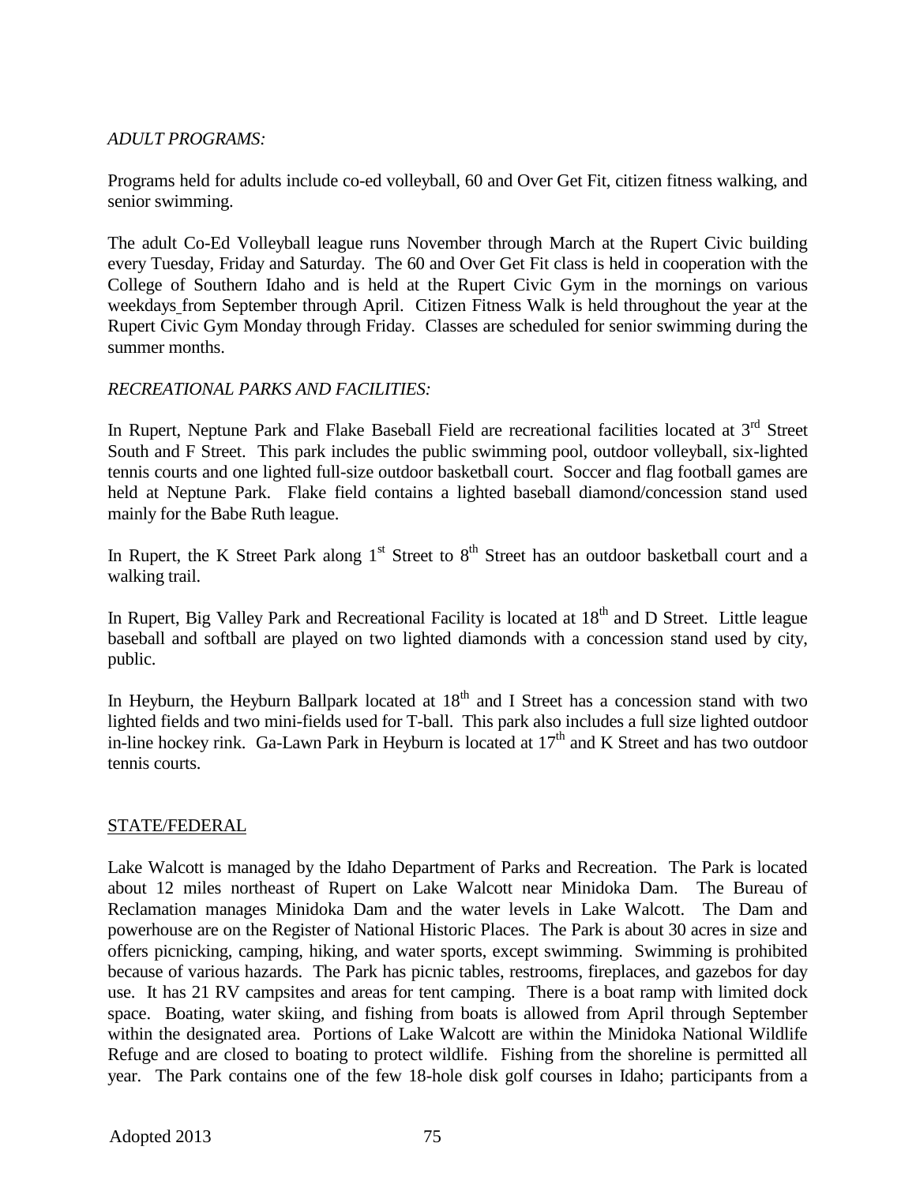*ADULT PROGRAMS:*

Programs held for adults include co-ed volleyball, 60 and Over Get Fit, citizen fitness walking, and senior swimming.

The adult Co-Ed Volleyball league runs November through March at the Rupert Civic building every Tuesday, Friday and Saturday. The 60 and Over Get Fit class is held in cooperation with the College of Southern Idaho and is held at the Rupert Civic Gym in the mornings on various weekdays from September through April. Citizen Fitness Walk is held throughout the year at the Rupert Civic Gym Monday through Friday. Classes are scheduled for senior swimming during the summer months.

*RECREATIONAL PARKS AND FACILITIES:*

In Rupert, Neptune Park and Flake Baseball Field are recreational facilities located at 3rd Street South and F Street. This park includes the public swimming pool, outdoor volleyball, six-lighted tennis courts and one lighted full-size outdoor basketball court. Soccer and flag football games are held at Neptune Park. Flake field contains a lighted baseball diamond/concession stand used mainly for the Babe Ruth league.

In Rupert, the K Street Park along 1st Street to 8th Street has an outdoor basketball court and a walking trail.

In Rupert, Big Valley Park and Recreational Facility is located at 18th and D Street. Little league baseball and softball are played on two lighted diamonds with a concession stand used by city, public.

In Heyburn, the Heyburn Ballpark located at 18th and I Street has a concession stand with two lighted fields and two mini-fields used for T-ball. This park also includes a full size lighted outdoor in-line hockey rink. Ga-Lawn Park in Heyburn is located at 17th and K Street and has two outdoor tennis courts.

<u>STATE/FEDERAL</u>

Lake Walcott is managed by the Idaho Department of Parks and Recreation. The Park is located about 12 miles northeast of Rupert on Lake Walcott near Minidoka Dam. The Bureau of Reclamation manages Minidoka Dam and the water levels in Lake Walcott. The Dam and powerhouse are on the Register of National Historic Places. The Park is about 30 acres in size and offers picnicking, camping, hiking, and water sports, except swimming. Swimming is prohibited because of various hazards. The Park has picnic tables, restrooms, fireplaces, and gazebos for day use. It has 21 RV campsites and areas for tent camping. There is a boat ramp with limited dock space. Boating, water skiing, and fishing from boats is allowed from April through September within the designated area. Portions of Lake Walcott are within the Minidoka National Wildlife Refuge and are closed to boating to protect wildlife. Fishing from the shoreline is permitted all year. The Park contains one of the few 18-hole disk golf courses in Idaho; participants from a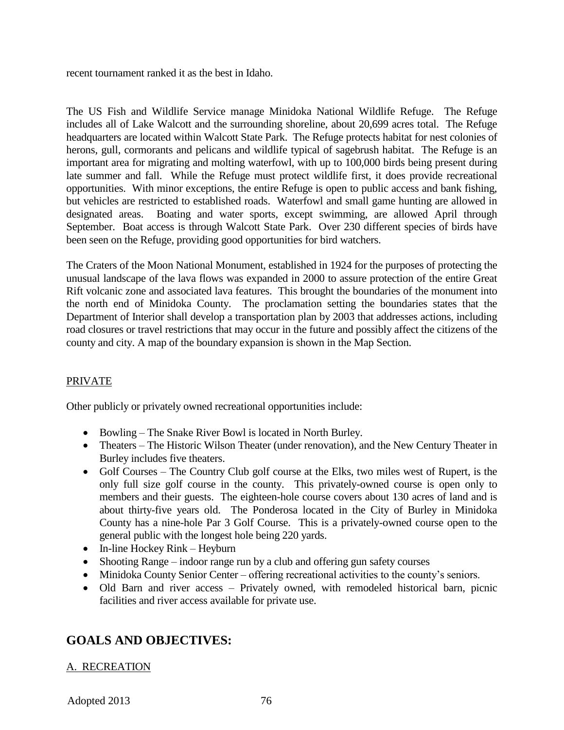recent tournament ranked it as the best in Idaho.

The US Fish and Wildlife Service manage Minidoka National Wildlife Refuge. The Refuge includes all of Lake Walcott and the surrounding shoreline, about 20,699 acres total. The Refuge headquarters are located within Walcott State Park. The Refuge protects habitat for nest colonies of herons, gull, cormorants and pelicans and wildlife typical of sagebrush habitat. The Refuge is an important area for migrating and molting waterfowl, with up to 100,000 birds being present during late summer and fall. While the Refuge must protect wildlife first, it does provide recreational opportunities. With minor exceptions, the entire Refuge is open to public access and bank fishing, but vehicles are restricted to established roads. Waterfowl and small game hunting are allowed in designated areas. Boating and water sports, except swimming, are allowed April through September. Boat access is through Walcott State Park. Over 230 different species of birds have been seen on the Refuge, providing good opportunities for bird watchers.

The Craters of the Moon National Monument, established in 1924 for the purposes of protecting the unusual landscape of the lava flows was expanded in 2000 to assure protection of the entire Great Rift volcanic zone and associated lava features. This brought the boundaries of the monument into the north end of Minidoka County. The proclamation setting the boundaries states that the Department of Interior shall develop a transportation plan by 2003 that addresses actions, including road closures or travel restrictions that may occur in the future and possibly affect the citizens of the county and city. A map of the boundary expansion is shown in the Map Section.

PRIVATE

Other publicly or privately owned recreational opportunities include:

- Bowling – The Snake River Bowl is located in North Burley.
- Theaters – The Historic Wilson Theater (under renovation), and the New Century Theater in Burley includes five theaters.
- Golf Courses – The Country Club golf course at the Elks, two miles west of Rupert, is the only full size golf course in the county. This privately-owned course is open only to members and their guests. The eighteen-hole course covers about 130 acres of land and is about thirty-five years old. The Ponderosa located in the City of Burley in Minidoka County has a nine-hole Par 3 Golf Course. This is a privately-owned course open to the general public with the longest hole being 220 yards.
- In-line Hockey Rink – Heyburn
- Shooting Range – indoor range run by a club and offering gun safety courses
- Minidoka County Senior Center – offering recreational activities to the county's seniors.
- Old Barn and river access – Privately owned, with remodeled historical barn, picnic facilities and river access available for private use.

## GOALS AND OBJECTIVES:

A. RECREATION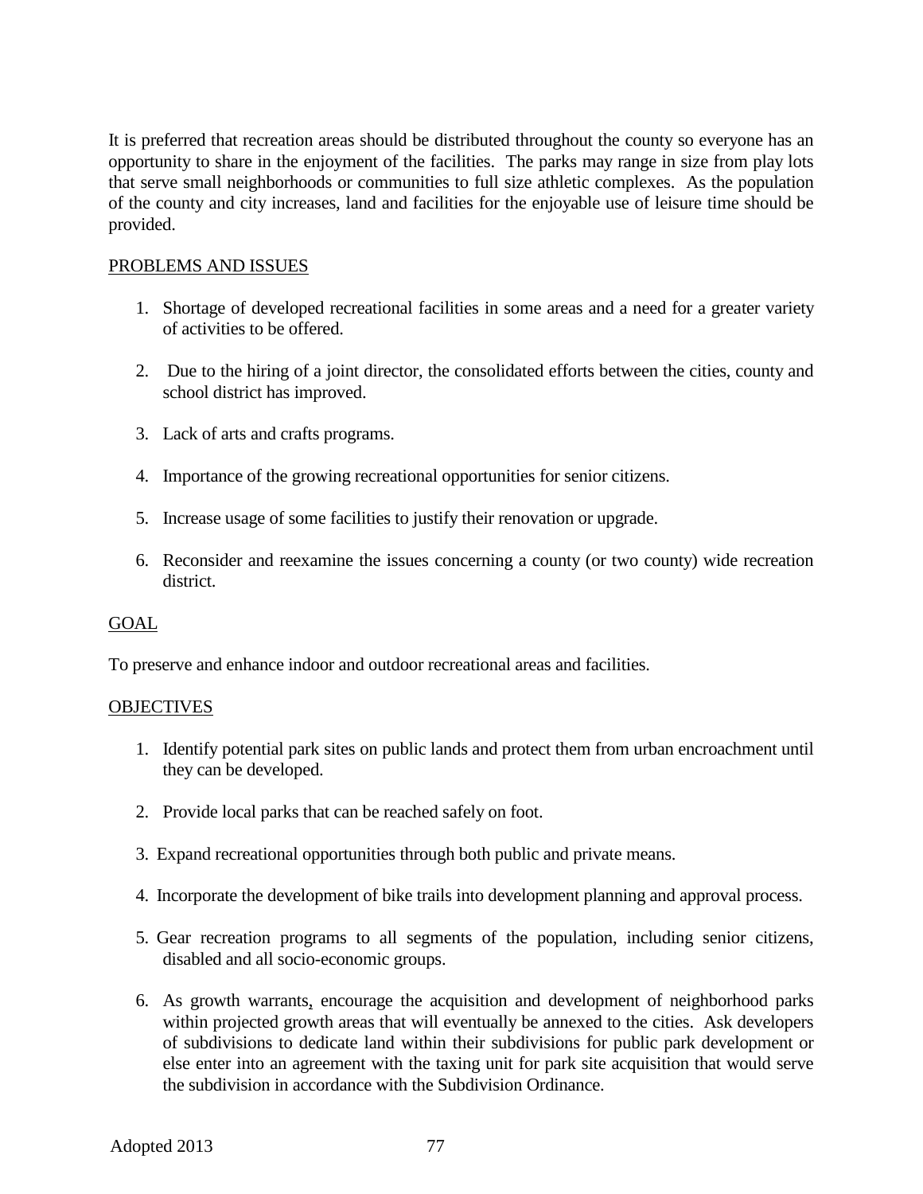It is preferred that recreation areas should be distributed throughout the county so everyone has an opportunity to share in the enjoyment of the facilities. The parks may range in size from play lots that serve small neighborhoods or communities to full size athletic complexes. As the population of the county and city increases, land and facilities for the enjoyable use of leisure time should be provided.

## PROBLEMS AND ISSUES

1. Shortage of developed recreational facilities in some areas and a need for a greater variety of activities to be offered.

2. Due to the hiring of a joint director, the consolidated efforts between the cities, county and school district has improved.

3. Lack of arts and crafts programs.

4. Importance of the growing recreational opportunities for senior citizens.

5. Increase usage of some facilities to justify their renovation or upgrade.

6. Reconsider and reexamine the issues concerning a county (or two county) wide recreation district.

## GOAL

To preserve and enhance indoor and outdoor recreational areas and facilities.

## OBJECTIVES

1. Identify potential park sites on public lands and protect them from urban encroachment until they can be developed.

2. Provide local parks that can be reached safely on foot.

3. Expand recreational opportunities through both public and private means.

4. Incorporate the development of bike trails into development planning and approval process.

5. Gear recreation programs to all segments of the population, including senior citizens, disabled and all socio-economic groups.

6. As growth warrants, encourage the acquisition and development of neighborhood parks within projected growth areas that will eventually be annexed to the cities. Ask developers of subdivisions to dedicate land within their subdivisions for public park development or else enter into an agreement with the taxing unit for park site acquisition that would serve the subdivision in accordance with the Subdivision Ordinance.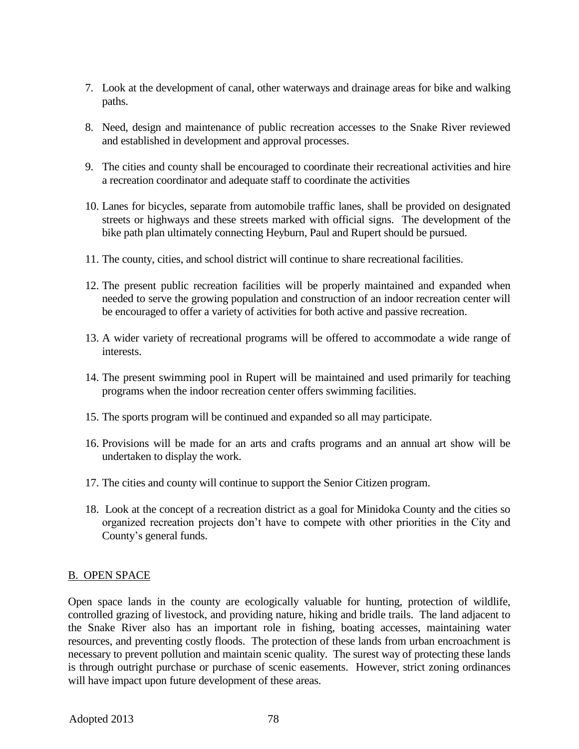7. Look at the development of canal, other waterways and drainage areas for bike and walking paths.

8. Need, design and maintenance of public recreation accesses to the Snake River reviewed and established in development and approval processes.

9. The cities and county shall be encouraged to coordinate their recreational activities and hire a recreation coordinator and adequate staff to coordinate the activities

10. Lanes for bicycles, separate from automobile traffic lanes, shall be provided on designated streets or highways and these streets marked with official signs. The development of the bike path plan ultimately connecting Heyburn, Paul and Rupert should be pursued.

11. The county, cities, and school district will continue to share recreational facilities.

12. The present public recreation facilities will be properly maintained and expanded when needed to serve the growing population and construction of an indoor recreation center will be encouraged to offer a variety of activities for both active and passive recreation.

13. A wider variety of recreational programs will be offered to accommodate a wide range of interests.

14. The present swimming pool in Rupert will be maintained and used primarily for teaching programs when the indoor recreation center offers swimming facilities.

15. The sports program will be continued and expanded so all may participate.

16. Provisions will be made for an arts and crafts programs and an annual art show will be undertaken to display the work.

17. The cities and county will continue to support the Senior Citizen program.

18. Look at the concept of a recreation district as a goal for Minidoka County and the cities so organized recreation projects don't have to compete with other priorities in the City and County's general funds.

## B. OPEN SPACE

Open space lands in the county are ecologically valuable for hunting, protection of wildlife, controlled grazing of livestock, and providing nature, hiking and bridle trails. The land adjacent to the Snake River also has an important role in fishing, boating accesses, maintaining water resources, and preventing costly floods. The protection of these lands from urban encroachment is necessary to prevent pollution and maintain scenic quality. The surest way of protecting these lands is through outright purchase or purchase of scenic easements. However, strict zoning ordinances will have impact upon future development of these areas.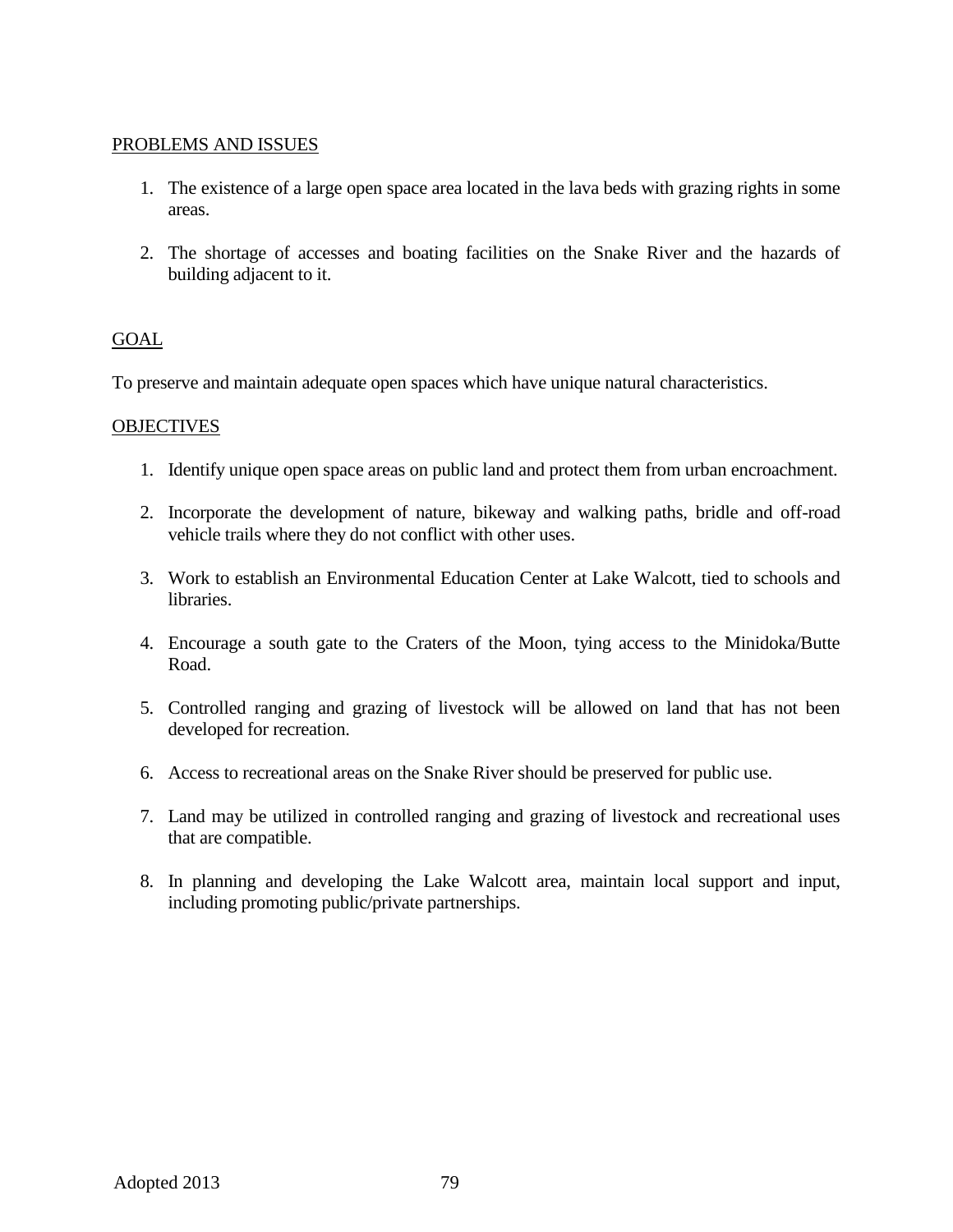## PROBLEMS AND ISSUES

1. The existence of a large open space area located in the lava beds with grazing rights in some areas.

2. The shortage of accesses and boating facilities on the Snake River and the hazards of building adjacent to it.

## GOAL

To preserve and maintain adequate open spaces which have unique natural characteristics.

## OBJECTIVES

1. Identify unique open space areas on public land and protect them from urban encroachment.

2. Incorporate the development of nature, bikeway and walking paths, bridle and off-road vehicle trails where they do not conflict with other uses.

3. Work to establish an Environmental Education Center at Lake Walcott, tied to schools and libraries.

4. Encourage a south gate to the Craters of the Moon, tying access to the Minidoka/Butte Road.

5. Controlled ranging and grazing of livestock will be allowed on land that has not been developed for recreation.

6. Access to recreational areas on the Snake River should be preserved for public use.

7. Land may be utilized in controlled ranging and grazing of livestock and recreational uses that are compatible.

8. In planning and developing the Lake Walcott area, maintain local support and input, including promoting public/private partnerships.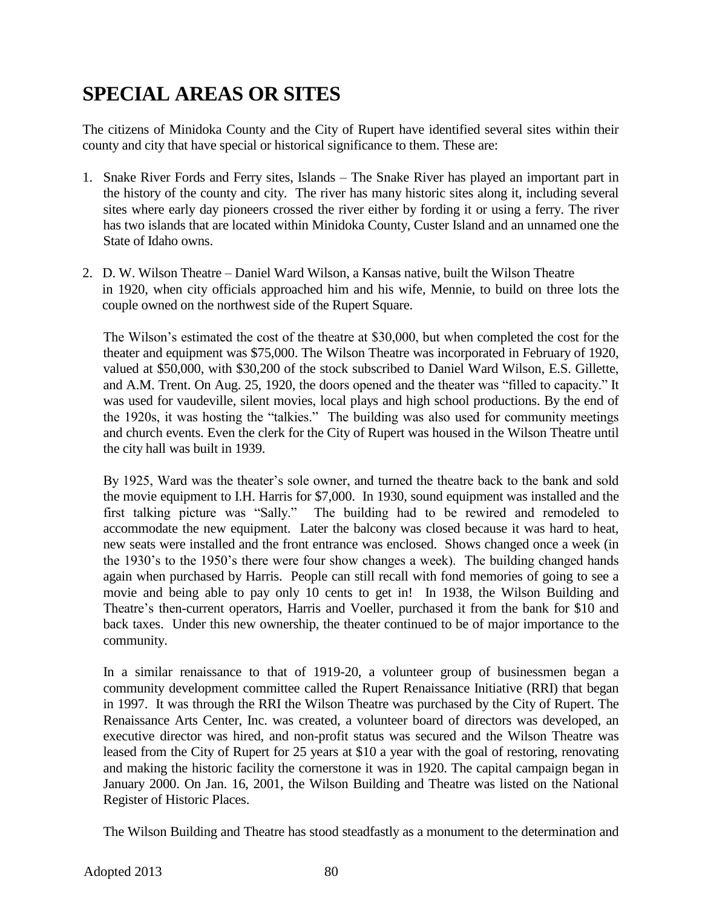# SPECIAL AREAS OR SITES

The citizens of Minidoka County and the City of Rupert have identified several sites within their county and city that have special or historical significance to them. These are:

1. Snake River Fords and Ferry sites, Islands – The Snake River has played an important part in the history of the county and city. The river has many historic sites along it, including several sites where early day pioneers crossed the river either by fording it or using a ferry. The river has two islands that are located within Minidoka County, Custer Island and an unnamed one the State of Idaho owns.

2. D. W. Wilson Theatre – Daniel Ward Wilson, a Kansas native, built the Wilson Theatre in 1920, when city officials approached him and his wife, Mennie, to build on three lots the couple owned on the northwest side of the Rupert Square.

   The Wilson's estimated the cost of the theatre at $30,000, but when completed the cost for the theater and equipment was $75,000. The Wilson Theatre was incorporated in February of 1920, valued at $50,000, with $30,200 of the stock subscribed to Daniel Ward Wilson, E.S. Gillette, and A.M. Trent. On Aug. 25, 1920, the doors opened and the theater was "filled to capacity." It was used for vaudeville, silent movies, local plays and high school productions. By the end of the 1920s, it was hosting the "talkies." The building was also used for community meetings and church events. Even the clerk for the City of Rupert was housed in the Wilson Theatre until the city hall was built in 1939.

   By 1925, Ward was the theater's sole owner, and turned the theatre back to the bank and sold the movie equipment to I.H. Harris for $7,000. In 1930, sound equipment was installed and the first talking picture was "Sally." The building had to be rewired and remodeled to accommodate the new equipment. Later the balcony was closed because it was hard to heat, new seats were installed and the front entrance was enclosed. Shows changed once a week (in the 1930's to the 1950's there were four show changes a week). The building changed hands again when purchased by Harris. People can still recall with fond memories of going to see a movie and being able to pay only 10 cents to get in! In 1938, the Wilson Building and Theatre's then-current operators, Harris and Voeller, purchased it from the bank for $10 and back taxes. Under this new ownership, the theater continued to be of major importance to the community.

   In a similar renaissance to that of 1919-20, a volunteer group of businessmen began a community development committee called the Rupert Renaissance Initiative (RRI) that began in 1997. It was through the RRI the Wilson Theatre was purchased by the City of Rupert. The Renaissance Arts Center, Inc. was created, a volunteer board of directors was developed, an executive director was hired, and non-profit status was secured and the Wilson Theatre was leased from the City of Rupert for 25 years at $10 a year with the goal of restoring, renovating and making the historic facility the cornerstone it was in 1920. The capital campaign began in January 2000. On Jan. 16, 2001, the Wilson Building and Theatre was listed on the National Register of Historic Places.

   The Wilson Building and Theatre has stood steadfastly as a monument to the determination and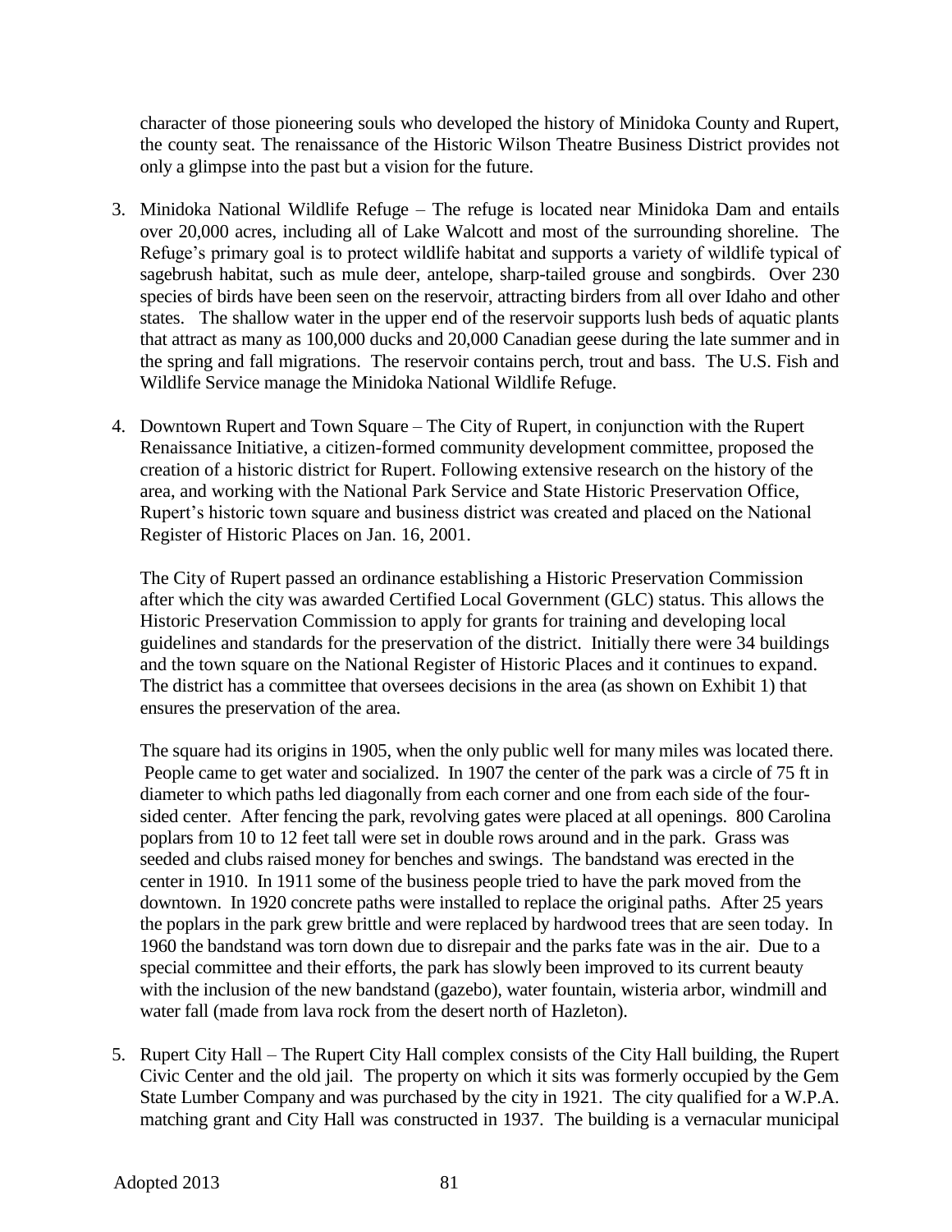character of those pioneering souls who developed the history of Minidoka County and Rupert, the county seat. The renaissance of the Historic Wilson Theatre Business District provides not only a glimpse into the past but a vision for the future.

3. Minidoka National Wildlife Refuge – The refuge is located near Minidoka Dam and entails over 20,000 acres, including all of Lake Walcott and most of the surrounding shoreline. The Refuge's primary goal is to protect wildlife habitat and supports a variety of wildlife typical of sagebrush habitat, such as mule deer, antelope, sharp-tailed grouse and songbirds. Over 230 species of birds have been seen on the reservoir, attracting birders from all over Idaho and other states. The shallow water in the upper end of the reservoir supports lush beds of aquatic plants that attract as many as 100,000 ducks and 20,000 Canadian geese during the late summer and in the spring and fall migrations. The reservoir contains perch, trout and bass. The U.S. Fish and Wildlife Service manage the Minidoka National Wildlife Refuge.

4. Downtown Rupert and Town Square – The City of Rupert, in conjunction with the Rupert Renaissance Initiative, a citizen-formed community development committee, proposed the creation of a historic district for Rupert. Following extensive research on the history of the area, and working with the National Park Service and State Historic Preservation Office, Rupert's historic town square and business district was created and placed on the National Register of Historic Places on Jan. 16, 2001.

   The City of Rupert passed an ordinance establishing a Historic Preservation Commission after which the city was awarded Certified Local Government (GLC) status. This allows the Historic Preservation Commission to apply for grants for training and developing local guidelines and standards for the preservation of the district. Initially there were 34 buildings and the town square on the National Register of Historic Places and it continues to expand. The district has a committee that oversees decisions in the area (as shown on Exhibit 1) that ensures the preservation of the area.

   The square had its origins in 1905, when the only public well for many miles was located there. People came to get water and socialized. In 1907 the center of the park was a circle of 75 ft in diameter to which paths led diagonally from each corner and one from each side of the four-sided center. After fencing the park, revolving gates were placed at all openings. 800 Carolina poplars from 10 to 12 feet tall were set in double rows around and in the park. Grass was seeded and clubs raised money for benches and swings. The bandstand was erected in the center in 1910. In 1911 some of the business people tried to have the park moved from the downtown. In 1920 concrete paths were installed to replace the original paths. After 25 years the poplars in the park grew brittle and were replaced by hardwood trees that are seen today. In 1960 the bandstand was torn down due to disrepair and the parks fate was in the air. Due to a special committee and their efforts, the park has slowly been improved to its current beauty with the inclusion of the new bandstand (gazebo), water fountain, wisteria arbor, windmill and water fall (made from lava rock from the desert north of Hazleton).

5. Rupert City Hall – The Rupert City Hall complex consists of the City Hall building, the Rupert Civic Center and the old jail. The property on which it sits was formerly occupied by the Gem State Lumber Company and was purchased by the city in 1921. The city qualified for a W.P.A. matching grant and City Hall was constructed in 1937. The building is a vernacular municipal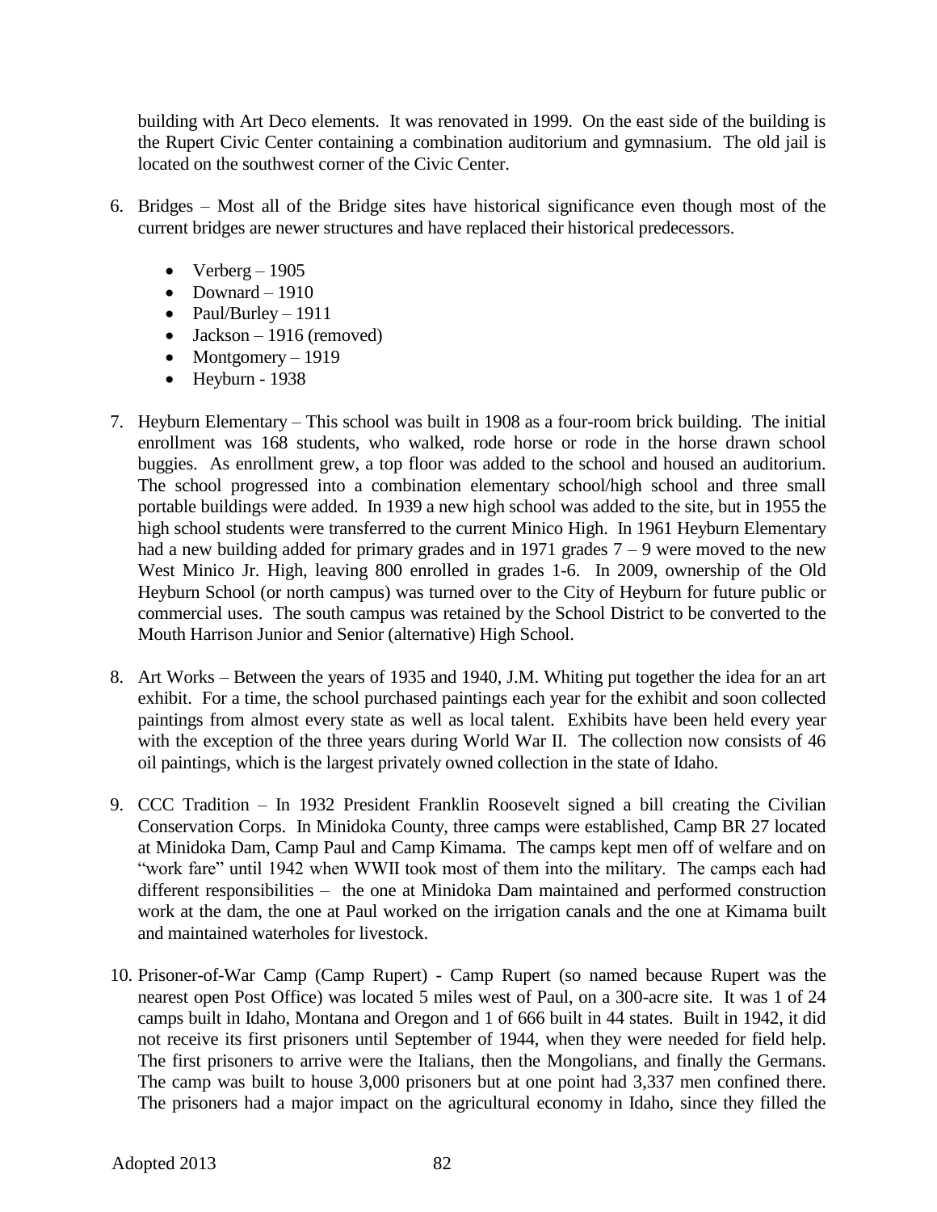building with Art Deco elements. It was renovated in 1999. On the east side of the building is the Rupert Civic Center containing a combination auditorium and gymnasium. The old jail is located on the southwest corner of the Civic Center.

6. Bridges – Most all of the Bridge sites have historical significance even though most of the current bridges are newer structures and have replaced their historical predecessors.

   - Verberg – 1905
   - Downard – 1910
   - Paul/Burley – 1911
   - Jackson – 1916 (removed)
   - Montgomery – 1919
   - Heyburn - 1938

7. Heyburn Elementary – This school was built in 1908 as a four-room brick building. The initial enrollment was 168 students, who walked, rode horse or rode in the horse drawn school buggies. As enrollment grew, a top floor was added to the school and housed an auditorium. The school progressed into a combination elementary school/high school and three small portable buildings were added. In 1939 a new high school was added to the site, but in 1955 the high school students were transferred to the current Minico High. In 1961 Heyburn Elementary had a new building added for primary grades and in 1971 grades 7 – 9 were moved to the new West Minico Jr. High, leaving 800 enrolled in grades 1-6. In 2009, ownership of the Old Heyburn School (or north campus) was turned over to the City of Heyburn for future public or commercial uses. The south campus was retained by the School District to be converted to the Mouth Harrison Junior and Senior (alternative) High School.

8. Art Works – Between the years of 1935 and 1940, J.M. Whiting put together the idea for an art exhibit. For a time, the school purchased paintings each year for the exhibit and soon collected paintings from almost every state as well as local talent. Exhibits have been held every year with the exception of the three years during World War II. The collection now consists of 46 oil paintings, which is the largest privately owned collection in the state of Idaho.

9. CCC Tradition – In 1932 President Franklin Roosevelt signed a bill creating the Civilian Conservation Corps. In Minidoka County, three camps were established, Camp BR 27 located at Minidoka Dam, Camp Paul and Camp Kimama. The camps kept men off of welfare and on "work fare" until 1942 when WWII took most of them into the military. The camps each had different responsibilities – the one at Minidoka Dam maintained and performed construction work at the dam, the one at Paul worked on the irrigation canals and the one at Kimama built and maintained waterholes for livestock.

10. Prisoner-of-War Camp (Camp Rupert) - Camp Rupert (so named because Rupert was the nearest open Post Office) was located 5 miles west of Paul, on a 300-acre site. It was 1 of 24 camps built in Idaho, Montana and Oregon and 1 of 666 built in 44 states. Built in 1942, it did not receive its first prisoners until September of 1944, when they were needed for field help. The first prisoners to arrive were the Italians, then the Mongolians, and finally the Germans. The camp was built to house 3,000 prisoners but at one point had 3,337 men confined there. The prisoners had a major impact on the agricultural economy in Idaho, since they filled the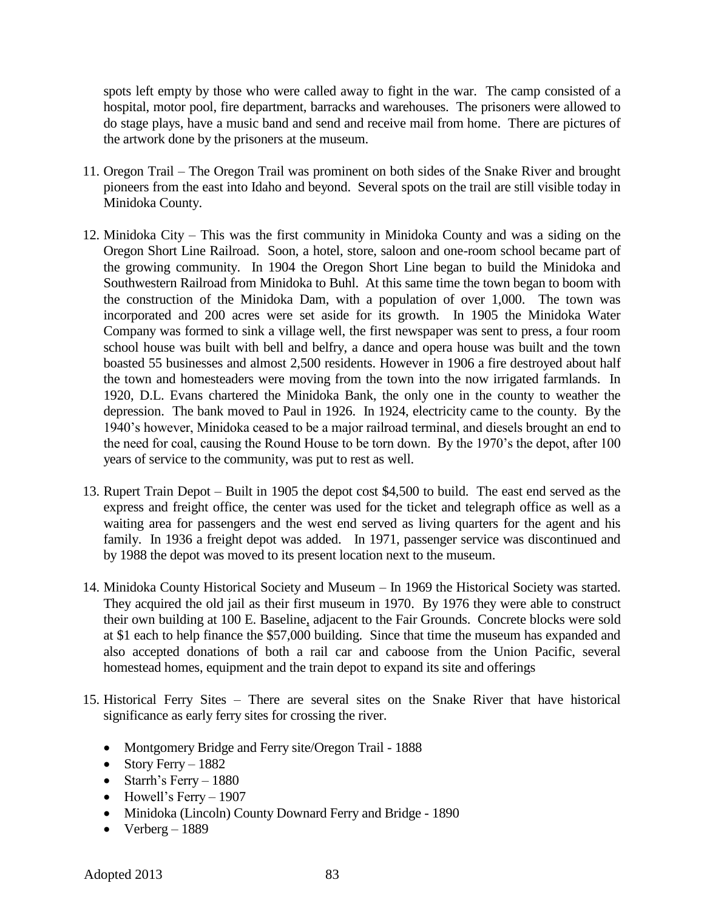spots left empty by those who were called away to fight in the war. The camp consisted of a hospital, motor pool, fire department, barracks and warehouses. The prisoners were allowed to do stage plays, have a music band and send and receive mail from home. There are pictures of the artwork done by the prisoners at the museum.

11. Oregon Trail – The Oregon Trail was prominent on both sides of the Snake River and brought pioneers from the east into Idaho and beyond. Several spots on the trail are still visible today in Minidoka County.

12. Minidoka City – This was the first community in Minidoka County and was a siding on the Oregon Short Line Railroad. Soon, a hotel, store, saloon and one-room school became part of the growing community. In 1904 the Oregon Short Line began to build the Minidoka and Southwestern Railroad from Minidoka to Buhl. At this same time the town began to boom with the construction of the Minidoka Dam, with a population of over 1,000. The town was incorporated and 200 acres were set aside for its growth. In 1905 the Minidoka Water Company was formed to sink a village well, the first newspaper was sent to press, a four room school house was built with bell and belfry, a dance and opera house was built and the town boasted 55 businesses and almost 2,500 residents. However in 1906 a fire destroyed about half the town and homesteaders were moving from the town into the now irrigated farmlands. In 1920, D.L. Evans chartered the Minidoka Bank, the only one in the county to weather the depression. The bank moved to Paul in 1926. In 1924, electricity came to the county. By the 1940's however, Minidoka ceased to be a major railroad terminal, and diesels brought an end to the need for coal, causing the Round House to be torn down. By the 1970's the depot, after 100 years of service to the community, was put to rest as well.

13. Rupert Train Depot – Built in 1905 the depot cost $4,500 to build. The east end served as the express and freight office, the center was used for the ticket and telegraph office as well as a waiting area for passengers and the west end served as living quarters for the agent and his family. In 1936 a freight depot was added. In 1971, passenger service was discontinued and by 1988 the depot was moved to its present location next to the museum.

14. Minidoka County Historical Society and Museum – In 1969 the Historical Society was started. They acquired the old jail as their first museum in 1970. By 1976 they were able to construct their own building at 100 E. Baseline, adjacent to the Fair Grounds. Concrete blocks were sold at $1 each to help finance the $57,000 building. Since that time the museum has expanded and also accepted donations of both a rail car and caboose from the Union Pacific, several homestead homes, equipment and the train depot to expand its site and offerings

15. Historical Ferry Sites – There are several sites on the Snake River that have historical significance as early ferry sites for crossing the river.

    - Montgomery Bridge and Ferry site/Oregon Trail - 1888
    - Story Ferry – 1882
    - Starrh's Ferry – 1880
    - Howell's Ferry – 1907
    - Minidoka (Lincoln) County Downard Ferry and Bridge - 1890
    - Verberg – 1889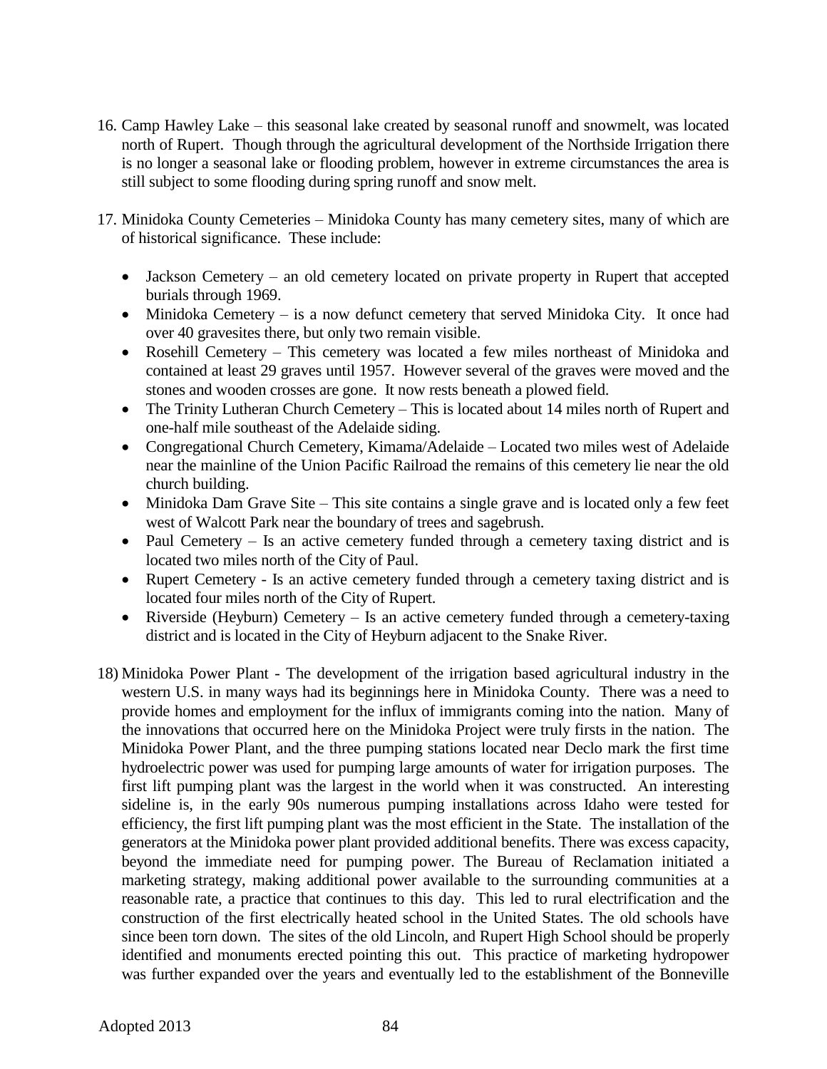16. Camp Hawley Lake – this seasonal lake created by seasonal runoff and snowmelt, was located north of Rupert. Though through the agricultural development of the Northside Irrigation there is no longer a seasonal lake or flooding problem, however in extreme circumstances the area is still subject to some flooding during spring runoff and snow melt.

17. Minidoka County Cemeteries – Minidoka County has many cemetery sites, many of which are of historical significance. These include:

    - Jackson Cemetery – an old cemetery located on private property in Rupert that accepted burials through 1969.
    - Minidoka Cemetery – is a now defunct cemetery that served Minidoka City. It once had over 40 gravesites there, but only two remain visible.
    - Rosehill Cemetery – This cemetery was located a few miles northeast of Minidoka and contained at least 29 graves until 1957. However several of the graves were moved and the stones and wooden crosses are gone. It now rests beneath a plowed field.
    - The Trinity Lutheran Church Cemetery – This is located about 14 miles north of Rupert and one-half mile southeast of the Adelaide siding.
    - Congregational Church Cemetery, Kimama/Adelaide – Located two miles west of Adelaide near the mainline of the Union Pacific Railroad the remains of this cemetery lie near the old church building.
    - Minidoka Dam Grave Site – This site contains a single grave and is located only a few feet west of Walcott Park near the boundary of trees and sagebrush.
    - Paul Cemetery – Is an active cemetery funded through a cemetery taxing district and is located two miles north of the City of Paul.
    - Rupert Cemetery - Is an active cemetery funded through a cemetery taxing district and is located four miles north of the City of Rupert.
    - Riverside (Heyburn) Cemetery – Is an active cemetery funded through a cemetery-taxing district and is located in the City of Heyburn adjacent to the Snake River.

18) Minidoka Power Plant - The development of the irrigation based agricultural industry in the western U.S. in many ways had its beginnings here in Minidoka County. There was a need to provide homes and employment for the influx of immigrants coming into the nation. Many of the innovations that occurred here on the Minidoka Project were truly firsts in the nation. The Minidoka Power Plant, and the three pumping stations located near Declo mark the first time hydroelectric power was used for pumping large amounts of water for irrigation purposes. The first lift pumping plant was the largest in the world when it was constructed. An interesting sideline is, in the early 90s numerous pumping installations across Idaho were tested for efficiency, the first lift pumping plant was the most efficient in the State. The installation of the generators at the Minidoka power plant provided additional benefits. There was excess capacity, beyond the immediate need for pumping power. The Bureau of Reclamation initiated a marketing strategy, making additional power available to the surrounding communities at a reasonable rate, a practice that continues to this day. This led to rural electrification and the construction of the first electrically heated school in the United States. The old schools have since been torn down. The sites of the old Lincoln, and Rupert High School should be properly identified and monuments erected pointing this out. This practice of marketing hydropower was further expanded over the years and eventually led to the establishment of the Bonneville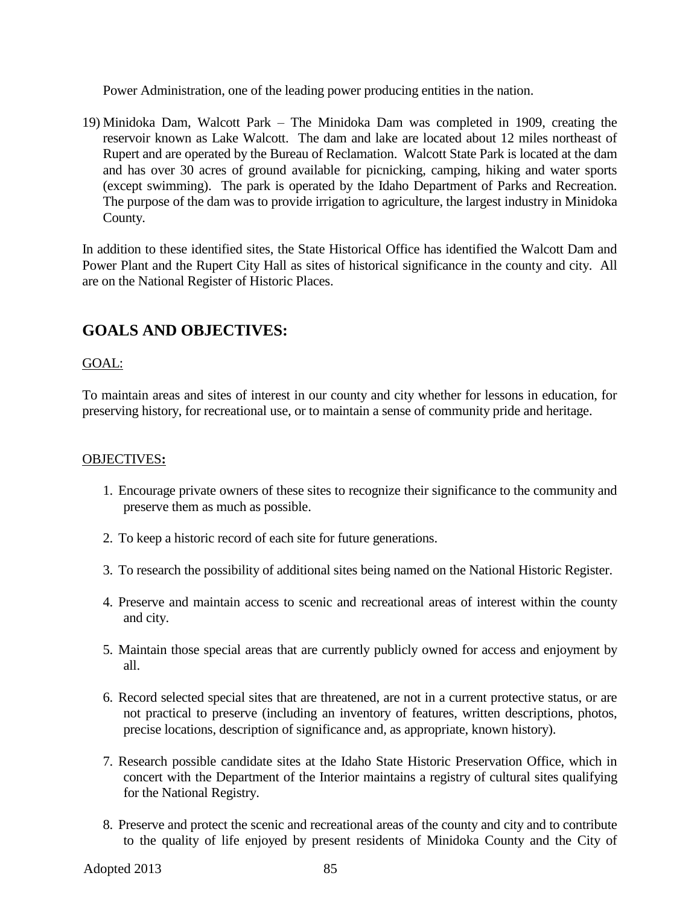Power Administration, one of the leading power producing entities in the nation.

19) Minidoka Dam, Walcott Park – The Minidoka Dam was completed in 1909, creating the reservoir known as Lake Walcott. The dam and lake are located about 12 miles northeast of Rupert and are operated by the Bureau of Reclamation. Walcott State Park is located at the dam and has over 30 acres of ground available for picnicking, camping, hiking and water sports (except swimming). The park is operated by the Idaho Department of Parks and Recreation. The purpose of the dam was to provide irrigation to agriculture, the largest industry in Minidoka County.

In addition to these identified sites, the State Historical Office has identified the Walcott Dam and Power Plant and the Rupert City Hall as sites of historical significance in the county and city. All are on the National Register of Historic Places.

## GOALS AND OBJECTIVES:

GOAL:

To maintain areas and sites of interest in our county and city whether for lessons in education, for preserving history, for recreational use, or to maintain a sense of community pride and heritage.

OBJECTIVES**:**

1. Encourage private owners of these sites to recognize their significance to the community and preserve them as much as possible.
2. To keep a historic record of each site for future generations.
3. To research the possibility of additional sites being named on the National Historic Register.
4. Preserve and maintain access to scenic and recreational areas of interest within the county and city.
5. Maintain those special areas that are currently publicly owned for access and enjoyment by all.
6. Record selected special sites that are threatened, are not in a current protective status, or are not practical to preserve (including an inventory of features, written descriptions, photos, precise locations, description of significance and, as appropriate, known history).
7. Research possible candidate sites at the Idaho State Historic Preservation Office, which in concert with the Department of the Interior maintains a registry of cultural sites qualifying for the National Registry.
8. Preserve and protect the scenic and recreational areas of the county and city and to contribute to the quality of life enjoyed by present residents of Minidoka County and the City of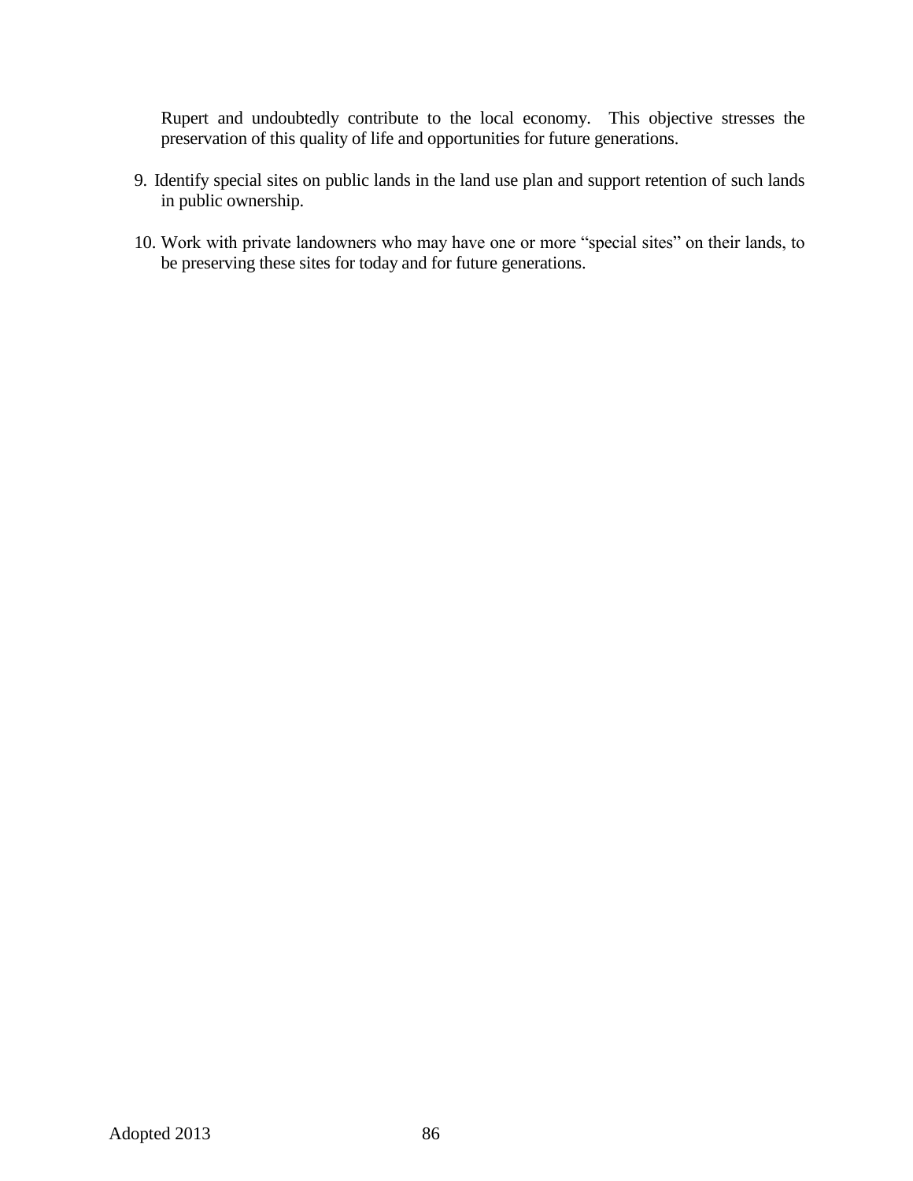Rupert and undoubtedly contribute to the local economy. This objective stresses the preservation of this quality of life and opportunities for future generations.

9. Identify special sites on public lands in the land use plan and support retention of such lands in public ownership.

10. Work with private landowners who may have one or more "special sites" on their lands, to be preserving these sites for today and for future generations.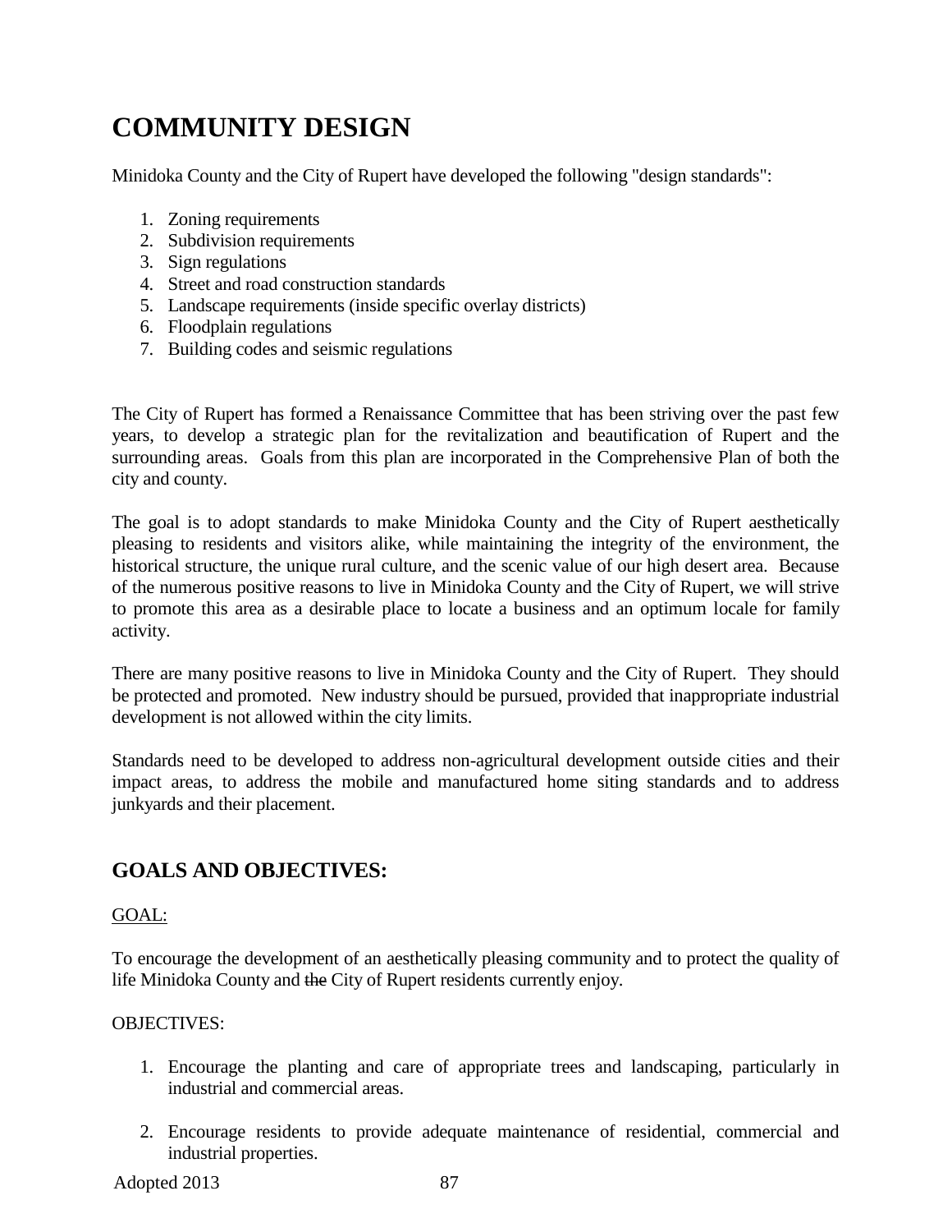# COMMUNITY DESIGN

Minidoka County and the City of Rupert have developed the following "design standards":

1. Zoning requirements
2. Subdivision requirements
3. Sign regulations
4. Street and road construction standards
5. Landscape requirements (inside specific overlay districts)
6. Floodplain regulations
7. Building codes and seismic regulations

The City of Rupert has formed a Renaissance Committee that has been striving over the past few years, to develop a strategic plan for the revitalization and beautification of Rupert and the surrounding areas. Goals from this plan are incorporated in the Comprehensive Plan of both the city and county.

The goal is to adopt standards to make Minidoka County and the City of Rupert aesthetically pleasing to residents and visitors alike, while maintaining the integrity of the environment, the historical structure, the unique rural culture, and the scenic value of our high desert area. Because of the numerous positive reasons to live in Minidoka County and the City of Rupert, we will strive to promote this area as a desirable place to locate a business and an optimum locale for family activity.

There are many positive reasons to live in Minidoka County and the City of Rupert. They should be protected and promoted. New industry should be pursued, provided that inappropriate industrial development is not allowed within the city limits.

Standards need to be developed to address non-agricultural development outside cities and their impact areas, to address the mobile and manufactured home siting standards and to address junkyards and their placement.

## GOALS AND OBJECTIVES:

<u>GOAL:</u>

To encourage the development of an aesthetically pleasing community and to protect the quality of life Minidoka County and ~~the~~ City of Rupert residents currently enjoy.

OBJECTIVES:

1. Encourage the planting and care of appropriate trees and landscaping, particularly in industrial and commercial areas.

2. Encourage residents to provide adequate maintenance of residential, commercial and industrial properties.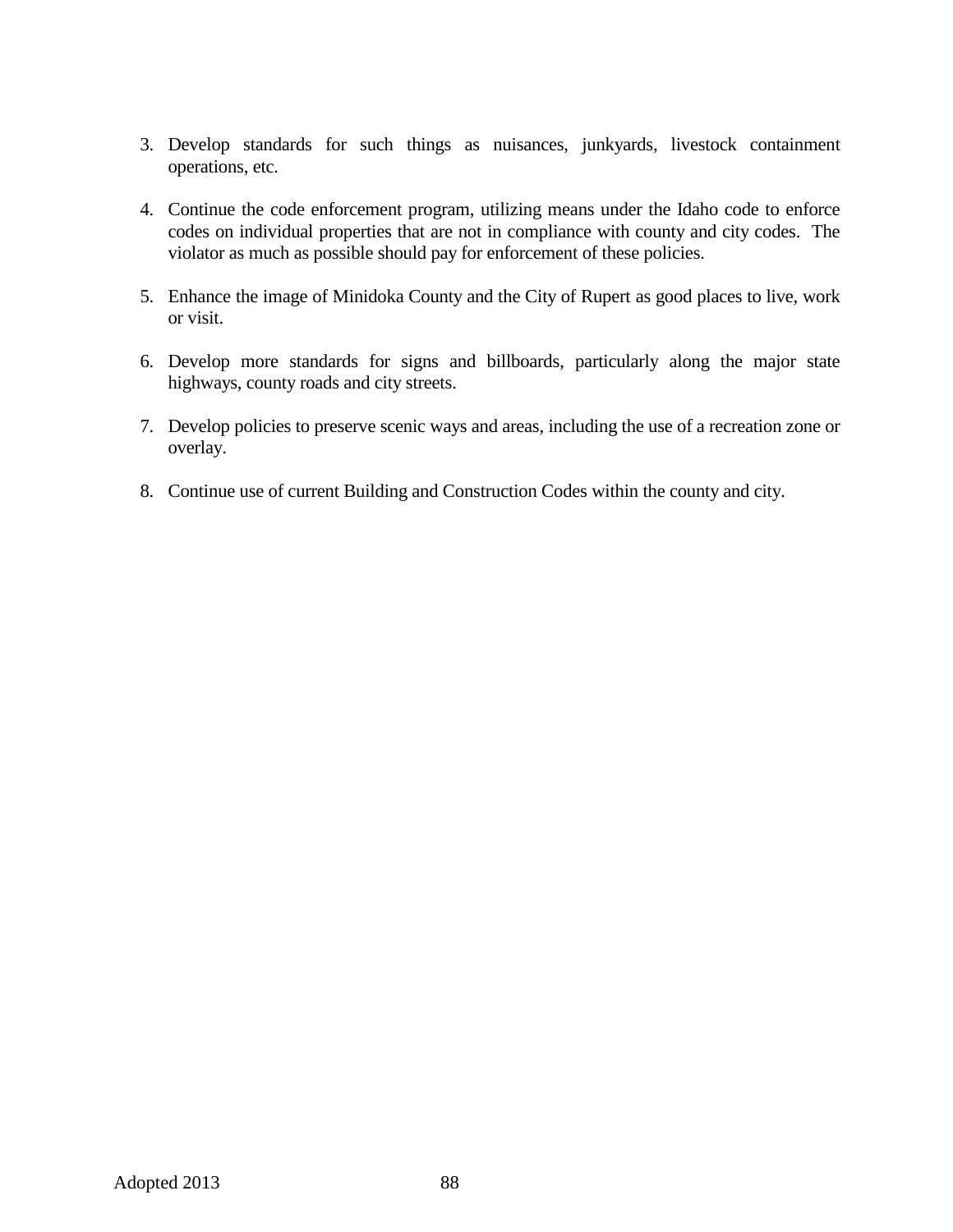3. Develop standards for such things as nuisances, junkyards, livestock containment operations, etc.

4. Continue the code enforcement program, utilizing means under the Idaho code to enforce codes on individual properties that are not in compliance with county and city codes. The violator as much as possible should pay for enforcement of these policies.

5. Enhance the image of Minidoka County and the City of Rupert as good places to live, work or visit.

6. Develop more standards for signs and billboards, particularly along the major state highways, county roads and city streets.

7. Develop policies to preserve scenic ways and areas, including the use of a recreation zone or overlay.

8. Continue use of current Building and Construction Codes within the county and city.